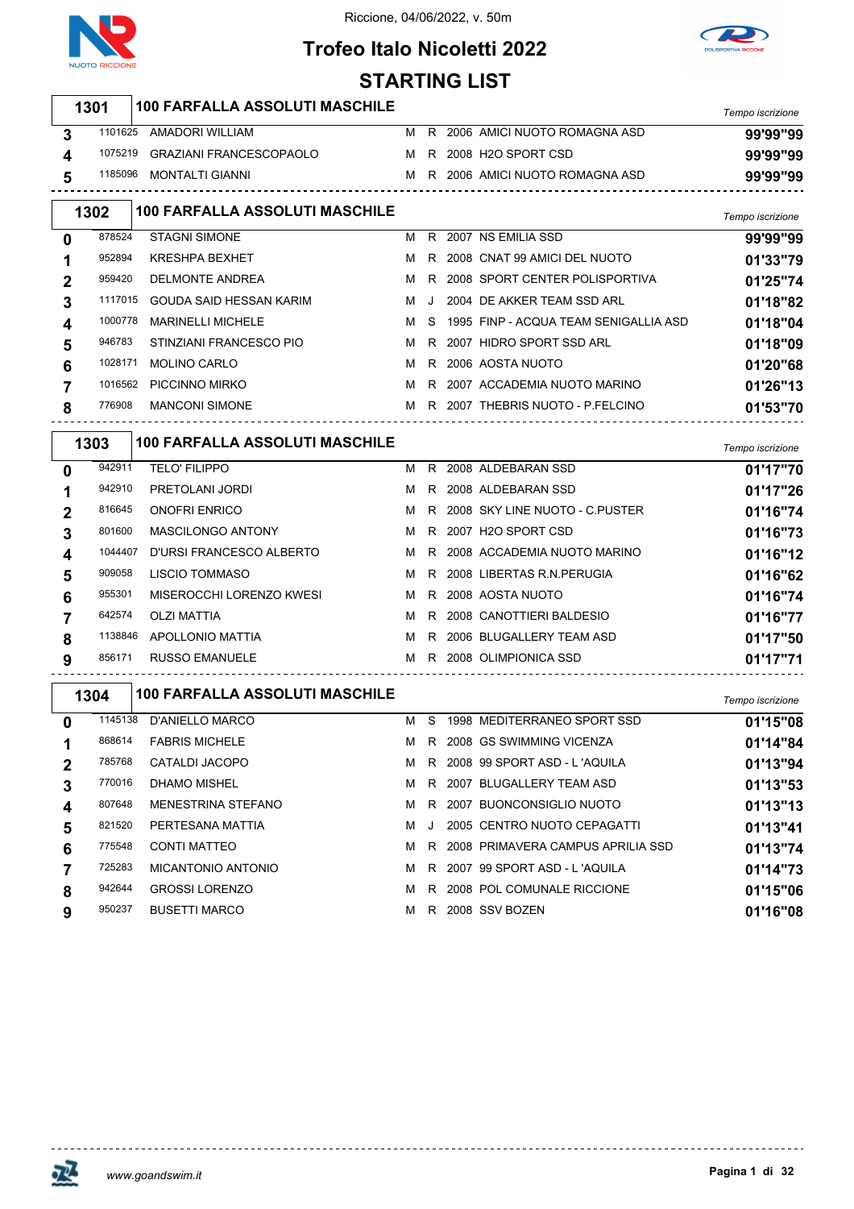Riccione, 04/06/2022, v. 50m

# Trofeo Italo Nicoletti 2022

## STARTING LIST

### 1301 — 100 FARFALLA ASSOLUTI MASCHILE

| Corsia | Tessera | Nome | Sesso | Cat. | Anno | Società | Tempo iscrizione |
|---|---|---|---|---|---|---|---|
| 3 | 1101625 | AMADORI WILLIAM | M | R | 2006 | AMICI NUOTO ROMAGNA ASD | 99'99"99 |
| 4 | 1075219 | GRAZIANI FRANCESCOPAOLO | M | R | 2008 | H2O SPORT CSD | 99'99"99 |
| 5 | 1185096 | MONTALTI GIANNI | M | R | 2006 | AMICI NUOTO ROMAGNA ASD | 99'99"99 |

### 1302 — 100 FARFALLA ASSOLUTI MASCHILE

| Corsia | Tessera | Nome | Sesso | Cat. | Anno | Società | Tempo iscrizione |
|---|---|---|---|---|---|---|---|
| 0 | 878524 | STAGNI SIMONE | M | R | 2007 | NS EMILIA SSD | 99'99"99 |
| 1 | 952894 | KRESHPA BEXHET | M | R | 2008 | CNAT 99 AMICI DEL NUOTO | 01'33"79 |
| 2 | 959420 | DELMONTE ANDREA | M | R | 2008 | SPORT CENTER POLISPORTIVA | 01'25"74 |
| 3 | 1117015 | GOUDA SAID HESSAN KARIM | M | J | 2004 | DE AKKER TEAM SSD ARL | 01'18"82 |
| 4 | 1000778 | MARINELLI MICHELE | M | S | 1995 | FINP - ACQUA TEAM SENIGALLIA ASD | 01'18"04 |
| 5 | 946783 | STINZIANI FRANCESCO PIO | M | R | 2007 | HIDRO SPORT SSD ARL | 01'18"09 |
| 6 | 1028171 | MOLINO CARLO | M | R | 2006 | AOSTA NUOTO | 01'20"68 |
| 7 | 1016562 | PICCINNO MIRKO | M | R | 2007 | ACCADEMIA NUOTO MARINO | 01'26"13 |
| 8 | 776908 | MANCONI SIMONE | M | R | 2007 | THEBRIS NUOTO - P.FELCINO | 01'53"70 |

### 1303 — 100 FARFALLA ASSOLUTI MASCHILE

| Corsia | Tessera | Nome | Sesso | Cat. | Anno | Società | Tempo iscrizione |
|---|---|---|---|---|---|---|---|
| 0 | 942911 | TELO' FILIPPO | M | R | 2008 | ALDEBARAN SSD | 01'17"70 |
| 1 | 942910 | PRETOLANI JORDI | M | R | 2008 | ALDEBARAN SSD | 01'17"26 |
| 2 | 816645 | ONOFRI ENRICO | M | R | 2008 | SKY LINE NUOTO - C.PUSTER | 01'16"74 |
| 3 | 801600 | MASCILONGO ANTONY | M | R | 2007 | H2O SPORT CSD | 01'16"73 |
| 4 | 1044407 | D'URSI FRANCESCO ALBERTO | M | R | 2008 | ACCADEMIA NUOTO MARINO | 01'16"12 |
| 5 | 909058 | LISCIO TOMMASO | M | R | 2008 | LIBERTAS R.N.PERUGIA | 01'16"62 |
| 6 | 955301 | MISEROCCHI LORENZO KWESI | M | R | 2008 | AOSTA NUOTO | 01'16"74 |
| 7 | 642574 | OLZI MATTIA | M | R | 2008 | CANOTTIERI BALDESIO | 01'16"77 |
| 8 | 1138846 | APOLLONIO MATTIA | M | R | 2006 | BLUGALLERY TEAM ASD | 01'17"50 |
| 9 | 856171 | RUSSO EMANUELE | M | R | 2008 | OLIMPIONICA SSD | 01'17"71 |

### 1304 — 100 FARFALLA ASSOLUTI MASCHILE

| Corsia | Tessera | Nome | Sesso | Cat. | Anno | Società | Tempo iscrizione |
|---|---|---|---|---|---|---|---|
| 0 | 1145138 | D'ANIELLO MARCO | M | S | 1998 | MEDITERRANEO SPORT SSD | 01'15"08 |
| 1 | 868614 | FABRIS MICHELE | M | R | 2008 | GS SWIMMING VICENZA | 01'14"84 |
| 2 | 785768 | CATALDI JACOPO | M | R | 2008 | 99 SPORT ASD - L 'AQUILA | 01'13"94 |
| 3 | 770016 | DHAMO MISHEL | M | R | 2007 | BLUGALLERY TEAM ASD | 01'13"53 |
| 4 | 807648 | MENESTRINA STEFANO | M | R | 2007 | BUONCONSIGLIO NUOTO | 01'13"13 |
| 5 | 821520 | PERTESANA MATTIA | M | J | 2005 | CENTRO NUOTO CEPAGATTI | 01'13"41 |
| 6 | 775548 | CONTI MATTEO | M | R | 2008 | PRIMAVERA CAMPUS APRILIA SSD | 01'13"74 |
| 7 | 725283 | MICANTONIO ANTONIO | M | R | 2007 | 99 SPORT ASD - L 'AQUILA | 01'14"73 |
| 8 | 942644 | GROSSI LORENZO | M | R | 2008 | POL COMUNALE RICCIONE | 01'15"06 |
| 9 | 950237 | BUSETTI MARCO | M | R | 2008 | SSV BOZEN | 01'16"08 |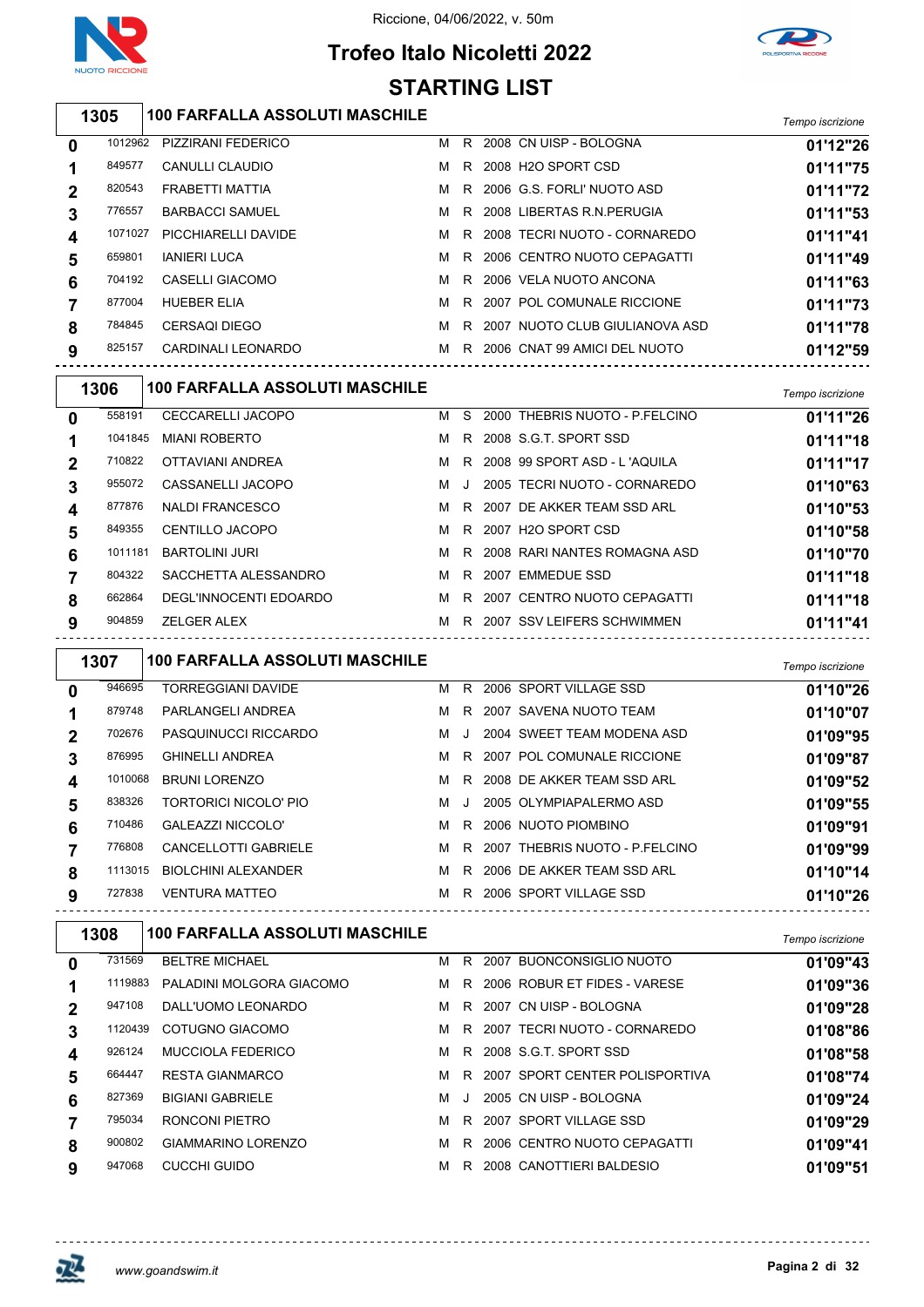Riccione, 04/06/2022, v. 50m

# Trofeo Italo Nicoletti 2022

## STARTING LIST

### 1305 — 100 FARFALLA ASSOLUTI MASCHILE

| Corsia | Matricola | Atleta | Sesso | Cat. | Anno | Società | Tempo iscrizione |
|---|---|---|---|---|---|---|---|
| 0 | 1012962 | PIZZIRANI FEDERICO | M | R | 2008 | CN UISP - BOLOGNA | 01'12"26 |
| 1 | 849577 | CANULLI CLAUDIO | M | R | 2008 | H2O SPORT CSD | 01'11"75 |
| 2 | 820543 | FRABETTI MATTIA | M | R | 2006 | G.S. FORLI' NUOTO ASD | 01'11"72 |
| 3 | 776557 | BARBACCI SAMUEL | M | R | 2008 | LIBERTAS R.N.PERUGIA | 01'11"53 |
| 4 | 1071027 | PICCHIARELLI DAVIDE | M | R | 2008 | TECRI NUOTO - CORNAREDO | 01'11"41 |
| 5 | 659801 | IANIERI LUCA | M | R | 2006 | CENTRO NUOTO CEPAGATTI | 01'11"49 |
| 6 | 704192 | CASELLI GIACOMO | M | R | 2006 | VELA NUOTO ANCONA | 01'11"63 |
| 7 | 877004 | HUEBER ELIA | M | R | 2007 | POL COMUNALE RICCIONE | 01'11"73 |
| 8 | 784845 | CERSAQI DIEGO | M | R | 2007 | NUOTO CLUB GIULIANOVA ASD | 01'11"78 |
| 9 | 825157 | CARDINALI LEONARDO | M | R | 2006 | CNAT 99 AMICI DEL NUOTO | 01'12"59 |

### 1306 — 100 FARFALLA ASSOLUTI MASCHILE

| Corsia | Matricola | Atleta | Sesso | Cat. | Anno | Società | Tempo iscrizione |
|---|---|---|---|---|---|---|---|
| 0 | 558191 | CECCARELLI JACOPO | M | S | 2000 | THEBRIS NUOTO - P.FELCINO | 01'11"26 |
| 1 | 1041845 | MIANI ROBERTO | M | R | 2008 | S.G.T. SPORT SSD | 01'11"18 |
| 2 | 710822 | OTTAVIANI ANDREA | M | R | 2008 | 99 SPORT ASD - L 'AQUILA | 01'11"17 |
| 3 | 955072 | CASSANELLI JACOPO | M | J | 2005 | TECRI NUOTO - CORNAREDO | 01'10"63 |
| 4 | 877876 | NALDI FRANCESCO | M | R | 2007 | DE AKKER TEAM SSD ARL | 01'10"53 |
| 5 | 849355 | CENTILLO JACOPO | M | R | 2007 | H2O SPORT CSD | 01'10"58 |
| 6 | 1011181 | BARTOLINI JURI | M | R | 2008 | RARI NANTES ROMAGNA ASD | 01'10"70 |
| 7 | 804322 | SACCHETTA ALESSANDRO | M | R | 2007 | EMMEDUE SSD | 01'11"18 |
| 8 | 662864 | DEGL'INNOCENTI EDOARDO | M | R | 2007 | CENTRO NUOTO CEPAGATTI | 01'11"18 |
| 9 | 904859 | ZELGER ALEX | M | R | 2007 | SSV LEIFERS SCHWIMMEN | 01'11"41 |

### 1307 — 100 FARFALLA ASSOLUTI MASCHILE

| Corsia | Matricola | Atleta | Sesso | Cat. | Anno | Società | Tempo iscrizione |
|---|---|---|---|---|---|---|---|
| 0 | 946695 | TORREGGIANI DAVIDE | M | R | 2006 | SPORT VILLAGE SSD | 01'10"26 |
| 1 | 879748 | PARLANGELI ANDREA | M | R | 2007 | SAVENA NUOTO TEAM | 01'10"07 |
| 2 | 702676 | PASQUINUCCI RICCARDO | M | J | 2004 | SWEET TEAM MODENA ASD | 01'09"95 |
| 3 | 876995 | GHINELLI ANDREA | M | R | 2007 | POL COMUNALE RICCIONE | 01'09"87 |
| 4 | 1010068 | BRUNI LORENZO | M | R | 2008 | DE AKKER TEAM SSD ARL | 01'09"52 |
| 5 | 838326 | TORTORICI NICOLO' PIO | M | J | 2005 | OLYMPIAPALERMO ASD | 01'09"55 |
| 6 | 710486 | GALEAZZI NICCOLO' | M | R | 2006 | NUOTO PIOMBINO | 01'09"91 |
| 7 | 776808 | CANCELLOTTI GABRIELE | M | R | 2007 | THEBRIS NUOTO - P.FELCINO | 01'09"99 |
| 8 | 1113015 | BIOLCHINI ALEXANDER | M | R | 2006 | DE AKKER TEAM SSD ARL | 01'10"14 |
| 9 | 727838 | VENTURA MATTEO | M | R | 2006 | SPORT VILLAGE SSD | 01'10"26 |

### 1308 — 100 FARFALLA ASSOLUTI MASCHILE

| Corsia | Matricola | Atleta | Sesso | Cat. | Anno | Società | Tempo iscrizione |
|---|---|---|---|---|---|---|---|
| 0 | 731569 | BELTRE MICHAEL | M | R | 2007 | BUONCONSIGLIO NUOTO | 01'09"43 |
| 1 | 1119883 | PALADINI MOLGORA GIACOMO | M | R | 2006 | ROBUR ET FIDES - VARESE | 01'09"36 |
| 2 | 947108 | DALL'UOMO LEONARDO | M | R | 2007 | CN UISP - BOLOGNA | 01'09"28 |
| 3 | 1120439 | COTUGNO GIACOMO | M | R | 2007 | TECRI NUOTO - CORNAREDO | 01'08"86 |
| 4 | 926124 | MUCCIOLA FEDERICO | M | R | 2008 | S.G.T. SPORT SSD | 01'08"58 |
| 5 | 664447 | RESTA GIANMARCO | M | R | 2007 | SPORT CENTER POLISPORTIVA | 01'08"74 |
| 6 | 827369 | BIGIANI GABRIELE | M | J | 2005 | CN UISP - BOLOGNA | 01'09"24 |
| 7 | 795034 | RONCONI PIETRO | M | R | 2007 | SPORT VILLAGE SSD | 01'09"29 |
| 8 | 900802 | GIAMMARINO LORENZO | M | R | 2006 | CENTRO NUOTO CEPAGATTI | 01'09"41 |
| 9 | 947068 | CUCCHI GUIDO | M | R | 2008 | CANOTTIERI BALDESIO | 01'09"51 |

www.goandswim.it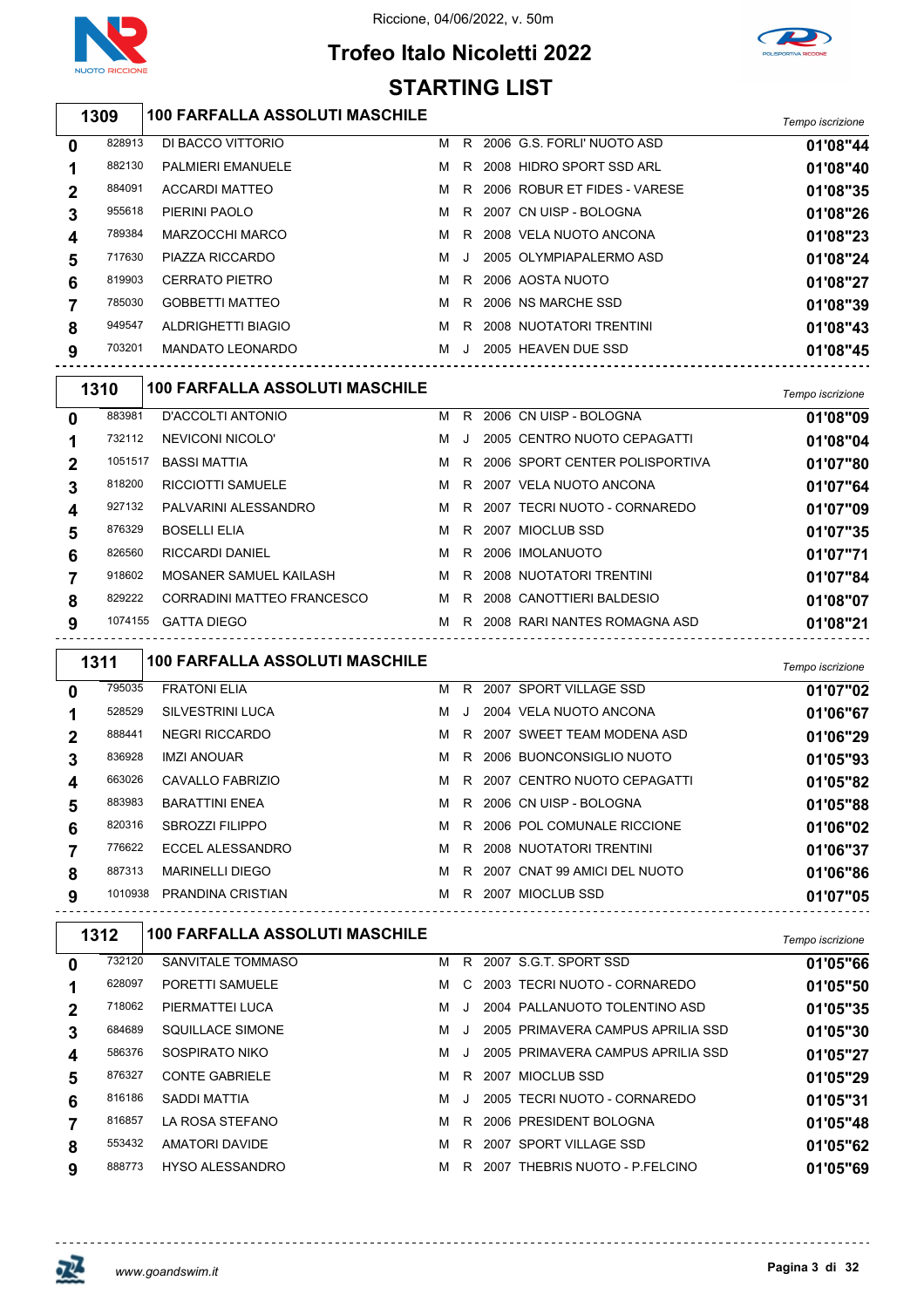Riccione, 04/06/2022, v. 50m

# Trofeo Italo Nicoletti 2022

## STARTING LIST

### 1309 — 100 FARFALLA ASSOLUTI MASCHILE

| Corsia | Tessera | Nome | Sesso | Cat. | Anno | Società | Tempo iscrizione |
|---|---|---|---|---|---|---|---|
| 0 | 828913 | DI BACCO VITTORIO | M | R | 2006 | G.S. FORLI' NUOTO ASD | 01'08"44 |
| 1 | 882130 | PALMIERI EMANUELE | M | R | 2008 | HIDRO SPORT SSD ARL | 01'08"40 |
| 2 | 884091 | ACCARDI MATTEO | M | R | 2006 | ROBUR ET FIDES - VARESE | 01'08"35 |
| 3 | 955618 | PIERINI PAOLO | M | R | 2007 | CN UISP - BOLOGNA | 01'08"26 |
| 4 | 789384 | MARZOCCHI MARCO | M | R | 2008 | VELA NUOTO ANCONA | 01'08"23 |
| 5 | 717630 | PIAZZA RICCARDO | M | J | 2005 | OLYMPIAPALERMO ASD | 01'08"24 |
| 6 | 819903 | CERRATO PIETRO | M | R | 2006 | AOSTA NUOTO | 01'08"27 |
| 7 | 785030 | GOBBETTI MATTEO | M | R | 2006 | NS MARCHE SSD | 01'08"39 |
| 8 | 949547 | ALDRIGHETTI BIAGIO | M | R | 2008 | NUOTATORI TRENTINI | 01'08"43 |
| 9 | 703201 | MANDATO LEONARDO | M | J | 2005 | HEAVEN DUE SSD | 01'08"45 |

### 1310 — 100 FARFALLA ASSOLUTI MASCHILE

| Corsia | Tessera | Nome | Sesso | Cat. | Anno | Società | Tempo iscrizione |
|---|---|---|---|---|---|---|---|
| 0 | 883981 | D'ACCOLTI ANTONIO | M | R | 2006 | CN UISP - BOLOGNA | 01'08"09 |
| 1 | 732112 | NEVICONI NICOLO' | M | J | 2005 | CENTRO NUOTO CEPAGATTI | 01'08"04 |
| 2 | 1051517 | BASSI MATTIA | M | R | 2006 | SPORT CENTER POLISPORTIVA | 01'07"80 |
| 3 | 818200 | RICCIOTTI SAMUELE | M | R | 2007 | VELA NUOTO ANCONA | 01'07"64 |
| 4 | 927132 | PALVARINI ALESSANDRO | M | R | 2007 | TECRI NUOTO - CORNAREDO | 01'07"09 |
| 5 | 876329 | BOSELLI ELIA | M | R | 2007 | MIOCLUB SSD | 01'07"35 |
| 6 | 826560 | RICCARDI DANIEL | M | R | 2006 | IMOLANUOTO | 01'07"71 |
| 7 | 918602 | MOSANER SAMUEL KAILASH | M | R | 2008 | NUOTATORI TRENTINI | 01'07"84 |
| 8 | 829222 | CORRADINI MATTEO FRANCESCO | M | R | 2008 | CANOTTIERI BALDESIO | 01'08"07 |
| 9 | 1074155 | GATTA DIEGO | M | R | 2008 | RARI NANTES ROMAGNA ASD | 01'08"21 |

### 1311 — 100 FARFALLA ASSOLUTI MASCHILE

| Corsia | Tessera | Nome | Sesso | Cat. | Anno | Società | Tempo iscrizione |
|---|---|---|---|---|---|---|---|
| 0 | 795035 | FRATONI ELIA | M | R | 2007 | SPORT VILLAGE SSD | 01'07"02 |
| 1 | 528529 | SILVESTRINI LUCA | M | J | 2004 | VELA NUOTO ANCONA | 01'06"67 |
| 2 | 888441 | NEGRI RICCARDO | M | R | 2007 | SWEET TEAM MODENA ASD | 01'06"29 |
| 3 | 836928 | IMZI ANOUAR | M | R | 2006 | BUONCONSIGLIO NUOTO | 01'05"93 |
| 4 | 663026 | CAVALLO FABRIZIO | M | R | 2007 | CENTRO NUOTO CEPAGATTI | 01'05"82 |
| 5 | 883983 | BARATTINI ENEA | M | R | 2006 | CN UISP - BOLOGNA | 01'05"88 |
| 6 | 820316 | SBROZZI FILIPPO | M | R | 2006 | POL COMUNALE RICCIONE | 01'06"02 |
| 7 | 776622 | ECCEL ALESSANDRO | M | R | 2008 | NUOTATORI TRENTINI | 01'06"37 |
| 8 | 887313 | MARINELLI DIEGO | M | R | 2007 | CNAT 99 AMICI DEL NUOTO | 01'06"86 |
| 9 | 1010938 | PRANDINA CRISTIAN | M | R | 2007 | MIOCLUB SSD | 01'07"05 |

### 1312 — 100 FARFALLA ASSOLUTI MASCHILE

| Corsia | Tessera | Nome | Sesso | Cat. | Anno | Società | Tempo iscrizione |
|---|---|---|---|---|---|---|---|
| 0 | 732120 | SANVITALE TOMMASO | M | R | 2007 | S.G.T. SPORT SSD | 01'05"66 |
| 1 | 628097 | PORETTI SAMUELE | M | C | 2003 | TECRI NUOTO - CORNAREDO | 01'05"50 |
| 2 | 718062 | PIERMATTEI LUCA | M | J | 2004 | PALLANUOTO TOLENTINO ASD | 01'05"35 |
| 3 | 684689 | SQUILLACE SIMONE | M | J | 2005 | PRIMAVERA CAMPUS APRILIA SSD | 01'05"30 |
| 4 | 586376 | SOSPIRATO NIKO | M | J | 2005 | PRIMAVERA CAMPUS APRILIA SSD | 01'05"27 |
| 5 | 876327 | CONTE GABRIELE | M | R | 2007 | MIOCLUB SSD | 01'05"29 |
| 6 | 816186 | SADDI MATTIA | M | J | 2005 | TECRI NUOTO - CORNAREDO | 01'05"31 |
| 7 | 816857 | LA ROSA STEFANO | M | R | 2006 | PRESIDENT BOLOGNA | 01'05"48 |
| 8 | 553432 | AMATORI DAVIDE | M | R | 2007 | SPORT VILLAGE SSD | 01'05"62 |
| 9 | 888773 | HYSO ALESSANDRO | M | R | 2007 | THEBRIS NUOTO - P.FELCINO | 01'05"69 |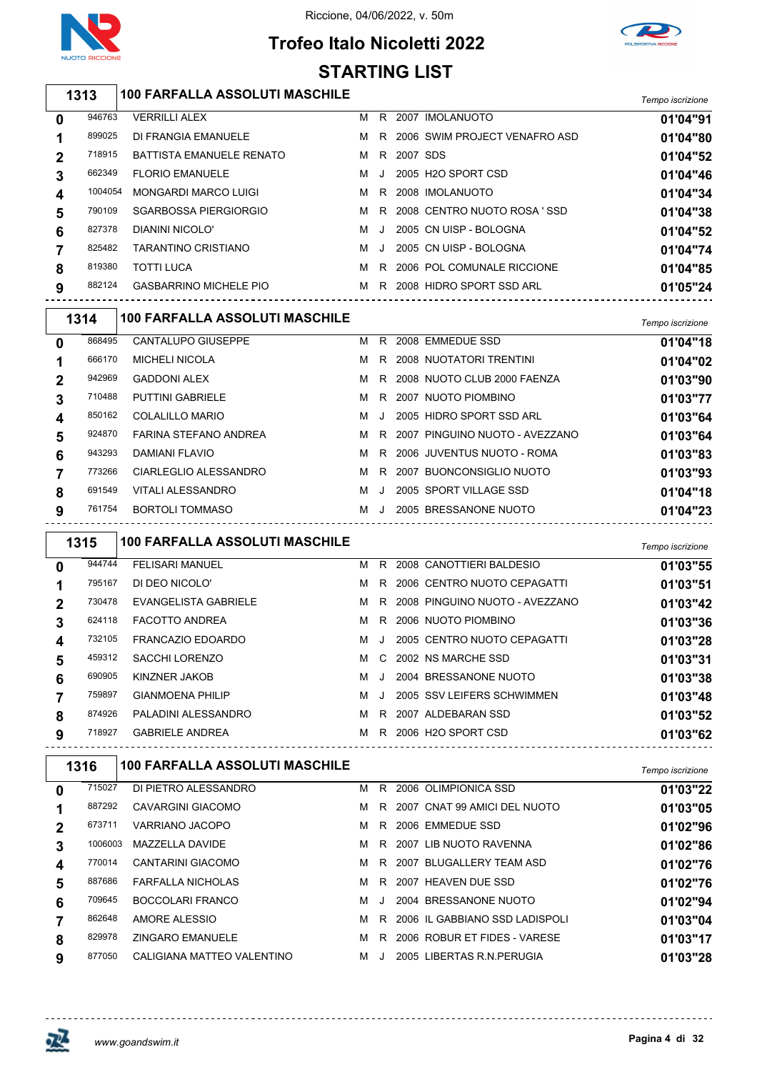Riccione, 04/06/2022, v. 50m

# Trofeo Italo Nicoletti 2022

## STARTING LIST

### 1313 — 100 FARFALLA ASSOLUTI MASCHILE

| Corsia | Tessera | Nome | Sesso | Cat. | Anno | Società | Tempo iscrizione |
|---|---|---|---|---|---|---|---|
| 0 | 946763 | VERRILLI ALEX | M | R | 2007 | IMOLANUOTO | 01'04"91 |
| 1 | 899025 | DI FRANGIA EMANUELE | M | R | 2006 | SWIM PROJECT VENAFRO ASD | 01'04"80 |
| 2 | 718915 | BATTISTA EMANUELE RENATO | M | R | 2007 | SDS | 01'04"52 |
| 3 | 662349 | FLORIO EMANUELE | M | J | 2005 | H2O SPORT CSD | 01'04"46 |
| 4 | 1004054 | MONGARDI MARCO LUIGI | M | R | 2008 | IMOLANUOTO | 01'04"34 |
| 5 | 790109 | SGARBOSSA PIERGIORGIO | M | R | 2008 | CENTRO NUOTO ROSA ' SSD | 01'04"38 |
| 6 | 827378 | DIANINI NICOLO' | M | J | 2005 | CN UISP - BOLOGNA | 01'04"52 |
| 7 | 825482 | TARANTINO CRISTIANO | M | J | 2005 | CN UISP - BOLOGNA | 01'04"74 |
| 8 | 819380 | TOTTI LUCA | M | R | 2006 | POL COMUNALE RICCIONE | 01'04"85 |
| 9 | 882124 | GASBARRINO MICHELE PIO | M | R | 2008 | HIDRO SPORT SSD ARL | 01'05"24 |

### 1314 — 100 FARFALLA ASSOLUTI MASCHILE

| Corsia | Tessera | Nome | Sesso | Cat. | Anno | Società | Tempo iscrizione |
|---|---|---|---|---|---|---|---|
| 0 | 868495 | CANTALUPO GIUSEPPE | M | R | 2008 | EMMEDUE SSD | 01'04"18 |
| 1 | 666170 | MICHELI NICOLA | M | R | 2008 | NUOTATORI TRENTINI | 01'04"02 |
| 2 | 942969 | GADDONI ALEX | M | R | 2008 | NUOTO CLUB 2000 FAENZA | 01'03"90 |
| 3 | 710488 | PUTTINI GABRIELE | M | R | 2007 | NUOTO PIOMBINO | 01'03"77 |
| 4 | 850162 | COLALILLO MARIO | M | J | 2005 | HIDRO SPORT SSD ARL | 01'03"64 |
| 5 | 924870 | FARINA STEFANO ANDREA | M | R | 2007 | PINGUINO NUOTO - AVEZZANO | 01'03"64 |
| 6 | 943293 | DAMIANI FLAVIO | M | R | 2006 | JUVENTUS NUOTO - ROMA | 01'03"83 |
| 7 | 773266 | CIARLEGLIO ALESSANDRO | M | R | 2007 | BUONCONSIGLIO NUOTO | 01'03"93 |
| 8 | 691549 | VITALI ALESSANDRO | M | J | 2005 | SPORT VILLAGE SSD | 01'04"18 |
| 9 | 761754 | BORTOLI TOMMASO | M | J | 2005 | BRESSANONE NUOTO | 01'04"23 |

### 1315 — 100 FARFALLA ASSOLUTI MASCHILE

| Corsia | Tessera | Nome | Sesso | Cat. | Anno | Società | Tempo iscrizione |
|---|---|---|---|---|---|---|---|
| 0 | 944744 | FELISARI MANUEL | M | R | 2008 | CANOTTIERI BALDESIO | 01'03"55 |
| 1 | 795167 | DI DEO NICOLO' | M | R | 2006 | CENTRO NUOTO CEPAGATTI | 01'03"51 |
| 2 | 730478 | EVANGELISTA GABRIELE | M | R | 2008 | PINGUINO NUOTO - AVEZZANO | 01'03"42 |
| 3 | 624118 | FACOTTO ANDREA | M | R | 2006 | NUOTO PIOMBINO | 01'03"36 |
| 4 | 732105 | FRANCAZIO EDOARDO | M | J | 2005 | CENTRO NUOTO CEPAGATTI | 01'03"28 |
| 5 | 459312 | SACCHI LORENZO | M | C | 2002 | NS MARCHE SSD | 01'03"31 |
| 6 | 690905 | KINZNER JAKOB | M | J | 2004 | BRESSANONE NUOTO | 01'03"38 |
| 7 | 759897 | GIANMOENA PHILIP | M | J | 2005 | SSV LEIFERS SCHWIMMEN | 01'03"48 |
| 8 | 874926 | PALADINI ALESSANDRO | M | R | 2007 | ALDEBARAN SSD | 01'03"52 |
| 9 | 718927 | GABRIELE ANDREA | M | R | 2006 | H2O SPORT CSD | 01'03"62 |

### 1316 — 100 FARFALLA ASSOLUTI MASCHILE

| Corsia | Tessera | Nome | Sesso | Cat. | Anno | Società | Tempo iscrizione |
|---|---|---|---|---|---|---|---|
| 0 | 715027 | DI PIETRO ALESSANDRO | M | R | 2006 | OLIMPIONICA SSD | 01'03"22 |
| 1 | 887292 | CAVARGINI GIACOMO | M | R | 2007 | CNAT 99 AMICI DEL NUOTO | 01'03"05 |
| 2 | 673711 | VARRIANO JACOPO | M | R | 2006 | EMMEDUE SSD | 01'02"96 |
| 3 | 1006003 | MAZZELLA DAVIDE | M | R | 2007 | LIB NUOTO RAVENNA | 01'02"86 |
| 4 | 770014 | CANTARINI GIACOMO | M | R | 2007 | BLUGALLERY TEAM ASD | 01'02"76 |
| 5 | 887686 | FARFALLA NICHOLAS | M | R | 2007 | HEAVEN DUE SSD | 01'02"76 |
| 6 | 709645 | BOCCOLARI FRANCO | M | J | 2004 | BRESSANONE NUOTO | 01'02"94 |
| 7 | 862648 | AMORE ALESSIO | M | R | 2006 | IL GABBIANO SSD LADISPOLI | 01'03"04 |
| 8 | 829978 | ZINGARO EMANUELE | M | R | 2006 | ROBUR ET FIDES - VARESE | 01'03"17 |
| 9 | 877050 | CALIGIANA MATTEO VALENTINO | M | J | 2005 | LIBERTAS R.N.PERUGIA | 01'03"28 |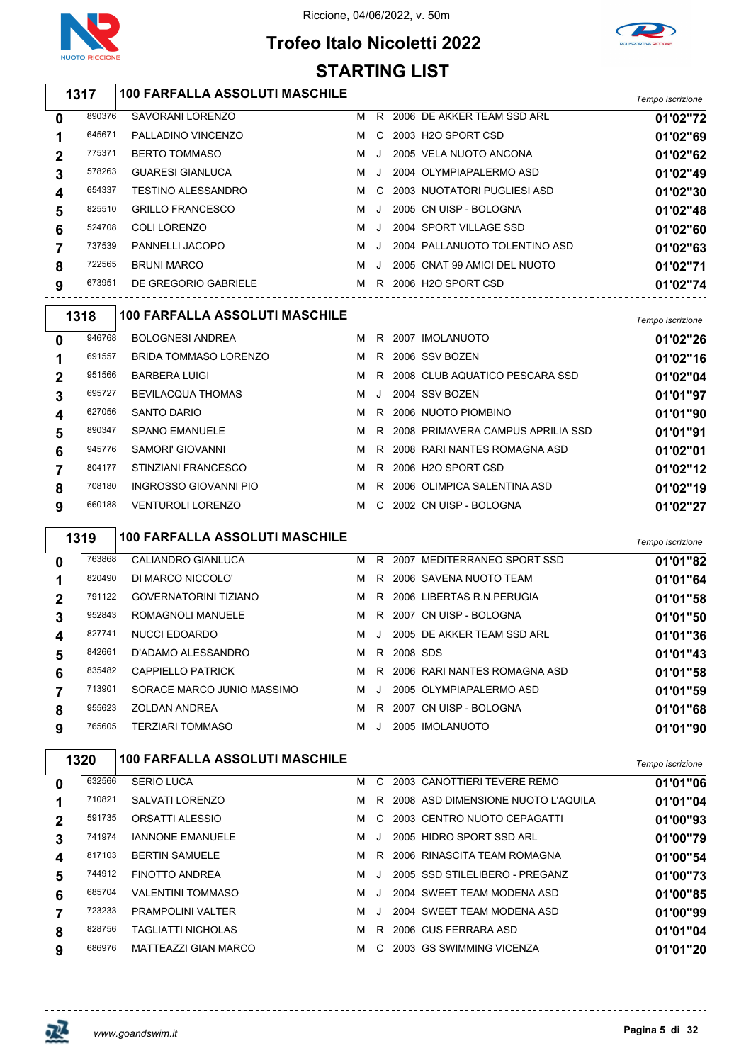Riccione, 04/06/2022, v. 50m

# Trofeo Italo Nicoletti 2022

## STARTING LIST

### 1317 — 100 FARFALLA ASSOLUTI MASCHILE

| Corsia | Matricola | Atleta | Sesso | Cat. | Anno | Società | Tempo iscrizione |
|---|---|---|---|---|---|---|---|
| 0 | 890376 | SAVORANI LORENZO | M | R | 2006 | DE AKKER TEAM SSD ARL | 01'02"72 |
| 1 | 645671 | PALLADINO VINCENZO | M | C | 2003 | H2O SPORT CSD | 01'02"69 |
| 2 | 775371 | BERTO TOMMASO | M | J | 2005 | VELA NUOTO ANCONA | 01'02"62 |
| 3 | 578263 | GUARESI GIANLUCA | M | J | 2004 | OLYMPIAPALERMO ASD | 01'02"49 |
| 4 | 654337 | TESTINO ALESSANDRO | M | C | 2003 | NUOTATORI PUGLIESI ASD | 01'02"30 |
| 5 | 825510 | GRILLO FRANCESCO | M | J | 2005 | CN UISP - BOLOGNA | 01'02"48 |
| 6 | 524708 | COLI LORENZO | M | J | 2004 | SPORT VILLAGE SSD | 01'02"60 |
| 7 | 737539 | PANNELLI JACOPO | M | J | 2004 | PALLANUOTO TOLENTINO ASD | 01'02"63 |
| 8 | 722565 | BRUNI MARCO | M | J | 2005 | CNAT 99 AMICI DEL NUOTO | 01'02"71 |
| 9 | 673951 | DE GREGORIO GABRIELE | M | R | 2006 | H2O SPORT CSD | 01'02"74 |

### 1318 — 100 FARFALLA ASSOLUTI MASCHILE

| Corsia | Matricola | Atleta | Sesso | Cat. | Anno | Società | Tempo iscrizione |
|---|---|---|---|---|---|---|---|
| 0 | 946768 | BOLOGNESI ANDREA | M | R | 2007 | IMOLANUOTO | 01'02"26 |
| 1 | 691557 | BRIDA TOMMASO LORENZO | M | R | 2006 | SSV BOZEN | 01'02"16 |
| 2 | 951566 | BARBERA LUIGI | M | R | 2008 | CLUB AQUATICO PESCARA SSD | 01'02"04 |
| 3 | 695727 | BEVILACQUA THOMAS | M | J | 2004 | SSV BOZEN | 01'01"97 |
| 4 | 627056 | SANTO DARIO | M | R | 2006 | NUOTO PIOMBINO | 01'01"90 |
| 5 | 890347 | SPANO EMANUELE | M | R | 2008 | PRIMAVERA CAMPUS APRILIA SSD | 01'01"91 |
| 6 | 945776 | SAMORI' GIOVANNI | M | R | 2008 | RARI NANTES ROMAGNA ASD | 01'02"01 |
| 7 | 804177 | STINZIANI FRANCESCO | M | R | 2006 | H2O SPORT CSD | 01'02"12 |
| 8 | 708180 | INGROSSO GIOVANNI PIO | M | R | 2006 | OLIMPICA SALENTINA ASD | 01'02"19 |
| 9 | 660188 | VENTUROLI LORENZO | M | C | 2002 | CN UISP - BOLOGNA | 01'02"27 |

### 1319 — 100 FARFALLA ASSOLUTI MASCHILE

| Corsia | Matricola | Atleta | Sesso | Cat. | Anno | Società | Tempo iscrizione |
|---|---|---|---|---|---|---|---|
| 0 | 763868 | CALIANDRO GIANLUCA | M | R | 2007 | MEDITERRANEO SPORT SSD | 01'01"82 |
| 1 | 820490 | DI MARCO NICCOLO' | M | R | 2006 | SAVENA NUOTO TEAM | 01'01"64 |
| 2 | 791122 | GOVERNATORINI TIZIANO | M | R | 2006 | LIBERTAS R.N.PERUGIA | 01'01"58 |
| 3 | 952843 | ROMAGNOLI MANUELE | M | R | 2007 | CN UISP - BOLOGNA | 01'01"50 |
| 4 | 827741 | NUCCI EDOARDO | M | J | 2005 | DE AKKER TEAM SSD ARL | 01'01"36 |
| 5 | 842661 | D'ADAMO ALESSANDRO | M | R | 2008 | SDS | 01'01"43 |
| 6 | 835482 | CAPPIELLO PATRICK | M | R | 2006 | RARI NANTES ROMAGNA ASD | 01'01"58 |
| 7 | 713901 | SORACE MARCO JUNIO MASSIMO | M | J | 2005 | OLYMPIAPALERMO ASD | 01'01"59 |
| 8 | 955623 | ZOLDAN ANDREA | M | R | 2007 | CN UISP - BOLOGNA | 01'01"68 |
| 9 | 765605 | TERZIARI TOMMASO | M | J | 2005 | IMOLANUOTO | 01'01"90 |

### 1320 — 100 FARFALLA ASSOLUTI MASCHILE

| Corsia | Matricola | Atleta | Sesso | Cat. | Anno | Società | Tempo iscrizione |
|---|---|---|---|---|---|---|---|
| 0 | 632566 | SERIO LUCA | M | C | 2003 | CANOTTIERI TEVERE REMO | 01'01"06 |
| 1 | 710821 | SALVATI LORENZO | M | R | 2008 | ASD DIMENSIONE NUOTO L'AQUILA | 01'01"04 |
| 2 | 591735 | ORSATTI ALESSIO | M | C | 2003 | CENTRO NUOTO CEPAGATTI | 01'00"93 |
| 3 | 741974 | IANNONE EMANUELE | M | J | 2005 | HIDRO SPORT SSD ARL | 01'00"79 |
| 4 | 817103 | BERTIN SAMUELE | M | R | 2006 | RINASCITA TEAM ROMAGNA | 01'00"54 |
| 5 | 744912 | FINOTTO ANDREA | M | J | 2005 | SSD STILELIBERO - PREGANZ | 01'00"73 |
| 6 | 685704 | VALENTINI TOMMASO | M | J | 2004 | SWEET TEAM MODENA ASD | 01'00"85 |
| 7 | 723233 | PRAMPOLINI VALTER | M | J | 2004 | SWEET TEAM MODENA ASD | 01'00"99 |
| 8 | 828756 | TAGLIATTI NICHOLAS | M | R | 2006 | CUS FERRARA ASD | 01'01"04 |
| 9 | 686976 | MATTEAZZI GIAN MARCO | M | C | 2003 | GS SWIMMING VICENZA | 01'01"20 |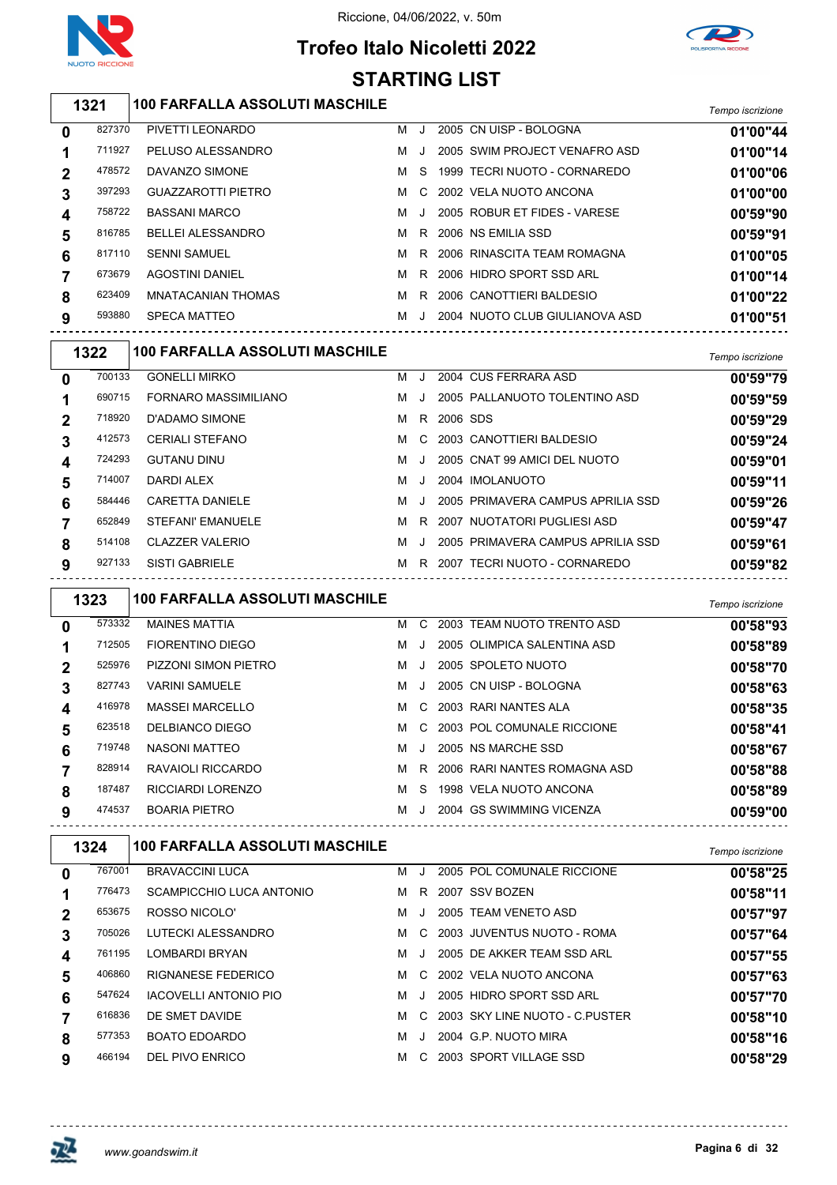Riccione, 04/06/2022, v. 50m

# Trofeo Italo Nicoletti 2022

## STARTING LIST

### 1321 — 100 FARFALLA ASSOLUTI MASCHILE

| Corsia | Tessera | Nome | Sesso | Cat. | Anno | Società | Tempo iscrizione |
|---|---|---|---|---|---|---|---|
| 0 | 827370 | PIVETTI LEONARDO | M | J | 2005 | CN UISP - BOLOGNA | 01'00"44 |
| 1 | 711927 | PELUSO ALESSANDRO | M | J | 2005 | SWIM PROJECT VENAFRO ASD | 01'00"14 |
| 2 | 478572 | DAVANZO SIMONE | M | S | 1999 | TECRI NUOTO - CORNAREDO | 01'00"06 |
| 3 | 397293 | GUAZZAROTTI PIETRO | M | C | 2002 | VELA NUOTO ANCONA | 01'00"00 |
| 4 | 758722 | BASSANI MARCO | M | J | 2005 | ROBUR ET FIDES - VARESE | 00'59"90 |
| 5 | 816785 | BELLEI ALESSANDRO | M | R | 2006 | NS EMILIA SSD | 00'59"91 |
| 6 | 817110 | SENNI SAMUEL | M | R | 2006 | RINASCITA TEAM ROMAGNA | 01'00"05 |
| 7 | 673679 | AGOSTINI DANIEL | M | R | 2006 | HIDRO SPORT SSD ARL | 01'00"14 |
| 8 | 623409 | MNATACANIAN THOMAS | M | R | 2006 | CANOTTIERI BALDESIO | 01'00"22 |
| 9 | 593880 | SPECA MATTEO | M | J | 2004 | NUOTO CLUB GIULIANOVA ASD | 01'00"51 |

### 1322 — 100 FARFALLA ASSOLUTI MASCHILE

| Corsia | Tessera | Nome | Sesso | Cat. | Anno | Società | Tempo iscrizione |
|---|---|---|---|---|---|---|---|
| 0 | 700133 | GONELLI MIRKO | M | J | 2004 | CUS FERRARA ASD | 00'59"79 |
| 1 | 690715 | FORNARO MASSIMILIANO | M | J | 2005 | PALLANUOTO TOLENTINO ASD | 00'59"59 |
| 2 | 718920 | D'ADAMO SIMONE | M | R | 2006 | SDS | 00'59"29 |
| 3 | 412573 | CERIALI STEFANO | M | C | 2003 | CANOTTIERI BALDESIO | 00'59"24 |
| 4 | 724293 | GUTANU DINU | M | J | 2005 | CNAT 99 AMICI DEL NUOTO | 00'59"01 |
| 5 | 714007 | DARDI ALEX | M | J | 2004 | IMOLANUOTO | 00'59"11 |
| 6 | 584446 | CARETTA DANIELE | M | J | 2005 | PRIMAVERA CAMPUS APRILIA SSD | 00'59"26 |
| 7 | 652849 | STEFANI' EMANUELE | M | R | 2007 | NUOTATORI PUGLIESI ASD | 00'59"47 |
| 8 | 514108 | CLAZZER VALERIO | M | J | 2005 | PRIMAVERA CAMPUS APRILIA SSD | 00'59"61 |
| 9 | 927133 | SISTI GABRIELE | M | R | 2007 | TECRI NUOTO - CORNAREDO | 00'59"82 |

### 1323 — 100 FARFALLA ASSOLUTI MASCHILE

| Corsia | Tessera | Nome | Sesso | Cat. | Anno | Società | Tempo iscrizione |
|---|---|---|---|---|---|---|---|
| 0 | 573332 | MAINES MATTIA | M | C | 2003 | TEAM NUOTO TRENTO ASD | 00'58"93 |
| 1 | 712505 | FIORENTINO DIEGO | M | J | 2005 | OLIMPICA SALENTINA ASD | 00'58"89 |
| 2 | 525976 | PIZZONI SIMON PIETRO | M | J | 2005 | SPOLETO NUOTO | 00'58"70 |
| 3 | 827743 | VARINI SAMUELE | M | J | 2005 | CN UISP - BOLOGNA | 00'58"63 |
| 4 | 416978 | MASSEI MARCELLO | M | C | 2003 | RARI NANTES ALA | 00'58"35 |
| 5 | 623518 | DELBIANCO DIEGO | M | C | 2003 | POL COMUNALE RICCIONE | 00'58"41 |
| 6 | 719748 | NASONI MATTEO | M | J | 2005 | NS MARCHE SSD | 00'58"67 |
| 7 | 828914 | RAVAIOLI RICCARDO | M | R | 2006 | RARI NANTES ROMAGNA ASD | 00'58"88 |
| 8 | 187487 | RICCIARDI LORENZO | M | S | 1998 | VELA NUOTO ANCONA | 00'58"89 |
| 9 | 474537 | BOARIA PIETRO | M | J | 2004 | GS SWIMMING VICENZA | 00'59"00 |

### 1324 — 100 FARFALLA ASSOLUTI MASCHILE

| Corsia | Tessera | Nome | Sesso | Cat. | Anno | Società | Tempo iscrizione |
|---|---|---|---|---|---|---|---|
| 0 | 767001 | BRAVACCINI LUCA | M | J | 2005 | POL COMUNALE RICCIONE | 00'58"25 |
| 1 | 776473 | SCAMPICCHIO LUCA ANTONIO | M | R | 2007 | SSV BOZEN | 00'58"11 |
| 2 | 653675 | ROSSO NICOLO' | M | J | 2005 | TEAM VENETO ASD | 00'57"97 |
| 3 | 705026 | LUTECKI ALESSANDRO | M | C | 2003 | JUVENTUS NUOTO - ROMA | 00'57"64 |
| 4 | 761195 | LOMBARDI BRYAN | M | J | 2005 | DE AKKER TEAM SSD ARL | 00'57"55 |
| 5 | 406860 | RIGNANESE FEDERICO | M | C | 2002 | VELA NUOTO ANCONA | 00'57"63 |
| 6 | 547624 | IACOVELLI ANTONIO PIO | M | J | 2005 | HIDRO SPORT SSD ARL | 00'57"70 |
| 7 | 616836 | DE SMET DAVIDE | M | C | 2003 | SKY LINE NUOTO - C.PUSTER | 00'58"10 |
| 8 | 577353 | BOATO EDOARDO | M | J | 2004 | G.P. NUOTO MIRA | 00'58"16 |
| 9 | 466194 | DEL PIVO ENRICO | M | C | 2003 | SPORT VILLAGE SSD | 00'58"29 |

www.goandswim.it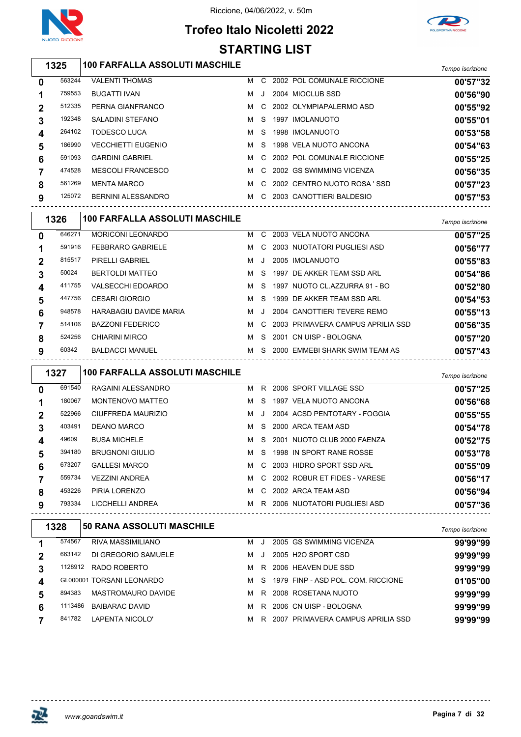Riccione, 04/06/2022, v. 50m

# Trofeo Italo Nicoletti 2022

## STARTING LIST

### 1325 — 100 FARFALLA ASSOLUTI MASCHILE

| Corsia | Tessera | Atleta | Sesso | Cat. | Anno | Società | Tempo iscrizione |
|---|---|---|---|---|---|---|---|
| 0 | 563244 | VALENTI THOMAS | M | C | 2002 | POL COMUNALE RICCIONE | 00'57"32 |
| 1 | 759553 | BUGATTI IVAN | M | J | 2004 | MIOCLUB SSD | 00'56"90 |
| 2 | 512335 | PERNA GIANFRANCO | M | C | 2002 | OLYMPIAPALERMO ASD | 00'55"92 |
| 3 | 192348 | SALADINI STEFANO | M | S | 1997 | IMOLANUOTO | 00'55"01 |
| 4 | 264102 | TODESCO LUCA | M | S | 1998 | IMOLANUOTO | 00'53"58 |
| 5 | 186990 | VECCHIETTI EUGENIO | M | S | 1998 | VELA NUOTO ANCONA | 00'54"63 |
| 6 | 591093 | GARDINI GABRIEL | M | C | 2002 | POL COMUNALE RICCIONE | 00'55"25 |
| 7 | 474528 | MESCOLI FRANCESCO | M | C | 2002 | GS SWIMMING VICENZA | 00'56"35 |
| 8 | 561269 | MENTA MARCO | M | C | 2002 | CENTRO NUOTO ROSA ' SSD | 00'57"23 |
| 9 | 125072 | BERNINI ALESSANDRO | M | C | 2003 | CANOTTIERI BALDESIO | 00'57"53 |

### 1326 — 100 FARFALLA ASSOLUTI MASCHILE

| Corsia | Tessera | Atleta | Sesso | Cat. | Anno | Società | Tempo iscrizione |
|---|---|---|---|---|---|---|---|
| 0 | 646271 | MORICONI LEONARDO | M | C | 2003 | VELA NUOTO ANCONA | 00'57"25 |
| 1 | 591916 | FEBBRARO GABRIELE | M | C | 2003 | NUOTATORI PUGLIESI ASD | 00'56"77 |
| 2 | 815517 | PIRELLI GABRIEL | M | J | 2005 | IMOLANUOTO | 00'55"83 |
| 3 | 50024 | BERTOLDI MATTEO | M | S | 1997 | DE AKKER TEAM SSD ARL | 00'54"86 |
| 4 | 411755 | VALSECCHI EDOARDO | M | S | 1997 | NUOTO CL.AZZURRA 91 - BO | 00'52"80 |
| 5 | 447756 | CESARI GIORGIO | M | S | 1999 | DE AKKER TEAM SSD ARL | 00'54"53 |
| 6 | 948578 | HARABAGIU DAVIDE MARIA | M | J | 2004 | CANOTTIERI TEVERE REMO | 00'55"13 |
| 7 | 514106 | BAZZONI FEDERICO | M | C | 2003 | PRIMAVERA CAMPUS APRILIA SSD | 00'56"35 |
| 8 | 524256 | CHIARINI MIRCO | M | S | 2001 | CN UISP - BOLOGNA | 00'57"20 |
| 9 | 60342 | BALDACCI MANUEL | M | S | 2000 | EMMEBI SHARK SWIM TEAM AS | 00'57"43 |

### 1327 — 100 FARFALLA ASSOLUTI MASCHILE

| Corsia | Tessera | Atleta | Sesso | Cat. | Anno | Società | Tempo iscrizione |
|---|---|---|---|---|---|---|---|
| 0 | 691540 | RAGAINI ALESSANDRO | M | R | 2006 | SPORT VILLAGE SSD | 00'57"25 |
| 1 | 180067 | MONTENOVO MATTEO | M | S | 1997 | VELA NUOTO ANCONA | 00'56"68 |
| 2 | 522966 | CIUFFREDA MAURIZIO | M | J | 2004 | ACSD PENTOTARY - FOGGIA | 00'55"55 |
| 3 | 403491 | DEANO MARCO | M | S | 2000 | ARCA TEAM ASD | 00'54"78 |
| 4 | 49609 | BUSA MICHELE | M | S | 2001 | NUOTO CLUB 2000 FAENZA | 00'52"75 |
| 5 | 394180 | BRUGNONI GIULIO | M | S | 1998 | IN SPORT RANE ROSSE | 00'53"78 |
| 6 | 673207 | GALLESI MARCO | M | C | 2003 | HIDRO SPORT SSD ARL | 00'55"09 |
| 7 | 559734 | VEZZINI ANDREA | M | C | 2002 | ROBUR ET FIDES - VARESE | 00'56"17 |
| 8 | 453226 | PIRIA LORENZO | M | C | 2002 | ARCA TEAM ASD | 00'56"94 |
| 9 | 793334 | LICCHELLI ANDREA | M | R | 2006 | NUOTATORI PUGLIESI ASD | 00'57"36 |

### 1328 — 50 RANA ASSOLUTI MASCHILE

| Corsia | Tessera | Atleta | Sesso | Cat. | Anno | Società | Tempo iscrizione |
|---|---|---|---|---|---|---|---|
| 1 | 574567 | RIVA MASSIMILIANO | M | J | 2005 | GS SWIMMING VICENZA | 99'99"99 |
| 2 | 663142 | DI GREGORIO SAMUELE | M | J | 2005 | H2O SPORT CSD | 99'99"99 |
| 3 | 1128912 | RADO ROBERTO | M | R | 2006 | HEAVEN DUE SSD | 99'99"99 |
| 4 | GL000001 | TORSANI LEONARDO | M | S | 1979 | FINP - ASD POL. COM. RICCIONE | 01'05"00 |
| 5 | 894383 | MASTROMAURO DAVIDE | M | R | 2008 | ROSETANA NUOTO | 99'99"99 |
| 6 | 1113486 | BAIBARAC DAVID | M | R | 2006 | CN UISP - BOLOGNA | 99'99"99 |
| 7 | 841782 | LAPENTA NICOLO' | M | R | 2007 | PRIMAVERA CAMPUS APRILIA SSD | 99'99"99 |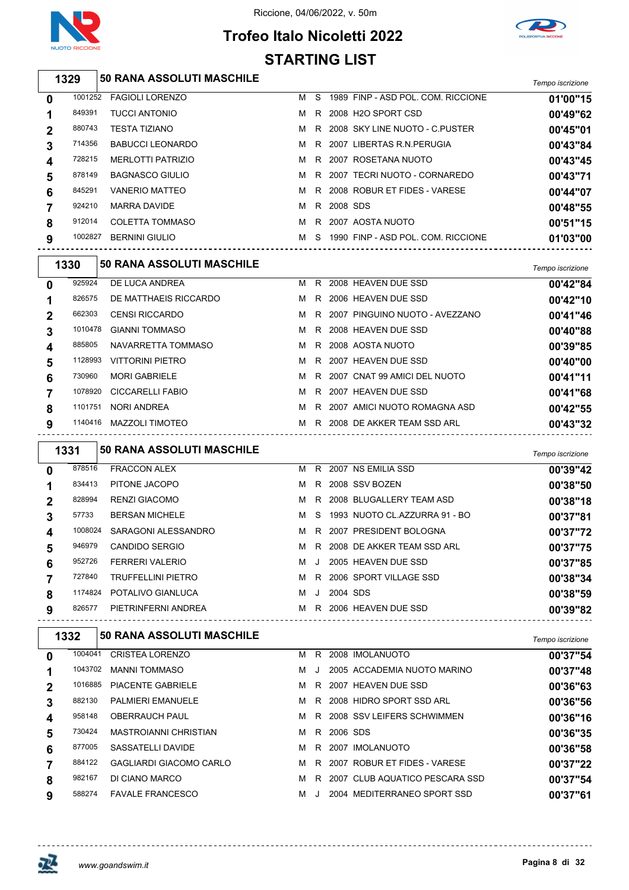Riccione, 04/06/2022, v. 50m

# Trofeo Italo Nicoletti 2022

## STARTING LIST

### 1329 — 50 RANA ASSOLUTI MASCHILE

| | | | | | | | Tempo iscrizione |
|---|---|---|---|---|---|---|---|
| 0 | 1001252 | FAGIOLI LORENZO | M | S | 1989 | FINP - ASD POL. COM. RICCIONE | 01'00"15 |
| 1 | 849391 | TUCCI ANTONIO | M | R | 2008 | H2O SPORT CSD | 00'49"62 |
| 2 | 880743 | TESTA TIZIANO | M | R | 2008 | SKY LINE NUOTO - C.PUSTER | 00'45"01 |
| 3 | 714356 | BABUCCI LEONARDO | M | R | 2007 | LIBERTAS R.N.PERUGIA | 00'43"84 |
| 4 | 728215 | MERLOTTI PATRIZIO | M | R | 2007 | ROSETANA NUOTO | 00'43"45 |
| 5 | 878149 | BAGNASCO GIULIO | M | R | 2007 | TECRI NUOTO - CORNAREDO | 00'43"71 |
| 6 | 845291 | VANERIO MATTEO | M | R | 2008 | ROBUR ET FIDES - VARESE | 00'44"07 |
| 7 | 924210 | MARRA DAVIDE | M | R | 2008 | SDS | 00'48"55 |
| 8 | 912014 | COLETTA TOMMASO | M | R | 2007 | AOSTA NUOTO | 00'51"15 |
| 9 | 1002827 | BERNINI GIULIO | M | S | 1990 | FINP - ASD POL. COM. RICCIONE | 01'03"00 |

### 1330 — 50 RANA ASSOLUTI MASCHILE

| | | | | | | | Tempo iscrizione |
|---|---|---|---|---|---|---|---|
| 0 | 925924 | DE LUCA ANDREA | M | R | 2008 | HEAVEN DUE SSD | 00'42"84 |
| 1 | 826575 | DE MATTHAEIS RICCARDO | M | R | 2006 | HEAVEN DUE SSD | 00'42"10 |
| 2 | 662303 | CENSI RICCARDO | M | R | 2007 | PINGUINO NUOTO - AVEZZANO | 00'41"46 |
| 3 | 1010478 | GIANNI TOMMASO | M | R | 2008 | HEAVEN DUE SSD | 00'40"88 |
| 4 | 885805 | NAVARRETTA TOMMASO | M | R | 2008 | AOSTA NUOTO | 00'39"85 |
| 5 | 1128993 | VITTORINI PIETRO | M | R | 2007 | HEAVEN DUE SSD | 00'40"00 |
| 6 | 730960 | MORI GABRIELE | M | R | 2007 | CNAT 99 AMICI DEL NUOTO | 00'41"11 |
| 7 | 1078920 | CICCARELLI FABIO | M | R | 2007 | HEAVEN DUE SSD | 00'41"68 |
| 8 | 1101751 | NORI ANDREA | M | R | 2007 | AMICI NUOTO ROMAGNA ASD | 00'42"55 |
| 9 | 1140416 | MAZZOLI TIMOTEO | M | R | 2008 | DE AKKER TEAM SSD ARL | 00'43"32 |

### 1331 — 50 RANA ASSOLUTI MASCHILE

| | | | | | | | Tempo iscrizione |
|---|---|---|---|---|---|---|---|
| 0 | 878516 | FRACCON ALEX | M | R | 2007 | NS EMILIA SSD | 00'39"42 |
| 1 | 834413 | PITONE JACOPO | M | R | 2008 | SSV BOZEN | 00'38"50 |
| 2 | 828994 | RENZI GIACOMO | M | R | 2008 | BLUGALLERY TEAM ASD | 00'38"18 |
| 3 | 57733 | BERSAN MICHELE | M | S | 1993 | NUOTO CL.AZZURRA 91 - BO | 00'37"81 |
| 4 | 1008024 | SARAGONI ALESSANDRO | M | R | 2007 | PRESIDENT BOLOGNA | 00'37"72 |
| 5 | 946979 | CANDIDO SERGIO | M | R | 2008 | DE AKKER TEAM SSD ARL | 00'37"75 |
| 6 | 952726 | FERRERI VALERIO | M | J | 2005 | HEAVEN DUE SSD | 00'37"85 |
| 7 | 727840 | TRUFFELLINI PIETRO | M | R | 2006 | SPORT VILLAGE SSD | 00'38"34 |
| 8 | 1174824 | POTALIVO GIANLUCA | M | J | 2004 | SDS | 00'38"59 |
| 9 | 826577 | PIETRINFERNI ANDREA | M | R | 2006 | HEAVEN DUE SSD | 00'39"82 |

### 1332 — 50 RANA ASSOLUTI MASCHILE

| | | | | | | | Tempo iscrizione |
|---|---|---|---|---|---|---|---|
| 0 | 1004041 | CRISTEA LORENZO | M | R | 2008 | IMOLANUOTO | 00'37"54 |
| 1 | 1043702 | MANNI TOMMASO | M | J | 2005 | ACCADEMIA NUOTO MARINO | 00'37"48 |
| 2 | 1016885 | PIACENTE GABRIELE | M | R | 2007 | HEAVEN DUE SSD | 00'36"63 |
| 3 | 882130 | PALMIERI EMANUELE | M | R | 2008 | HIDRO SPORT SSD ARL | 00'36"56 |
| 4 | 958148 | OBERRAUCH PAUL | M | R | 2008 | SSV LEIFERS SCHWIMMEN | 00'36"16 |
| 5 | 730424 | MASTROIANNI CHRISTIAN | M | R | 2006 | SDS | 00'36"35 |
| 6 | 877005 | SASSATELLI DAVIDE | M | R | 2007 | IMOLANUOTO | 00'36"58 |
| 7 | 884122 | GAGLIARDI GIACOMO CARLO | M | R | 2007 | ROBUR ET FIDES - VARESE | 00'37"22 |
| 8 | 982167 | DI CIANO MARCO | M | R | 2007 | CLUB AQUATICO PESCARA SSD | 00'37"54 |
| 9 | 588274 | FAVALE FRANCESCO | M | J | 2004 | MEDITERRANEO SPORT SSD | 00'37"61 |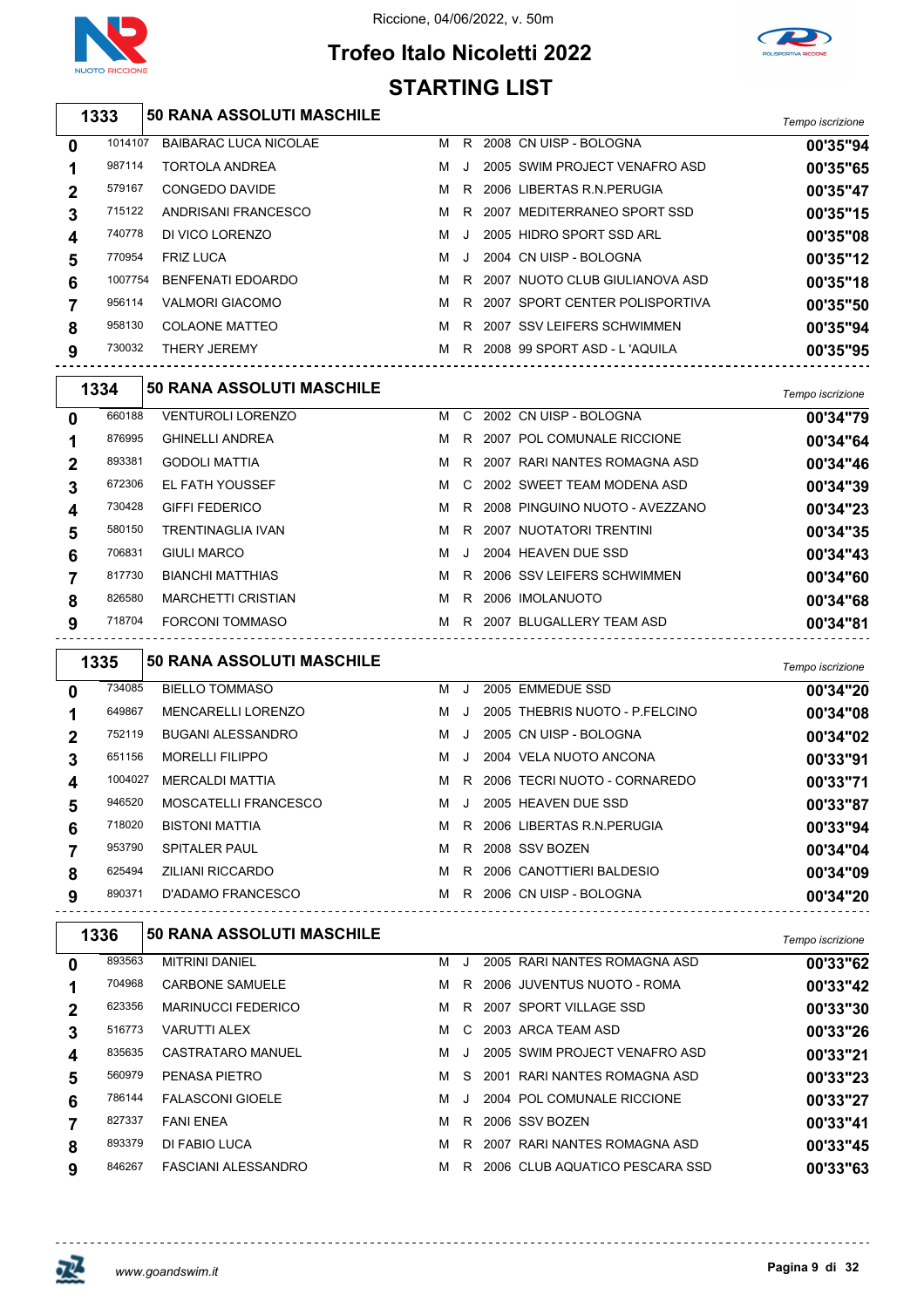Riccione, 04/06/2022, v. 50m

# Trofeo Italo Nicoletti 2022

## STARTING LIST

### 1333 — 50 RANA ASSOLUTI MASCHILE

| | | | | | | | Tempo iscrizione |
|---|---|---|---|---|---|---|---|
| 0 | 1014107 | BAIBARAC LUCA NICOLAE | M | R | 2008 | CN UISP - BOLOGNA | 00'35"94 |
| 1 | 987114 | TORTOLA ANDREA | M | J | 2005 | SWIM PROJECT VENAFRO ASD | 00'35"65 |
| 2 | 579167 | CONGEDO DAVIDE | M | R | 2006 | LIBERTAS R.N.PERUGIA | 00'35"47 |
| 3 | 715122 | ANDRISANI FRANCESCO | M | R | 2007 | MEDITERRANEO SPORT SSD | 00'35"15 |
| 4 | 740778 | DI VICO LORENZO | M | J | 2005 | HIDRO SPORT SSD ARL | 00'35"08 |
| 5 | 770954 | FRIZ LUCA | M | J | 2004 | CN UISP - BOLOGNA | 00'35"12 |
| 6 | 1007754 | BENFENATI EDOARDO | M | R | 2007 | NUOTO CLUB GIULIANOVA ASD | 00'35"18 |
| 7 | 956114 | VALMORI GIACOMO | M | R | 2007 | SPORT CENTER POLISPORTIVA | 00'35"50 |
| 8 | 958130 | COLAONE MATTEO | M | R | 2007 | SSV LEIFERS SCHWIMMEN | 00'35"94 |
| 9 | 730032 | THERY JEREMY | M | R | 2008 | 99 SPORT ASD - L 'AQUILA | 00'35"95 |

### 1334 — 50 RANA ASSOLUTI MASCHILE

| | | | | | | | Tempo iscrizione |
|---|---|---|---|---|---|---|---|
| 0 | 660188 | VENTUROLI LORENZO | M | C | 2002 | CN UISP - BOLOGNA | 00'34"79 |
| 1 | 876995 | GHINELLI ANDREA | M | R | 2007 | POL COMUNALE RICCIONE | 00'34"64 |
| 2 | 893381 | GODOLI MATTIA | M | R | 2007 | RARI NANTES ROMAGNA ASD | 00'34"46 |
| 3 | 672306 | EL FATH YOUSSEF | M | C | 2002 | SWEET TEAM MODENA ASD | 00'34"39 |
| 4 | 730428 | GIFFI FEDERICO | M | R | 2008 | PINGUINO NUOTO - AVEZZANO | 00'34"23 |
| 5 | 580150 | TRENTINAGLIA IVAN | M | R | 2007 | NUOTATORI TRENTINI | 00'34"35 |
| 6 | 706831 | GIULI MARCO | M | J | 2004 | HEAVEN DUE SSD | 00'34"43 |
| 7 | 817730 | BIANCHI MATTHIAS | M | R | 2006 | SSV LEIFERS SCHWIMMEN | 00'34"60 |
| 8 | 826580 | MARCHETTI CRISTIAN | M | R | 2006 | IMOLANUOTO | 00'34"68 |
| 9 | 718704 | FORCONI TOMMASO | M | R | 2007 | BLUGALLERY TEAM ASD | 00'34"81 |

### 1335 — 50 RANA ASSOLUTI MASCHILE

| | | | | | | | Tempo iscrizione |
|---|---|---|---|---|---|---|---|
| 0 | 734085 | BIELLO TOMMASO | M | J | 2005 | EMMEDUE SSD | 00'34"20 |
| 1 | 649867 | MENCARELLI LORENZO | M | J | 2005 | THEBRIS NUOTO - P.FELCINO | 00'34"08 |
| 2 | 752119 | BUGANI ALESSANDRO | M | J | 2005 | CN UISP - BOLOGNA | 00'34"02 |
| 3 | 651156 | MORELLI FILIPPO | M | J | 2004 | VELA NUOTO ANCONA | 00'33"91 |
| 4 | 1004027 | MERCALDI MATTIA | M | R | 2006 | TECRI NUOTO - CORNAREDO | 00'33"71 |
| 5 | 946520 | MOSCATELLI FRANCESCO | M | J | 2005 | HEAVEN DUE SSD | 00'33"87 |
| 6 | 718020 | BISTONI MATTIA | M | R | 2006 | LIBERTAS R.N.PERUGIA | 00'33"94 |
| 7 | 953790 | SPITALER PAUL | M | R | 2008 | SSV BOZEN | 00'34"04 |
| 8 | 625494 | ZILIANI RICCARDO | M | R | 2006 | CANOTTIERI BALDESIO | 00'34"09 |
| 9 | 890371 | D'ADAMO FRANCESCO | M | R | 2006 | CN UISP - BOLOGNA | 00'34"20 |

### 1336 — 50 RANA ASSOLUTI MASCHILE

| | | | | | | | Tempo iscrizione |
|---|---|---|---|---|---|---|---|
| 0 | 893563 | MITRINI DANIEL | M | J | 2005 | RARI NANTES ROMAGNA ASD | 00'33"62 |
| 1 | 704968 | CARBONE SAMUELE | M | R | 2006 | JUVENTUS NUOTO - ROMA | 00'33"42 |
| 2 | 623356 | MARINUCCI FEDERICO | M | R | 2007 | SPORT VILLAGE SSD | 00'33"30 |
| 3 | 516773 | VARUTTI ALEX | M | C | 2003 | ARCA TEAM ASD | 00'33"26 |
| 4 | 835635 | CASTRATARO MANUEL | M | J | 2005 | SWIM PROJECT VENAFRO ASD | 00'33"21 |
| 5 | 560979 | PENASA PIETRO | M | S | 2001 | RARI NANTES ROMAGNA ASD | 00'33"23 |
| 6 | 786144 | FALASCONI GIOELE | M | J | 2004 | POL COMUNALE RICCIONE | 00'33"27 |
| 7 | 827337 | FANI ENEA | M | R | 2006 | SSV BOZEN | 00'33"41 |
| 8 | 893379 | DI FABIO LUCA | M | R | 2007 | RARI NANTES ROMAGNA ASD | 00'33"45 |
| 9 | 846267 | FASCIANI ALESSANDRO | M | R | 2006 | CLUB AQUATICO PESCARA SSD | 00'33"63 |

www.goandswim.it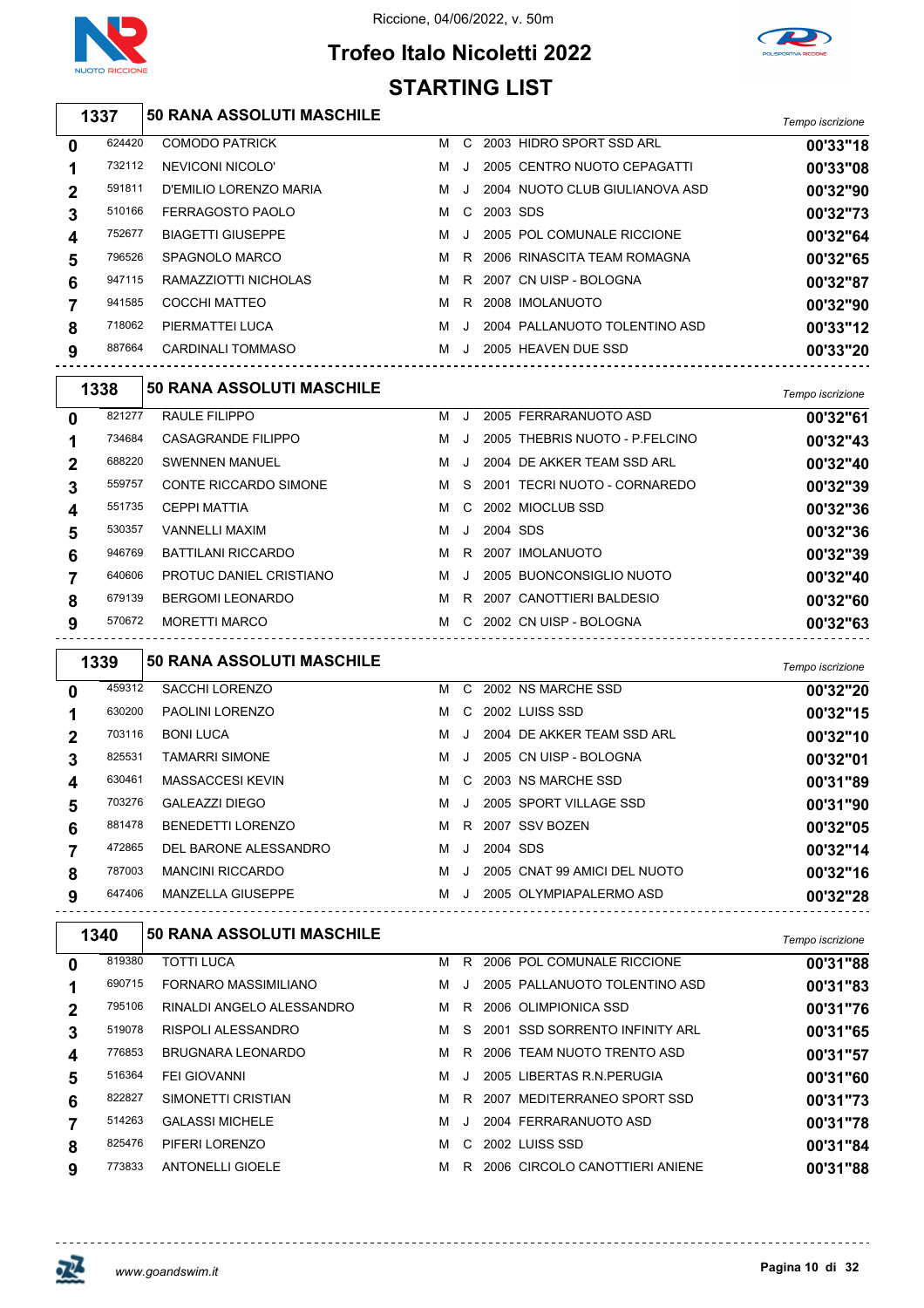Riccione, 04/06/2022, v. 50m

# Trofeo Italo Nicoletti 2022

## STARTING LIST

### 1337 — 50 RANA ASSOLUTI MASCHILE

| Corsia | Tessera | Nome | Sesso | Cat. | Anno | Società | Tempo iscrizione |
|---|---|---|---|---|---|---|---|
| 0 | 624420 | COMODO PATRICK | M | C | 2003 | HIDRO SPORT SSD ARL | 00'33"18 |
| 1 | 732112 | NEVICONI NICOLO' | M | J | 2005 | CENTRO NUOTO CEPAGATTI | 00'33"08 |
| 2 | 591811 | D'EMILIO LORENZO MARIA | M | J | 2004 | NUOTO CLUB GIULIANOVA ASD | 00'32"90 |
| 3 | 510166 | FERRAGOSTO PAOLO | M | C | 2003 | SDS | 00'32"73 |
| 4 | 752677 | BIAGETTI GIUSEPPE | M | J | 2005 | POL COMUNALE RICCIONE | 00'32"64 |
| 5 | 796526 | SPAGNOLO MARCO | M | R | 2006 | RINASCITA TEAM ROMAGNA | 00'32"65 |
| 6 | 947115 | RAMAZZIOTTI NICHOLAS | M | R | 2007 | CN UISP - BOLOGNA | 00'32"87 |
| 7 | 941585 | COCCHI MATTEO | M | R | 2008 | IMOLANUOTO | 00'32"90 |
| 8 | 718062 | PIERMATTEI LUCA | M | J | 2004 | PALLANUOTO TOLENTINO ASD | 00'33"12 |
| 9 | 887664 | CARDINALI TOMMASO | M | J | 2005 | HEAVEN DUE SSD | 00'33"20 |

### 1338 — 50 RANA ASSOLUTI MASCHILE

| Corsia | Tessera | Nome | Sesso | Cat. | Anno | Società | Tempo iscrizione |
|---|---|---|---|---|---|---|---|
| 0 | 821277 | RAULE FILIPPO | M | J | 2005 | FERRARANUOTO ASD | 00'32"61 |
| 1 | 734684 | CASAGRANDE FILIPPO | M | J | 2005 | THEBRIS NUOTO - P.FELCINO | 00'32"43 |
| 2 | 688220 | SWENNEN MANUEL | M | J | 2004 | DE AKKER TEAM SSD ARL | 00'32"40 |
| 3 | 559757 | CONTE RICCARDO SIMONE | M | S | 2001 | TECRI NUOTO - CORNAREDO | 00'32"39 |
| 4 | 551735 | CEPPI MATTIA | M | C | 2002 | MIOCLUB SSD | 00'32"36 |
| 5 | 530357 | VANNELLI MAXIM | M | J | 2004 | SDS | 00'32"36 |
| 6 | 946769 | BATTILANI RICCARDO | M | R | 2007 | IMOLANUOTO | 00'32"39 |
| 7 | 640606 | PROTUC DANIEL CRISTIANO | M | J | 2005 | BUONCONSIGLIO NUOTO | 00'32"40 |
| 8 | 679139 | BERGOMI LEONARDO | M | R | 2007 | CANOTTIERI BALDESIO | 00'32"60 |
| 9 | 570672 | MORETTI MARCO | M | C | 2002 | CN UISP - BOLOGNA | 00'32"63 |

### 1339 — 50 RANA ASSOLUTI MASCHILE

| Corsia | Tessera | Nome | Sesso | Cat. | Anno | Società | Tempo iscrizione |
|---|---|---|---|---|---|---|---|
| 0 | 459312 | SACCHI LORENZO | M | C | 2002 | NS MARCHE SSD | 00'32"20 |
| 1 | 630200 | PAOLINI LORENZO | M | C | 2002 | LUISS SSD | 00'32"15 |
| 2 | 703116 | BONI LUCA | M | J | 2004 | DE AKKER TEAM SSD ARL | 00'32"10 |
| 3 | 825531 | TAMARRI SIMONE | M | J | 2005 | CN UISP - BOLOGNA | 00'32"01 |
| 4 | 630461 | MASSACCESI KEVIN | M | C | 2003 | NS MARCHE SSD | 00'31"89 |
| 5 | 703276 | GALEAZZI DIEGO | M | J | 2005 | SPORT VILLAGE SSD | 00'31"90 |
| 6 | 881478 | BENEDETTI LORENZO | M | R | 2007 | SSV BOZEN | 00'32"05 |
| 7 | 472865 | DEL BARONE ALESSANDRO | M | J | 2004 | SDS | 00'32"14 |
| 8 | 787003 | MANCINI RICCARDO | M | J | 2005 | CNAT 99 AMICI DEL NUOTO | 00'32"16 |
| 9 | 647406 | MANZELLA GIUSEPPE | M | J | 2005 | OLYMPIAPALERMO ASD | 00'32"28 |

### 1340 — 50 RANA ASSOLUTI MASCHILE

| Corsia | Tessera | Nome | Sesso | Cat. | Anno | Società | Tempo iscrizione |
|---|---|---|---|---|---|---|---|
| 0 | 819380 | TOTTI LUCA | M | R | 2006 | POL COMUNALE RICCIONE | 00'31"88 |
| 1 | 690715 | FORNARO MASSIMILIANO | M | J | 2005 | PALLANUOTO TOLENTINO ASD | 00'31"83 |
| 2 | 795106 | RINALDI ANGELO ALESSANDRO | M | R | 2006 | OLIMPIONICA SSD | 00'31"76 |
| 3 | 519078 | RISPOLI ALESSANDRO | M | S | 2001 | SSD SORRENTO INFINITY ARL | 00'31"65 |
| 4 | 776853 | BRUGNARA LEONARDO | M | R | 2006 | TEAM NUOTO TRENTO ASD | 00'31"57 |
| 5 | 516364 | FEI GIOVANNI | M | J | 2005 | LIBERTAS R.N.PERUGIA | 00'31"60 |
| 6 | 822827 | SIMONETTI CRISTIAN | M | R | 2007 | MEDITERRANEO SPORT SSD | 00'31"73 |
| 7 | 514263 | GALASSI MICHELE | M | J | 2004 | FERRARANUOTO ASD | 00'31"78 |
| 8 | 825476 | PIFERI LORENZO | M | C | 2002 | LUISS SSD | 00'31"84 |
| 9 | 773833 | ANTONELLI GIOELE | M | R | 2006 | CIRCOLO CANOTTIERI ANIENE | 00'31"88 |

www.goandswim.it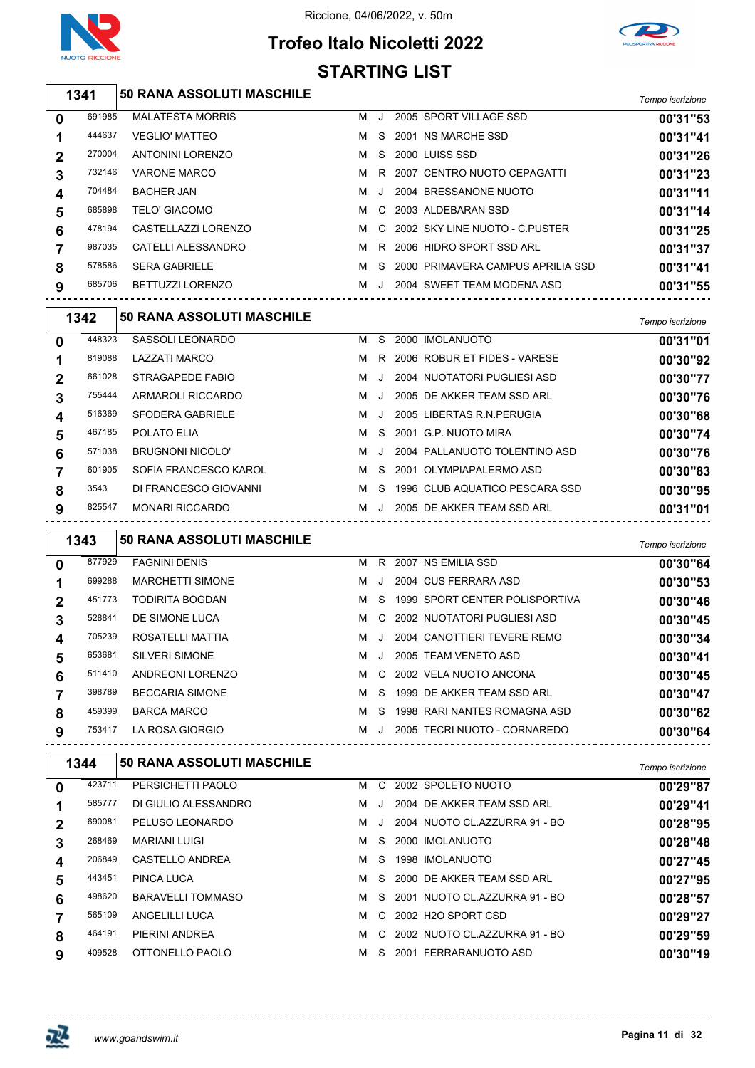Riccione, 04/06/2022, v. 50m

# Trofeo Italo Nicoletti 2022

## STARTING LIST

### 1341 — 50 RANA ASSOLUTI MASCHILE

| Corsia | Tessera | Nome | Sesso | Cat. | Anno | Società | Tempo iscrizione |
|---|---|---|---|---|---|---|---|
| 0 | 691985 | MALATESTA MORRIS | M | J | 2005 | SPORT VILLAGE SSD | 00'31"53 |
| 1 | 444637 | VEGLIO' MATTEO | M | S | 2001 | NS MARCHE SSD | 00'31"41 |
| 2 | 270004 | ANTONINI LORENZO | M | S | 2000 | LUISS SSD | 00'31"26 |
| 3 | 732146 | VARONE MARCO | M | R | 2007 | CENTRO NUOTO CEPAGATTI | 00'31"23 |
| 4 | 704484 | BACHER JAN | M | J | 2004 | BRESSANONE NUOTO | 00'31"11 |
| 5 | 685898 | TELO' GIACOMO | M | C | 2003 | ALDEBARAN SSD | 00'31"14 |
| 6 | 478194 | CASTELLAZZI LORENZO | M | C | 2002 | SKY LINE NUOTO - C.PUSTER | 00'31"25 |
| 7 | 987035 | CATELLI ALESSANDRO | M | R | 2006 | HIDRO SPORT SSD ARL | 00'31"37 |
| 8 | 578586 | SERA GABRIELE | M | S | 2000 | PRIMAVERA CAMPUS APRILIA SSD | 00'31"41 |
| 9 | 685706 | BETTUZZI LORENZO | M | J | 2004 | SWEET TEAM MODENA ASD | 00'31"55 |

### 1342 — 50 RANA ASSOLUTI MASCHILE

| Corsia | Tessera | Nome | Sesso | Cat. | Anno | Società | Tempo iscrizione |
|---|---|---|---|---|---|---|---|
| 0 | 448323 | SASSOLI LEONARDO | M | S | 2000 | IMOLANUOTO | 00'31"01 |
| 1 | 819088 | LAZZATI MARCO | M | R | 2006 | ROBUR ET FIDES - VARESE | 00'30"92 |
| 2 | 661028 | STRAGAPEDE FABIO | M | J | 2004 | NUOTATORI PUGLIESI ASD | 00'30"77 |
| 3 | 755444 | ARMAROLI RICCARDO | M | J | 2005 | DE AKKER TEAM SSD ARL | 00'30"76 |
| 4 | 516369 | SFODERA GABRIELE | M | J | 2005 | LIBERTAS R.N.PERUGIA | 00'30"68 |
| 5 | 467185 | POLATO ELIA | M | S | 2001 | G.P. NUOTO MIRA | 00'30"74 |
| 6 | 571038 | BRUGNONI NICOLO' | M | J | 2004 | PALLANUOTO TOLENTINO ASD | 00'30"76 |
| 7 | 601905 | SOFIA FRANCESCO KAROL | M | S | 2001 | OLYMPIAPALERMO ASD | 00'30"83 |
| 8 | 3543 | DI FRANCESCO GIOVANNI | M | S | 1996 | CLUB AQUATICO PESCARA SSD | 00'30"95 |
| 9 | 825547 | MONARI RICCARDO | M | J | 2005 | DE AKKER TEAM SSD ARL | 00'31"01 |

### 1343 — 50 RANA ASSOLUTI MASCHILE

| Corsia | Tessera | Nome | Sesso | Cat. | Anno | Società | Tempo iscrizione |
|---|---|---|---|---|---|---|---|
| 0 | 877929 | FAGNINI DENIS | M | R | 2007 | NS EMILIA SSD | 00'30"64 |
| 1 | 699288 | MARCHETTI SIMONE | M | J | 2004 | CUS FERRARA ASD | 00'30"53 |
| 2 | 451773 | TODIRITA BOGDAN | M | S | 1999 | SPORT CENTER POLISPORTIVA | 00'30"46 |
| 3 | 528841 | DE SIMONE LUCA | M | C | 2002 | NUOTATORI PUGLIESI ASD | 00'30"45 |
| 4 | 705239 | ROSATELLI MATTIA | M | J | 2004 | CANOTTIERI TEVERE REMO | 00'30"34 |
| 5 | 653681 | SILVERI SIMONE | M | J | 2005 | TEAM VENETO ASD | 00'30"41 |
| 6 | 511410 | ANDREONI LORENZO | M | C | 2002 | VELA NUOTO ANCONA | 00'30"45 |
| 7 | 398789 | BECCARIA SIMONE | M | S | 1999 | DE AKKER TEAM SSD ARL | 00'30"47 |
| 8 | 459399 | BARCA MARCO | M | S | 1998 | RARI NANTES ROMAGNA ASD | 00'30"62 |
| 9 | 753417 | LA ROSA GIORGIO | M | J | 2005 | TECRI NUOTO - CORNAREDO | 00'30"64 |

### 1344 — 50 RANA ASSOLUTI MASCHILE

| Corsia | Tessera | Nome | Sesso | Cat. | Anno | Società | Tempo iscrizione |
|---|---|---|---|---|---|---|---|
| 0 | 423711 | PERSICHETTI PAOLO | M | C | 2002 | SPOLETO NUOTO | 00'29"87 |
| 1 | 585777 | DI GIULIO ALESSANDRO | M | J | 2004 | DE AKKER TEAM SSD ARL | 00'29"41 |
| 2 | 690081 | PELUSO LEONARDO | M | J | 2004 | NUOTO CL.AZZURRA 91 - BO | 00'28"95 |
| 3 | 268469 | MARIANI LUIGI | M | S | 2000 | IMOLANUOTO | 00'28"48 |
| 4 | 206849 | CASTELLO ANDREA | M | S | 1998 | IMOLANUOTO | 00'27"45 |
| 5 | 443451 | PINCA LUCA | M | S | 2000 | DE AKKER TEAM SSD ARL | 00'27"95 |
| 6 | 498620 | BARAVELLI TOMMASO | M | S | 2001 | NUOTO CL.AZZURRA 91 - BO | 00'28"57 |
| 7 | 565109 | ANGELILLI LUCA | M | C | 2002 | H2O SPORT CSD | 00'29"27 |
| 8 | 464191 | PIERINI ANDREA | M | C | 2002 | NUOTO CL.AZZURRA 91 - BO | 00'29"59 |
| 9 | 409528 | OTTONELLO PAOLO | M | S | 2001 | FERRARANUOTO ASD | 00'30"19 |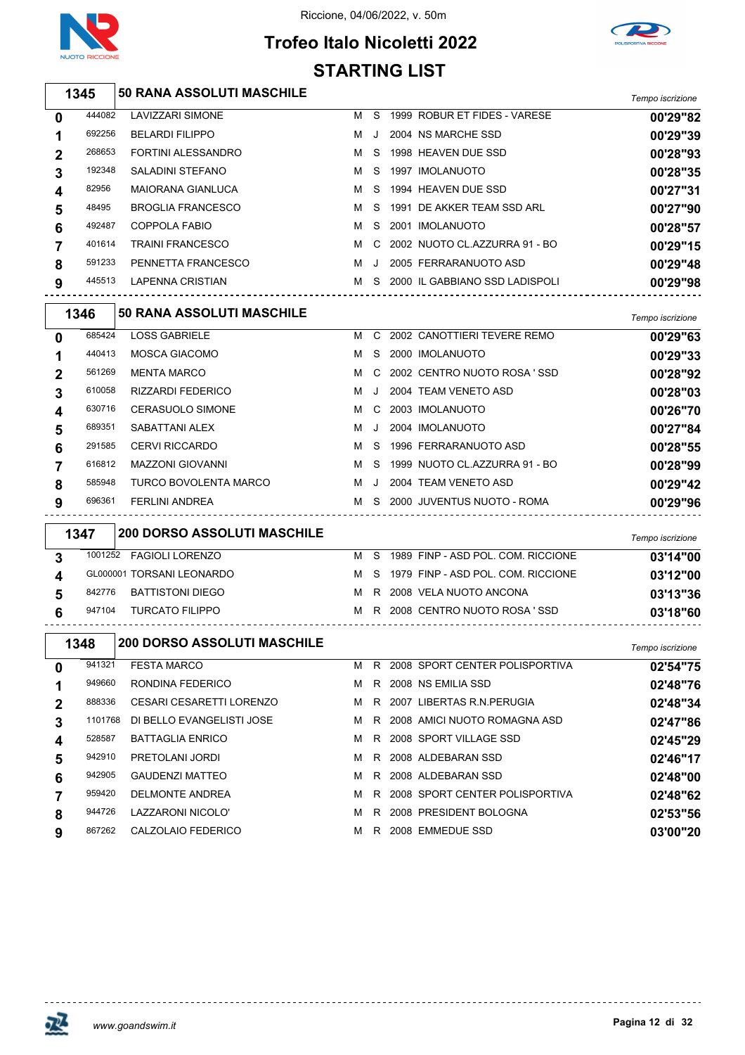Riccione, 04/06/2022, v. 50m

# Trofeo Italo Nicoletti 2022

## STARTING LIST

### 1345 — 50 RANA ASSOLUTI MASCHILE

| Corsia | Tessera | Nome | Sesso | Cat. | Anno | Società | Tempo iscrizione |
|---|---|---|---|---|---|---|---|
| 0 | 444082 | LAVIZZARI SIMONE | M | S | 1999 | ROBUR ET FIDES - VARESE | 00'29"82 |
| 1 | 692256 | BELARDI FILIPPO | M | J | 2004 | NS MARCHE SSD | 00'29"39 |
| 2 | 268653 | FORTINI ALESSANDRO | M | S | 1998 | HEAVEN DUE SSD | 00'28"93 |
| 3 | 192348 | SALADINI STEFANO | M | S | 1997 | IMOLANUOTO | 00'28"35 |
| 4 | 82956 | MAIORANA GIANLUCA | M | S | 1994 | HEAVEN DUE SSD | 00'27"31 |
| 5 | 48495 | BROGLIA FRANCESCO | M | S | 1991 | DE AKKER TEAM SSD ARL | 00'27"90 |
| 6 | 492487 | COPPOLA FABIO | M | S | 2001 | IMOLANUOTO | 00'28"57 |
| 7 | 401614 | TRAINI FRANCESCO | M | C | 2002 | NUOTO CL.AZZURRA 91 - BO | 00'29"15 |
| 8 | 591233 | PENNETTA FRANCESCO | M | J | 2005 | FERRARANUOTO ASD | 00'29"48 |
| 9 | 445513 | LAPENNA CRISTIAN | M | S | 2000 | IL GABBIANO SSD LADISPOLI | 00'29"98 |

### 1346 — 50 RANA ASSOLUTI MASCHILE

| Corsia | Tessera | Nome | Sesso | Cat. | Anno | Società | Tempo iscrizione |
|---|---|---|---|---|---|---|---|
| 0 | 685424 | LOSS GABRIELE | M | C | 2002 | CANOTTIERI TEVERE REMO | 00'29"63 |
| 1 | 440413 | MOSCA GIACOMO | M | S | 2000 | IMOLANUOTO | 00'29"33 |
| 2 | 561269 | MENTA MARCO | M | C | 2002 | CENTRO NUOTO ROSA ' SSD | 00'28"92 |
| 3 | 610058 | RIZZARDI FEDERICO | M | J | 2004 | TEAM VENETO ASD | 00'28"03 |
| 4 | 630716 | CERASUOLO SIMONE | M | C | 2003 | IMOLANUOTO | 00'26"70 |
| 5 | 689351 | SABATTANI ALEX | M | J | 2004 | IMOLANUOTO | 00'27"84 |
| 6 | 291585 | CERVI RICCARDO | M | S | 1996 | FERRARANUOTO ASD | 00'28"55 |
| 7 | 616812 | MAZZONI GIOVANNI | M | S | 1999 | NUOTO CL.AZZURRA 91 - BO | 00'28"99 |
| 8 | 585948 | TURCO BOVOLENTA MARCO | M | J | 2004 | TEAM VENETO ASD | 00'29"42 |
| 9 | 696361 | FERLINI ANDREA | M | S | 2000 | JUVENTUS NUOTO - ROMA | 00'29"96 |

### 1347 — 200 DORSO ASSOLUTI MASCHILE

| Corsia | Tessera | Nome | Sesso | Cat. | Anno | Società | Tempo iscrizione |
|---|---|---|---|---|---|---|---|
| 3 | 1001252 | FAGIOLI LORENZO | M | S | 1989 | FINP - ASD POL. COM. RICCIONE | 03'14"00 |
| 4 | GL000001 | TORSANI LEONARDO | M | S | 1979 | FINP - ASD POL. COM. RICCIONE | 03'12"00 |
| 5 | 842776 | BATTISTONI DIEGO | M | R | 2008 | VELA NUOTO ANCONA | 03'13"36 |
| 6 | 947104 | TURCATO FILIPPO | M | R | 2008 | CENTRO NUOTO ROSA ' SSD | 03'18"60 |

### 1348 — 200 DORSO ASSOLUTI MASCHILE

| Corsia | Tessera | Nome | Sesso | Cat. | Anno | Società | Tempo iscrizione |
|---|---|---|---|---|---|---|---|
| 0 | 941321 | FESTA MARCO | M | R | 2008 | SPORT CENTER POLISPORTIVA | 02'54"75 |
| 1 | 949660 | RONDINA FEDERICO | M | R | 2008 | NS EMILIA SSD | 02'48"76 |
| 2 | 888336 | CESARI CESARETTI LORENZO | M | R | 2007 | LIBERTAS R.N.PERUGIA | 02'48"34 |
| 3 | 1101768 | DI BELLO EVANGELISTI JOSE | M | R | 2008 | AMICI NUOTO ROMAGNA ASD | 02'47"86 |
| 4 | 528587 | BATTAGLIA ENRICO | M | R | 2008 | SPORT VILLAGE SSD | 02'45"29 |
| 5 | 942910 | PRETOLANI JORDI | M | R | 2008 | ALDEBARAN SSD | 02'46"17 |
| 6 | 942905 | GAUDENZI MATTEO | M | R | 2008 | ALDEBARAN SSD | 02'48"00 |
| 7 | 959420 | DELMONTE ANDREA | M | R | 2008 | SPORT CENTER POLISPORTIVA | 02'48"62 |
| 8 | 944726 | LAZZARONI NICOLO' | M | R | 2008 | PRESIDENT BOLOGNA | 02'53"56 |
| 9 | 867262 | CALZOLAIO FEDERICO | M | R | 2008 | EMMEDUE SSD | 03'00"20 |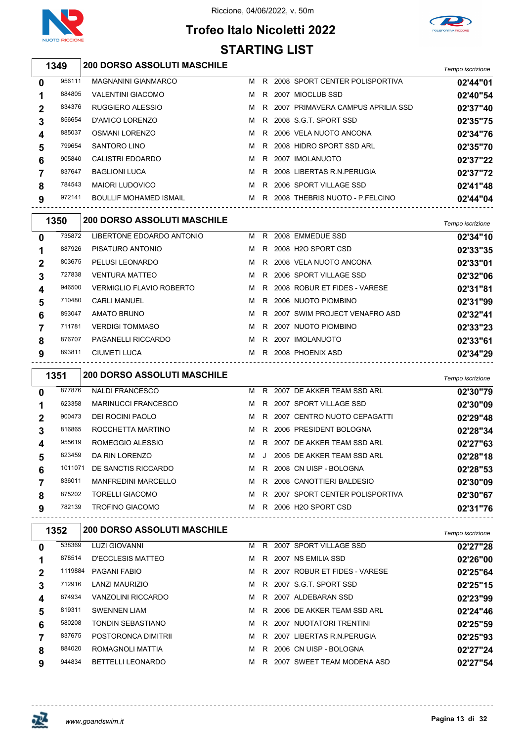Riccione, 04/06/2022, v. 50m

# Trofeo Italo Nicoletti 2022

## STARTING LIST

### 1349 — 200 DORSO ASSOLUTI MASCHILE

| | | | | | | | Tempo iscrizione |
|---|---|---|---|---|---|---|---|
| 0 | 956111 | MAGNANINI GIANMARCO | M | R | 2008 | SPORT CENTER POLISPORTIVA | 02'44"01 |
| 1 | 884805 | VALENTINI GIACOMO | M | R | 2007 | MIOCLUB SSD | 02'40"54 |
| 2 | 834376 | RUGGIERO ALESSIO | M | R | 2007 | PRIMAVERA CAMPUS APRILIA SSD | 02'37"40 |
| 3 | 856654 | D'AMICO LORENZO | M | R | 2008 | S.G.T. SPORT SSD | 02'35"75 |
| 4 | 885037 | OSMANI LORENZO | M | R | 2006 | VELA NUOTO ANCONA | 02'34"76 |
| 5 | 799654 | SANTORO LINO | M | R | 2008 | HIDRO SPORT SSD ARL | 02'35"70 |
| 6 | 905840 | CALISTRI EDOARDO | M | R | 2007 | IMOLANUOTO | 02'37"22 |
| 7 | 837647 | BAGLIONI LUCA | M | R | 2008 | LIBERTAS R.N.PERUGIA | 02'37"72 |
| 8 | 784543 | MAIORI LUDOVICO | M | R | 2006 | SPORT VILLAGE SSD | 02'41"48 |
| 9 | 972141 | BOULLIF MOHAMED ISMAIL | M | R | 2008 | THEBRIS NUOTO - P.FELCINO | 02'44"04 |

### 1350 — 200 DORSO ASSOLUTI MASCHILE

| | | | | | | | Tempo iscrizione |
|---|---|---|---|---|---|---|---|
| 0 | 735872 | LIBERTONE EDOARDO ANTONIO | M | R | 2008 | EMMEDUE SSD | 02'34"10 |
| 1 | 887926 | PISATURO ANTONIO | M | R | 2008 | H2O SPORT CSD | 02'33"35 |
| 2 | 803675 | PELUSI LEONARDO | M | R | 2008 | VELA NUOTO ANCONA | 02'33"01 |
| 3 | 727838 | VENTURA MATTEO | M | R | 2006 | SPORT VILLAGE SSD | 02'32"06 |
| 4 | 946500 | VERMIGLIO FLAVIO ROBERTO | M | R | 2008 | ROBUR ET FIDES - VARESE | 02'31"81 |
| 5 | 710480 | CARLI MANUEL | M | R | 2006 | NUOTO PIOMBINO | 02'31"99 |
| 6 | 893047 | AMATO BRUNO | M | R | 2007 | SWIM PROJECT VENAFRO ASD | 02'32"41 |
| 7 | 711781 | VERDIGI TOMMASO | M | R | 2007 | NUOTO PIOMBINO | 02'33"23 |
| 8 | 876707 | PAGANELLI RICCARDO | M | R | 2007 | IMOLANUOTO | 02'33"61 |
| 9 | 893811 | CIUMETI LUCA | M | R | 2008 | PHOENIX ASD | 02'34"29 |

### 1351 — 200 DORSO ASSOLUTI MASCHILE

| | | | | | | | Tempo iscrizione |
|---|---|---|---|---|---|---|---|
| 0 | 877876 | NALDI FRANCESCO | M | R | 2007 | DE AKKER TEAM SSD ARL | 02'30"79 |
| 1 | 623358 | MARINUCCI FRANCESCO | M | R | 2007 | SPORT VILLAGE SSD | 02'30"09 |
| 2 | 900473 | DEI ROCINI PAOLO | M | R | 2007 | CENTRO NUOTO CEPAGATTI | 02'29"48 |
| 3 | 816865 | ROCCHETTA MARTINO | M | R | 2006 | PRESIDENT BOLOGNA | 02'28"34 |
| 4 | 955619 | ROMEGGIO ALESSIO | M | R | 2007 | DE AKKER TEAM SSD ARL | 02'27"63 |
| 5 | 823459 | DA RIN LORENZO | M | J | 2005 | DE AKKER TEAM SSD ARL | 02'28"18 |
| 6 | 1011071 | DE SANCTIS RICCARDO | M | R | 2008 | CN UISP - BOLOGNA | 02'28"53 |
| 7 | 836011 | MANFREDINI MARCELLO | M | R | 2008 | CANOTTIERI BALDESIO | 02'30"09 |
| 8 | 875202 | TORELLI GIACOMO | M | R | 2007 | SPORT CENTER POLISPORTIVA | 02'30"67 |
| 9 | 782139 | TROFINO GIACOMO | M | R | 2006 | H2O SPORT CSD | 02'31"76 |

### 1352 — 200 DORSO ASSOLUTI MASCHILE

| | | | | | | | Tempo iscrizione |
|---|---|---|---|---|---|---|---|
| 0 | 538369 | LUZI GIOVANNI | M | R | 2007 | SPORT VILLAGE SSD | 02'27"28 |
| 1 | 878514 | D'ECCLESIS MATTEO | M | R | 2007 | NS EMILIA SSD | 02'26"00 |
| 2 | 1119884 | PAGANI FABIO | M | R | 2007 | ROBUR ET FIDES - VARESE | 02'25"64 |
| 3 | 712916 | LANZI MAURIZIO | M | R | 2007 | S.G.T. SPORT SSD | 02'25"15 |
| 4 | 874934 | VANZOLINI RICCARDO | M | R | 2007 | ALDEBARAN SSD | 02'23"99 |
| 5 | 819311 | SWENNEN LIAM | M | R | 2006 | DE AKKER TEAM SSD ARL | 02'24"46 |
| 6 | 580208 | TONDIN SEBASTIANO | M | R | 2007 | NUOTATORI TRENTINI | 02'25"59 |
| 7 | 837675 | POSTORONCA DIMITRII | M | R | 2007 | LIBERTAS R.N.PERUGIA | 02'25"93 |
| 8 | 884020 | ROMAGNOLI MATTIA | M | R | 2006 | CN UISP - BOLOGNA | 02'27"24 |
| 9 | 944834 | BETTELLI LEONARDO | M | R | 2007 | SWEET TEAM MODENA ASD | 02'27"54 |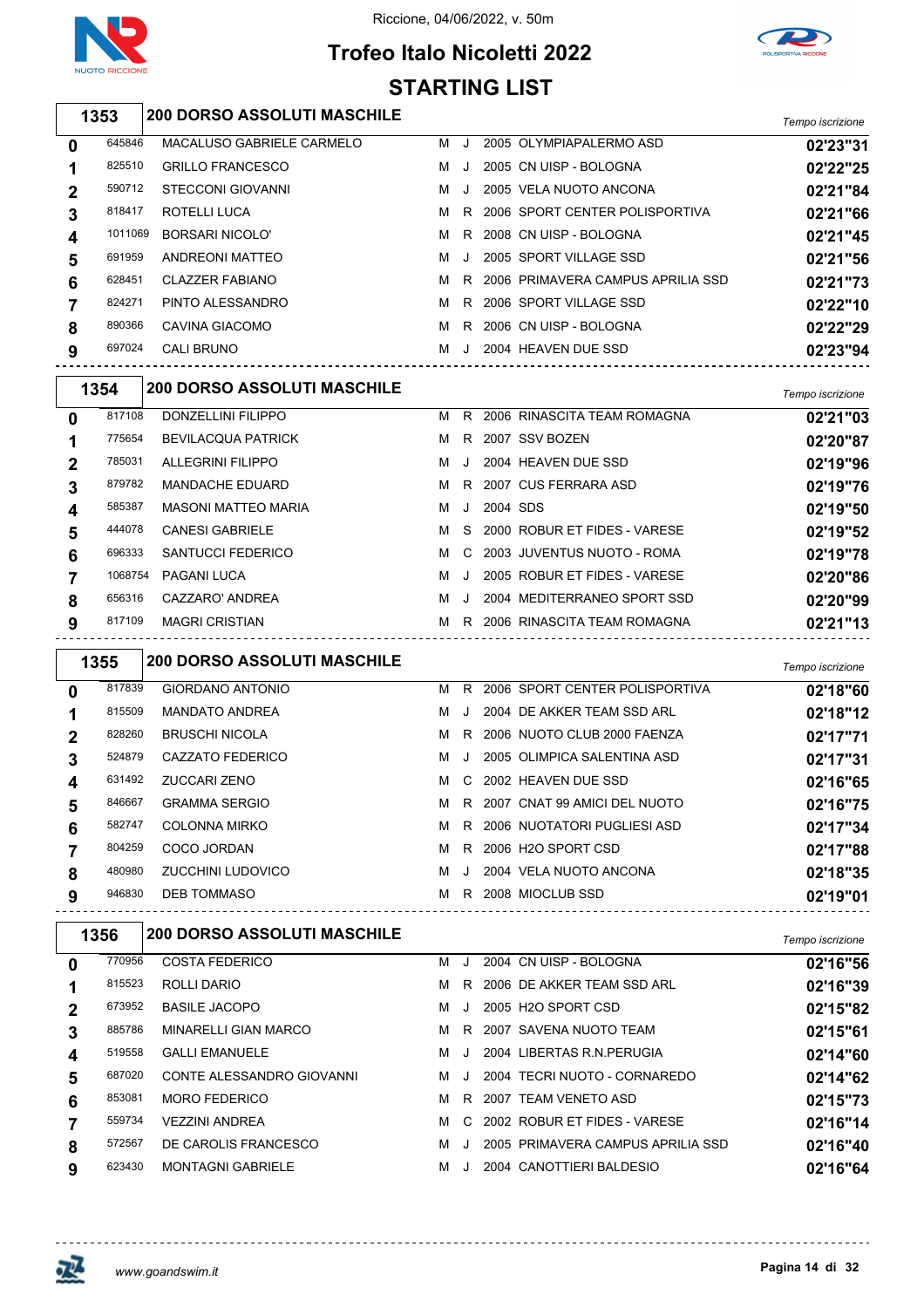# Trofeo Italo Nicoletti 2022

Riccione, 04/06/2022, v. 50m

## STARTING LIST

### 1353 200 DORSO ASSOLUTI MASCHILE

| Corsia | Tessera | Nome | Sesso | Cat. | Anno | Società | Tempo iscrizione |
|---|---|---|---|---|---|---|---|
| 0 | 645846 | MACALUSO GABRIELE CARMELO | M | J | 2005 | OLYMPIAPALERMO ASD | 02'23"31 |
| 1 | 825510 | GRILLO FRANCESCO | M | J | 2005 | CN UISP - BOLOGNA | 02'22"25 |
| 2 | 590712 | STECCONI GIOVANNI | M | J | 2005 | VELA NUOTO ANCONA | 02'21"84 |
| 3 | 818417 | ROTELLI LUCA | M | R | 2006 | SPORT CENTER POLISPORTIVA | 02'21"66 |
| 4 | 1011069 | BORSARI NICOLO' | M | R | 2008 | CN UISP - BOLOGNA | 02'21"45 |
| 5 | 691959 | ANDREONI MATTEO | M | J | 2005 | SPORT VILLAGE SSD | 02'21"56 |
| 6 | 628451 | CLAZZER FABIANO | M | R | 2006 | PRIMAVERA CAMPUS APRILIA SSD | 02'21"73 |
| 7 | 824271 | PINTO ALESSANDRO | M | R | 2006 | SPORT VILLAGE SSD | 02'22"10 |
| 8 | 890366 | CAVINA GIACOMO | M | R | 2006 | CN UISP - BOLOGNA | 02'22"29 |
| 9 | 697024 | CALI BRUNO | M | J | 2004 | HEAVEN DUE SSD | 02'23"94 |

### 1354 200 DORSO ASSOLUTI MASCHILE

| Corsia | Tessera | Nome | Sesso | Cat. | Anno | Società | Tempo iscrizione |
|---|---|---|---|---|---|---|---|
| 0 | 817108 | DONZELLINI FILIPPO | M | R | 2006 | RINASCITA TEAM ROMAGNA | 02'21"03 |
| 1 | 775654 | BEVILACQUA PATRICK | M | R | 2007 | SSV BOZEN | 02'20"87 |
| 2 | 785031 | ALLEGRINI FILIPPO | M | J | 2004 | HEAVEN DUE SSD | 02'19"96 |
| 3 | 879782 | MANDACHE EDUARD | M | R | 2007 | CUS FERRARA ASD | 02'19"76 |
| 4 | 585387 | MASONI MATTEO MARIA | M | J | 2004 | SDS | 02'19"50 |
| 5 | 444078 | CANESI GABRIELE | M | S | 2000 | ROBUR ET FIDES - VARESE | 02'19"52 |
| 6 | 696333 | SANTUCCI FEDERICO | M | C | 2003 | JUVENTUS NUOTO - ROMA | 02'19"78 |
| 7 | 1068754 | PAGANI LUCA | M | J | 2005 | ROBUR ET FIDES - VARESE | 02'20"86 |
| 8 | 656316 | CAZZARO' ANDREA | M | J | 2004 | MEDITERRANEO SPORT SSD | 02'20"99 |
| 9 | 817109 | MAGRI CRISTIAN | M | R | 2006 | RINASCITA TEAM ROMAGNA | 02'21"13 |

### 1355 200 DORSO ASSOLUTI MASCHILE

| Corsia | Tessera | Nome | Sesso | Cat. | Anno | Società | Tempo iscrizione |
|---|---|---|---|---|---|---|---|
| 0 | 817839 | GIORDANO ANTONIO | M | R | 2006 | SPORT CENTER POLISPORTIVA | 02'18"60 |
| 1 | 815509 | MANDATO ANDREA | M | J | 2004 | DE AKKER TEAM SSD ARL | 02'18"12 |
| 2 | 828260 | BRUSCHI NICOLA | M | R | 2006 | NUOTO CLUB 2000 FAENZA | 02'17"71 |
| 3 | 524879 | CAZZATO FEDERICO | M | J | 2005 | OLIMPICA SALENTINA ASD | 02'17"31 |
| 4 | 631492 | ZUCCARI ZENO | M | C | 2002 | HEAVEN DUE SSD | 02'16"65 |
| 5 | 846667 | GRAMMA SERGIO | M | R | 2007 | CNAT 99 AMICI DEL NUOTO | 02'16"75 |
| 6 | 582747 | COLONNA MIRKO | M | R | 2006 | NUOTATORI PUGLIESI ASD | 02'17"34 |
| 7 | 804259 | COCO JORDAN | M | R | 2006 | H2O SPORT CSD | 02'17"88 |
| 8 | 480980 | ZUCCHINI LUDOVICO | M | J | 2004 | VELA NUOTO ANCONA | 02'18"35 |
| 9 | 946830 | DEB TOMMASO | M | R | 2008 | MIOCLUB SSD | 02'19"01 |

### 1356 200 DORSO ASSOLUTI MASCHILE

| Corsia | Tessera | Nome | Sesso | Cat. | Anno | Società | Tempo iscrizione |
|---|---|---|---|---|---|---|---|
| 0 | 770956 | COSTA FEDERICO | M | J | 2004 | CN UISP - BOLOGNA | 02'16"56 |
| 1 | 815523 | ROLLI DARIO | M | R | 2006 | DE AKKER TEAM SSD ARL | 02'16"39 |
| 2 | 673952 | BASILE JACOPO | M | J | 2005 | H2O SPORT CSD | 02'15"82 |
| 3 | 885786 | MINARELLI GIAN MARCO | M | R | 2007 | SAVENA NUOTO TEAM | 02'15"61 |
| 4 | 519558 | GALLI EMANUELE | M | J | 2004 | LIBERTAS R.N.PERUGIA | 02'14"60 |
| 5 | 687020 | CONTE ALESSANDRO GIOVANNI | M | J | 2004 | TECRI NUOTO - CORNAREDO | 02'14"62 |
| 6 | 853081 | MORO FEDERICO | M | R | 2007 | TEAM VENETO ASD | 02'15"73 |
| 7 | 559734 | VEZZINI ANDREA | M | C | 2002 | ROBUR ET FIDES - VARESE | 02'16"14 |
| 8 | 572567 | DE CAROLIS FRANCESCO | M | J | 2005 | PRIMAVERA CAMPUS APRILIA SSD | 02'16"40 |
| 9 | 623430 | MONTAGNI GABRIELE | M | J | 2004 | CANOTTIERI BALDESIO | 02'16"64 |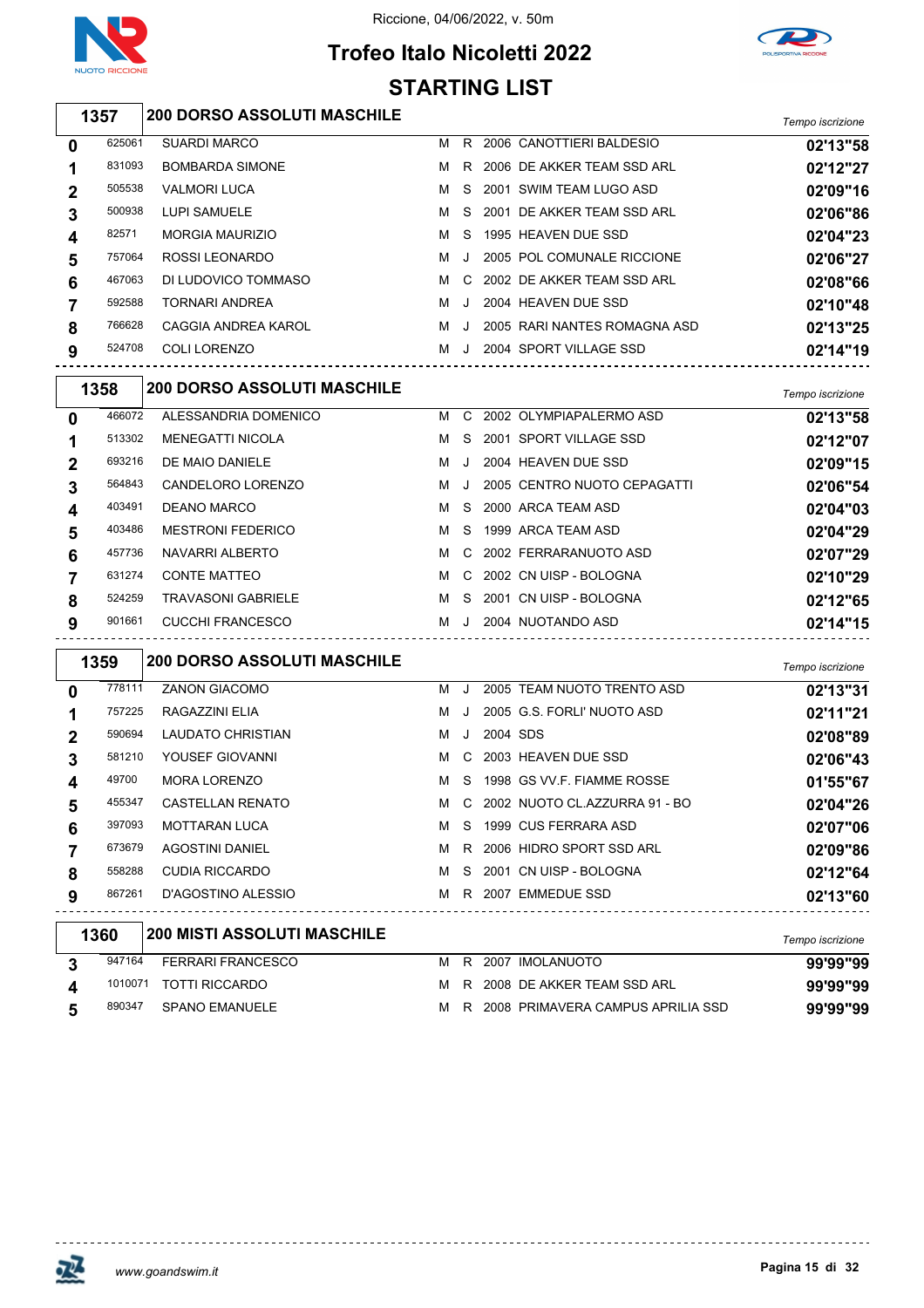Riccione, 04/06/2022, v. 50m

# Trofeo Italo Nicoletti 2022

## STARTING LIST

### 1357 — 200 DORSO ASSOLUTI MASCHILE

| Corsia | Matricola | Atleta | Sesso | Cat. | Anno | Società | Tempo iscrizione |
|---|---|---|---|---|---|---|---|
| 0 | 625061 | SUARDI MARCO | M | R | 2006 | CANOTTIERI BALDESIO | 02'13"58 |
| 1 | 831093 | BOMBARDA SIMONE | M | R | 2006 | DE AKKER TEAM SSD ARL | 02'12"27 |
| 2 | 505538 | VALMORI LUCA | M | S | 2001 | SWIM TEAM LUGO ASD | 02'09"16 |
| 3 | 500938 | LUPI SAMUELE | M | S | 2001 | DE AKKER TEAM SSD ARL | 02'06"86 |
| 4 | 82571 | MORGIA MAURIZIO | M | S | 1995 | HEAVEN DUE SSD | 02'04"23 |
| 5 | 757064 | ROSSI LEONARDO | M | J | 2005 | POL COMUNALE RICCIONE | 02'06"27 |
| 6 | 467063 | DI LUDOVICO TOMMASO | M | C | 2002 | DE AKKER TEAM SSD ARL | 02'08"66 |
| 7 | 592588 | TORNARI ANDREA | M | J | 2004 | HEAVEN DUE SSD | 02'10"48 |
| 8 | 766628 | CAGGIA ANDREA KAROL | M | J | 2005 | RARI NANTES ROMAGNA ASD | 02'13"25 |
| 9 | 524708 | COLI LORENZO | M | J | 2004 | SPORT VILLAGE SSD | 02'14"19 |

### 1358 — 200 DORSO ASSOLUTI MASCHILE

| Corsia | Matricola | Atleta | Sesso | Cat. | Anno | Società | Tempo iscrizione |
|---|---|---|---|---|---|---|---|
| 0 | 466072 | ALESSANDRIA DOMENICO | M | C | 2002 | OLYMPIAPALERMO ASD | 02'13"58 |
| 1 | 513302 | MENEGATTI NICOLA | M | S | 2001 | SPORT VILLAGE SSD | 02'12"07 |
| 2 | 693216 | DE MAIO DANIELE | M | J | 2004 | HEAVEN DUE SSD | 02'09"15 |
| 3 | 564843 | CANDELORO LORENZO | M | J | 2005 | CENTRO NUOTO CEPAGATTI | 02'06"54 |
| 4 | 403491 | DEANO MARCO | M | S | 2000 | ARCA TEAM ASD | 02'04"03 |
| 5 | 403486 | MESTRONI FEDERICO | M | S | 1999 | ARCA TEAM ASD | 02'04"29 |
| 6 | 457736 | NAVARRI ALBERTO | M | C | 2002 | FERRARANUOTO ASD | 02'07"29 |
| 7 | 631274 | CONTE MATTEO | M | C | 2002 | CN UISP - BOLOGNA | 02'10"29 |
| 8 | 524259 | TRAVASONI GABRIELE | M | S | 2001 | CN UISP - BOLOGNA | 02'12"65 |
| 9 | 901661 | CUCCHI FRANCESCO | M | J | 2004 | NUOTANDO ASD | 02'14"15 |

### 1359 — 200 DORSO ASSOLUTI MASCHILE

| Corsia | Matricola | Atleta | Sesso | Cat. | Anno | Società | Tempo iscrizione |
|---|---|---|---|---|---|---|---|
| 0 | 778111 | ZANON GIACOMO | M | J | 2005 | TEAM NUOTO TRENTO ASD | 02'13"31 |
| 1 | 757225 | RAGAZZINI ELIA | M | J | 2005 | G.S. FORLI' NUOTO ASD | 02'11"21 |
| 2 | 590694 | LAUDATO CHRISTIAN | M | J | 2004 | SDS | 02'08"89 |
| 3 | 581210 | YOUSEF GIOVANNI | M | C | 2003 | HEAVEN DUE SSD | 02'06"43 |
| 4 | 49700 | MORA LORENZO | M | S | 1998 | GS VV.F. FIAMME ROSSE | 01'55"67 |
| 5 | 455347 | CASTELLAN RENATO | M | C | 2002 | NUOTO CL.AZZURRA 91 - BO | 02'04"26 |
| 6 | 397093 | MOTTARAN LUCA | M | S | 1999 | CUS FERRARA ASD | 02'07"06 |
| 7 | 673679 | AGOSTINI DANIEL | M | R | 2006 | HIDRO SPORT SSD ARL | 02'09"86 |
| 8 | 558288 | CUDIA RICCARDO | M | S | 2001 | CN UISP - BOLOGNA | 02'12"64 |
| 9 | 867261 | D'AGOSTINO ALESSIO | M | R | 2007 | EMMEDUE SSD | 02'13"60 |

### 1360 — 200 MISTI ASSOLUTI MASCHILE

| Corsia | Matricola | Atleta | Sesso | Cat. | Anno | Società | Tempo iscrizione |
|---|---|---|---|---|---|---|---|
| 3 | 947164 | FERRARI FRANCESCO | M | R | 2007 | IMOLANUOTO | 99'99"99 |
| 4 | 1010071 | TOTTI RICCARDO | M | R | 2008 | DE AKKER TEAM SSD ARL | 99'99"99 |
| 5 | 890347 | SPANO EMANUELE | M | R | 2008 | PRIMAVERA CAMPUS APRILIA SSD | 99'99"99 |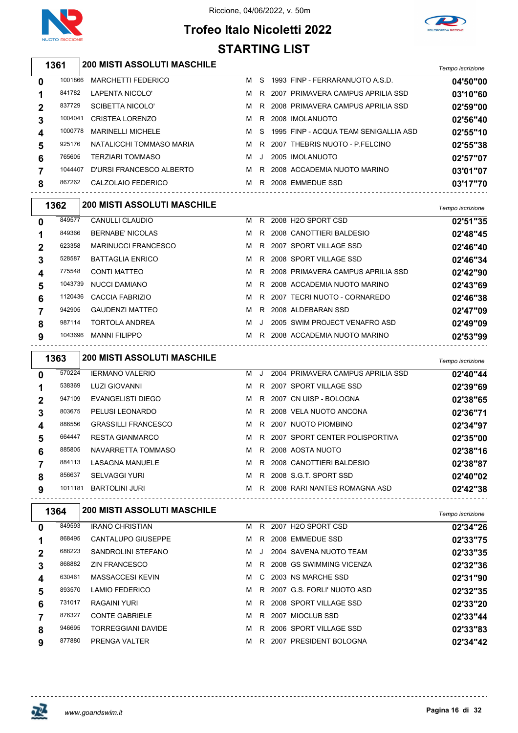# Trofeo Italo Nicoletti 2022

Riccione, 04/06/2022, v. 50m

## STARTING LIST

### 1361 — 200 MISTI ASSOLUTI MASCHILE

| Corsia | Matricola | Nome | Sesso | Cat. | Anno | Società | Tempo iscrizione |
|---|---|---|---|---|---|---|---|
| 0 | 1001866 | MARCHETTI FEDERICO | M | S | 1993 | FINP - FERRARANUOTO A.S.D. | 04'50"00 |
| 1 | 841782 | LAPENTA NICOLO' | M | R | 2007 | PRIMAVERA CAMPUS APRILIA SSD | 03'10"60 |
| 2 | 837729 | SCIBETTA NICOLO' | M | R | 2008 | PRIMAVERA CAMPUS APRILIA SSD | 02'59"00 |
| 3 | 1004041 | CRISTEA LORENZO | M | R | 2008 | IMOLANUOTO | 02'56"40 |
| 4 | 1000778 | MARINELLI MICHELE | M | S | 1995 | FINP - ACQUA TEAM SENIGALLIA ASD | 02'55"10 |
| 5 | 925176 | NATALICCHI TOMMASO MARIA | M | R | 2007 | THEBRIS NUOTO - P.FELCINO | 02'55"38 |
| 6 | 765605 | TERZIARI TOMMASO | M | J | 2005 | IMOLANUOTO | 02'57"07 |
| 7 | 1044407 | D'URSI FRANCESCO ALBERTO | M | R | 2008 | ACCADEMIA NUOTO MARINO | 03'01"07 |
| 8 | 867262 | CALZOLAIO FEDERICO | M | R | 2008 | EMMEDUE SSD | 03'17"70 |

### 1362 — 200 MISTI ASSOLUTI MASCHILE

| Corsia | Matricola | Nome | Sesso | Cat. | Anno | Società | Tempo iscrizione |
|---|---|---|---|---|---|---|---|
| 0 | 849577 | CANULLI CLAUDIO | M | R | 2008 | H2O SPORT CSD | 02'51"35 |
| 1 | 849366 | BERNABE' NICOLAS | M | R | 2008 | CANOTTIERI BALDESIO | 02'48"45 |
| 2 | 623358 | MARINUCCI FRANCESCO | M | R | 2007 | SPORT VILLAGE SSD | 02'46"40 |
| 3 | 528587 | BATTAGLIA ENRICO | M | R | 2008 | SPORT VILLAGE SSD | 02'46"34 |
| 4 | 775548 | CONTI MATTEO | M | R | 2008 | PRIMAVERA CAMPUS APRILIA SSD | 02'42"90 |
| 5 | 1043739 | NUCCI DAMIANO | M | R | 2008 | ACCADEMIA NUOTO MARINO | 02'43"69 |
| 6 | 1120436 | CACCIA FABRIZIO | M | R | 2007 | TECRI NUOTO - CORNAREDO | 02'46"38 |
| 7 | 942905 | GAUDENZI MATTEO | M | R | 2008 | ALDEBARAN SSD | 02'47"09 |
| 8 | 987114 | TORTOLA ANDREA | M | J | 2005 | SWIM PROJECT VENAFRO ASD | 02'49"09 |
| 9 | 1043696 | MANNI FILIPPO | M | R | 2008 | ACCADEMIA NUOTO MARINO | 02'53"99 |

### 1363 — 200 MISTI ASSOLUTI MASCHILE

| Corsia | Matricola | Nome | Sesso | Cat. | Anno | Società | Tempo iscrizione |
|---|---|---|---|---|---|---|---|
| 0 | 570224 | IERMANO VALERIO | M | J | 2004 | PRIMAVERA CAMPUS APRILIA SSD | 02'40"44 |
| 1 | 538369 | LUZI GIOVANNI | M | R | 2007 | SPORT VILLAGE SSD | 02'39"69 |
| 2 | 947109 | EVANGELISTI DIEGO | M | R | 2007 | CN UISP - BOLOGNA | 02'38"65 |
| 3 | 803675 | PELUSI LEONARDO | M | R | 2008 | VELA NUOTO ANCONA | 02'36"71 |
| 4 | 886556 | GRASSILLI FRANCESCO | M | R | 2007 | NUOTO PIOMBINO | 02'34"97 |
| 5 | 664447 | RESTA GIANMARCO | M | R | 2007 | SPORT CENTER POLISPORTIVA | 02'35"00 |
| 6 | 885805 | NAVARRETTA TOMMASO | M | R | 2008 | AOSTA NUOTO | 02'38"16 |
| 7 | 884113 | LASAGNA MANUELE | M | R | 2008 | CANOTTIERI BALDESIO | 02'38"87 |
| 8 | 856637 | SELVAGGI YURI | M | R | 2008 | S.G.T. SPORT SSD | 02'40"02 |
| 9 | 1011181 | BARTOLINI JURI | M | R | 2008 | RARI NANTES ROMAGNA ASD | 02'42"38 |

### 1364 — 200 MISTI ASSOLUTI MASCHILE

| Corsia | Matricola | Nome | Sesso | Cat. | Anno | Società | Tempo iscrizione |
|---|---|---|---|---|---|---|---|
| 0 | 849593 | IRANO CHRISTIAN | M | R | 2007 | H2O SPORT CSD | 02'34"26 |
| 1 | 868495 | CANTALUPO GIUSEPPE | M | R | 2008 | EMMEDUE SSD | 02'33"75 |
| 2 | 688223 | SANDROLINI STEFANO | M | J | 2004 | SAVENA NUOTO TEAM | 02'33"35 |
| 3 | 868882 | ZIN FRANCESCO | M | R | 2008 | GS SWIMMING VICENZA | 02'32"36 |
| 4 | 630461 | MASSACCESI KEVIN | M | C | 2003 | NS MARCHE SSD | 02'31"90 |
| 5 | 893570 | LAMIO FEDERICO | M | R | 2007 | G.S. FORLI' NUOTO ASD | 02'32"35 |
| 6 | 731017 | RAGAINI YURI | M | R | 2008 | SPORT VILLAGE SSD | 02'33"20 |
| 7 | 876327 | CONTE GABRIELE | M | R | 2007 | MIOCLUB SSD | 02'33"44 |
| 8 | 946695 | TORREGGIANI DAVIDE | M | R | 2006 | SPORT VILLAGE SSD | 02'33"83 |
| 9 | 877880 | PRENGA VALTER | M | R | 2007 | PRESIDENT BOLOGNA | 02'34"42 |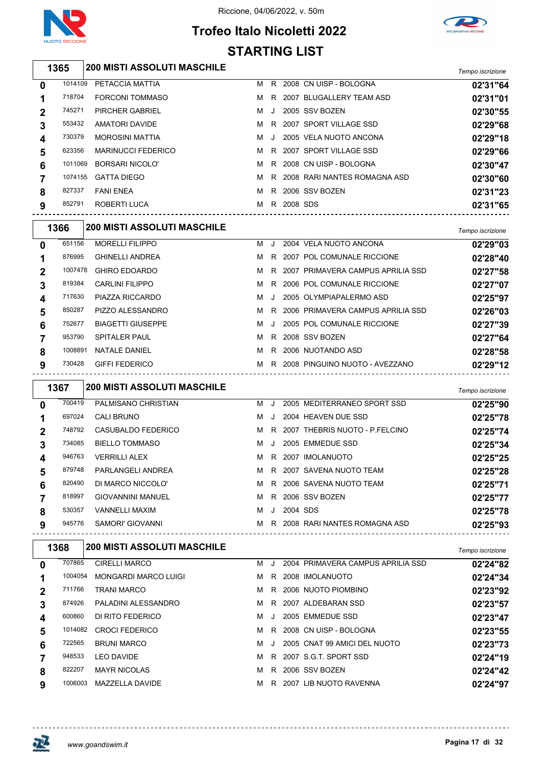Riccione, 04/06/2022, v. 50m

# Trofeo Italo Nicoletti 2022

## STARTING LIST

### 1365 200 MISTI ASSOLUTI MASCHILE

| Corsia | Tessera | Atleta | Sesso | Cat. | Anno | Società | Tempo iscrizione |
|---|---|---|---|---|---|---|---|
| 0 | 1014109 | PETACCIA MATTIA | M | R | 2008 | CN UISP - BOLOGNA | 02'31"64 |
| 1 | 718704 | FORCONI TOMMASO | M | R | 2007 | BLUGALLERY TEAM ASD | 02'31"01 |
| 2 | 745271 | PIRCHER GABRIEL | M | J | 2005 | SSV BOZEN | 02'30"55 |
| 3 | 553432 | AMATORI DAVIDE | M | R | 2007 | SPORT VILLAGE SSD | 02'29"68 |
| 4 | 730379 | MOROSINI MATTIA | M | J | 2005 | VELA NUOTO ANCONA | 02'29"18 |
| 5 | 623356 | MARINUCCI FEDERICO | M | R | 2007 | SPORT VILLAGE SSD | 02'29"66 |
| 6 | 1011069 | BORSARI NICOLO' | M | R | 2008 | CN UISP - BOLOGNA | 02'30"47 |
| 7 | 1074155 | GATTA DIEGO | M | R | 2008 | RARI NANTES ROMAGNA ASD | 02'30"60 |
| 8 | 827337 | FANI ENEA | M | R | 2006 | SSV BOZEN | 02'31"23 |
| 9 | 852791 | ROBERTI LUCA | M | R | 2008 | SDS | 02'31"65 |

### 1366 200 MISTI ASSOLUTI MASCHILE

| Corsia | Tessera | Atleta | Sesso | Cat. | Anno | Società | Tempo iscrizione |
|---|---|---|---|---|---|---|---|
| 0 | 651156 | MORELLI FILIPPO | M | J | 2004 | VELA NUOTO ANCONA | 02'29"03 |
| 1 | 876995 | GHINELLI ANDREA | M | R | 2007 | POL COMUNALE RICCIONE | 02'28"40 |
| 2 | 1007478 | GHIRO EDOARDO | M | R | 2007 | PRIMAVERA CAMPUS APRILIA SSD | 02'27"58 |
| 3 | 819384 | CARLINI FILIPPO | M | R | 2006 | POL COMUNALE RICCIONE | 02'27"07 |
| 4 | 717630 | PIAZZA RICCARDO | M | J | 2005 | OLYMPIAPALERMO ASD | 02'25"97 |
| 5 | 850287 | PIZZO ALESSANDRO | M | R | 2006 | PRIMAVERA CAMPUS APRILIA SSD | 02'26"03 |
| 6 | 752677 | BIAGETTI GIUSEPPE | M | J | 2005 | POL COMUNALE RICCIONE | 02'27"39 |
| 7 | 953790 | SPITALER PAUL | M | R | 2008 | SSV BOZEN | 02'27"64 |
| 8 | 1008891 | NATALE DANIEL | M | R | 2006 | NUOTANDO ASD | 02'28"58 |
| 9 | 730428 | GIFFI FEDERICO | M | R | 2008 | PINGUINO NUOTO - AVEZZANO | 02'29"12 |

### 1367 200 MISTI ASSOLUTI MASCHILE

| Corsia | Tessera | Atleta | Sesso | Cat. | Anno | Società | Tempo iscrizione |
|---|---|---|---|---|---|---|---|
| 0 | 700419 | PALMISANO CHRISTIAN | M | J | 2005 | MEDITERRANEO SPORT SSD | 02'25"90 |
| 1 | 697024 | CALI BRUNO | M | J | 2004 | HEAVEN DUE SSD | 02'25"78 |
| 2 | 748792 | CASUBALDO FEDERICO | M | R | 2007 | THEBRIS NUOTO - P.FELCINO | 02'25"74 |
| 3 | 734085 | BIELLO TOMMASO | M | J | 2005 | EMMEDUE SSD | 02'25"34 |
| 4 | 946763 | VERRILLI ALEX | M | R | 2007 | IMOLANUOTO | 02'25"25 |
| 5 | 879748 | PARLANGELI ANDREA | M | R | 2007 | SAVENA NUOTO TEAM | 02'25"28 |
| 6 | 820490 | DI MARCO NICCOLO' | M | R | 2006 | SAVENA NUOTO TEAM | 02'25"71 |
| 7 | 818997 | GIOVANNINI MANUEL | M | R | 2006 | SSV BOZEN | 02'25"77 |
| 8 | 530357 | VANNELLI MAXIM | M | J | 2004 | SDS | 02'25"78 |
| 9 | 945776 | SAMORI' GIOVANNI | M | R | 2008 | RARI NANTES ROMAGNA ASD | 02'25"93 |

### 1368 200 MISTI ASSOLUTI MASCHILE

| Corsia | Tessera | Atleta | Sesso | Cat. | Anno | Società | Tempo iscrizione |
|---|---|---|---|---|---|---|---|
| 0 | 707865 | CIRELLI MARCO | M | J | 2004 | PRIMAVERA CAMPUS APRILIA SSD | 02'24"82 |
| 1 | 1004054 | MONGARDI MARCO LUIGI | M | R | 2008 | IMOLANUOTO | 02'24"34 |
| 2 | 711766 | TRANI MARCO | M | R | 2006 | NUOTO PIOMBINO | 02'23"92 |
| 3 | 874926 | PALADINI ALESSANDRO | M | R | 2007 | ALDEBARAN SSD | 02'23"57 |
| 4 | 600860 | DI RITO FEDERICO | M | J | 2005 | EMMEDUE SSD | 02'23"47 |
| 5 | 1014082 | CROCI FEDERICO | M | R | 2008 | CN UISP - BOLOGNA | 02'23"55 |
| 6 | 722565 | BRUNI MARCO | M | J | 2005 | CNAT 99 AMICI DEL NUOTO | 02'23"73 |
| 7 | 948533 | LEO DAVIDE | M | R | 2007 | S.G.T. SPORT SSD | 02'24"19 |
| 8 | 822207 | MAYR NICOLAS | M | R | 2006 | SSV BOZEN | 02'24"42 |
| 9 | 1006003 | MAZZELLA DAVIDE | M | R | 2007 | LIB NUOTO RAVENNA | 02'24"97 |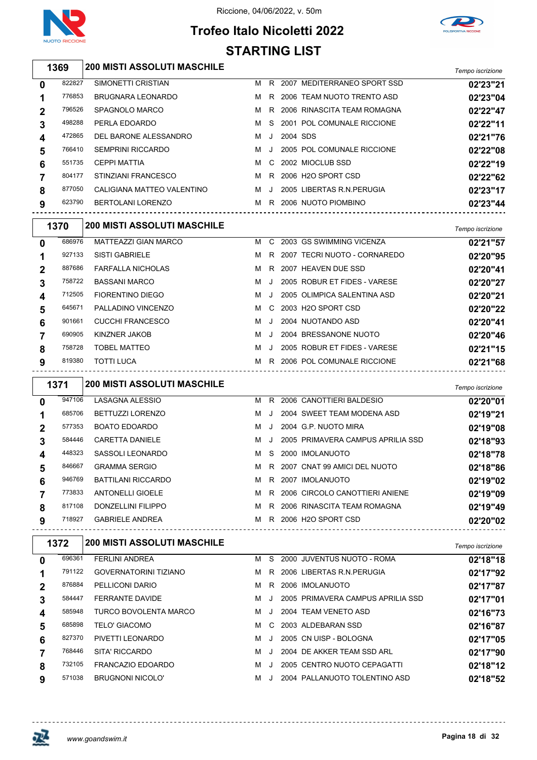Riccione, 04/06/2022, v. 50m

# Trofeo Italo Nicoletti 2022

## STARTING LIST

### 1369 — 200 MISTI ASSOLUTI MASCHILE

| Corsia | Tessera | Nome | Sesso | Cat. | Anno | Società | Tempo iscrizione |
|---|---|---|---|---|---|---|---|
| 0 | 822827 | SIMONETTI CRISTIAN | M | R | 2007 | MEDITERRANEO SPORT SSD | 02'23"21 |
| 1 | 776853 | BRUGNARA LEONARDO | M | R | 2006 | TEAM NUOTO TRENTO ASD | 02'23"04 |
| 2 | 796526 | SPAGNOLO MARCO | M | R | 2006 | RINASCITA TEAM ROMAGNA | 02'22"47 |
| 3 | 498288 | PERLA EDOARDO | M | S | 2001 | POL COMUNALE RICCIONE | 02'22"11 |
| 4 | 472865 | DEL BARONE ALESSANDRO | M | J | 2004 | SDS | 02'21"76 |
| 5 | 766410 | SEMPRINI RICCARDO | M | J | 2005 | POL COMUNALE RICCIONE | 02'22"08 |
| 6 | 551735 | CEPPI MATTIA | M | C | 2002 | MIOCLUB SSD | 02'22"19 |
| 7 | 804177 | STINZIANI FRANCESCO | M | R | 2006 | H2O SPORT CSD | 02'22"62 |
| 8 | 877050 | CALIGIANA MATTEO VALENTINO | M | J | 2005 | LIBERTAS R.N.PERUGIA | 02'23"17 |
| 9 | 623790 | BERTOLANI LORENZO | M | R | 2006 | NUOTO PIOMBINO | 02'23"44 |

### 1370 — 200 MISTI ASSOLUTI MASCHILE

| Corsia | Tessera | Nome | Sesso | Cat. | Anno | Società | Tempo iscrizione |
|---|---|---|---|---|---|---|---|
| 0 | 686976 | MATTEAZZI GIAN MARCO | M | C | 2003 | GS SWIMMING VICENZA | 02'21"57 |
| 1 | 927133 | SISTI GABRIELE | M | R | 2007 | TECRI NUOTO - CORNAREDO | 02'20"95 |
| 2 | 887686 | FARFALLA NICHOLAS | M | R | 2007 | HEAVEN DUE SSD | 02'20"41 |
| 3 | 758722 | BASSANI MARCO | M | J | 2005 | ROBUR ET FIDES - VARESE | 02'20"27 |
| 4 | 712505 | FIORENTINO DIEGO | M | J | 2005 | OLIMPICA SALENTINA ASD | 02'20"21 |
| 5 | 645671 | PALLADINO VINCENZO | M | C | 2003 | H2O SPORT CSD | 02'20"22 |
| 6 | 901661 | CUCCHI FRANCESCO | M | J | 2004 | NUOTANDO ASD | 02'20"41 |
| 7 | 690905 | KINZNER JAKOB | M | J | 2004 | BRESSANONE NUOTO | 02'20"46 |
| 8 | 758728 | TOBEL MATTEO | M | J | 2005 | ROBUR ET FIDES - VARESE | 02'21"15 |
| 9 | 819380 | TOTTI LUCA | M | R | 2006 | POL COMUNALE RICCIONE | 02'21"68 |

### 1371 — 200 MISTI ASSOLUTI MASCHILE

| Corsia | Tessera | Nome | Sesso | Cat. | Anno | Società | Tempo iscrizione |
|---|---|---|---|---|---|---|---|
| 0 | 947106 | LASAGNA ALESSIO | M | R | 2006 | CANOTTIERI BALDESIO | 02'20"01 |
| 1 | 685706 | BETTUZZI LORENZO | M | J | 2004 | SWEET TEAM MODENA ASD | 02'19"21 |
| 2 | 577353 | BOATO EDOARDO | M | J | 2004 | G.P. NUOTO MIRA | 02'19"08 |
| 3 | 584446 | CARETTA DANIELE | M | J | 2005 | PRIMAVERA CAMPUS APRILIA SSD | 02'18"93 |
| 4 | 448323 | SASSOLI LEONARDO | M | S | 2000 | IMOLANUOTO | 02'18"78 |
| 5 | 846667 | GRAMMA SERGIO | M | R | 2007 | CNAT 99 AMICI DEL NUOTO | 02'18"86 |
| 6 | 946769 | BATTILANI RICCARDO | M | R | 2007 | IMOLANUOTO | 02'19"02 |
| 7 | 773833 | ANTONELLI GIOELE | M | R | 2006 | CIRCOLO CANOTTIERI ANIENE | 02'19"09 |
| 8 | 817108 | DONZELLINI FILIPPO | M | R | 2006 | RINASCITA TEAM ROMAGNA | 02'19"49 |
| 9 | 718927 | GABRIELE ANDREA | M | R | 2006 | H2O SPORT CSD | 02'20"02 |

### 1372 — 200 MISTI ASSOLUTI MASCHILE

| Corsia | Tessera | Nome | Sesso | Cat. | Anno | Società | Tempo iscrizione |
|---|---|---|---|---|---|---|---|
| 0 | 696361 | FERLINI ANDREA | M | S | 2000 | JUVENTUS NUOTO - ROMA | 02'18"18 |
| 1 | 791122 | GOVERNATORINI TIZIANO | M | R | 2006 | LIBERTAS R.N.PERUGIA | 02'17"92 |
| 2 | 876884 | PELLICONI DARIO | M | R | 2006 | IMOLANUOTO | 02'17"87 |
| 3 | 584447 | FERRANTE DAVIDE | M | J | 2005 | PRIMAVERA CAMPUS APRILIA SSD | 02'17"01 |
| 4 | 585948 | TURCO BOVOLENTA MARCO | M | J | 2004 | TEAM VENETO ASD | 02'16"73 |
| 5 | 685898 | TELO' GIACOMO | M | C | 2003 | ALDEBARAN SSD | 02'16"87 |
| 6 | 827370 | PIVETTI LEONARDO | M | J | 2005 | CN UISP - BOLOGNA | 02'17"05 |
| 7 | 768446 | SITA' RICCARDO | M | J | 2004 | DE AKKER TEAM SSD ARL | 02'17"90 |
| 8 | 732105 | FRANCAZIO EDOARDO | M | J | 2005 | CENTRO NUOTO CEPAGATTI | 02'18"12 |
| 9 | 571038 | BRUGNONI NICOLO' | M | J | 2004 | PALLANUOTO TOLENTINO ASD | 02'18"52 |

www.goandswim.it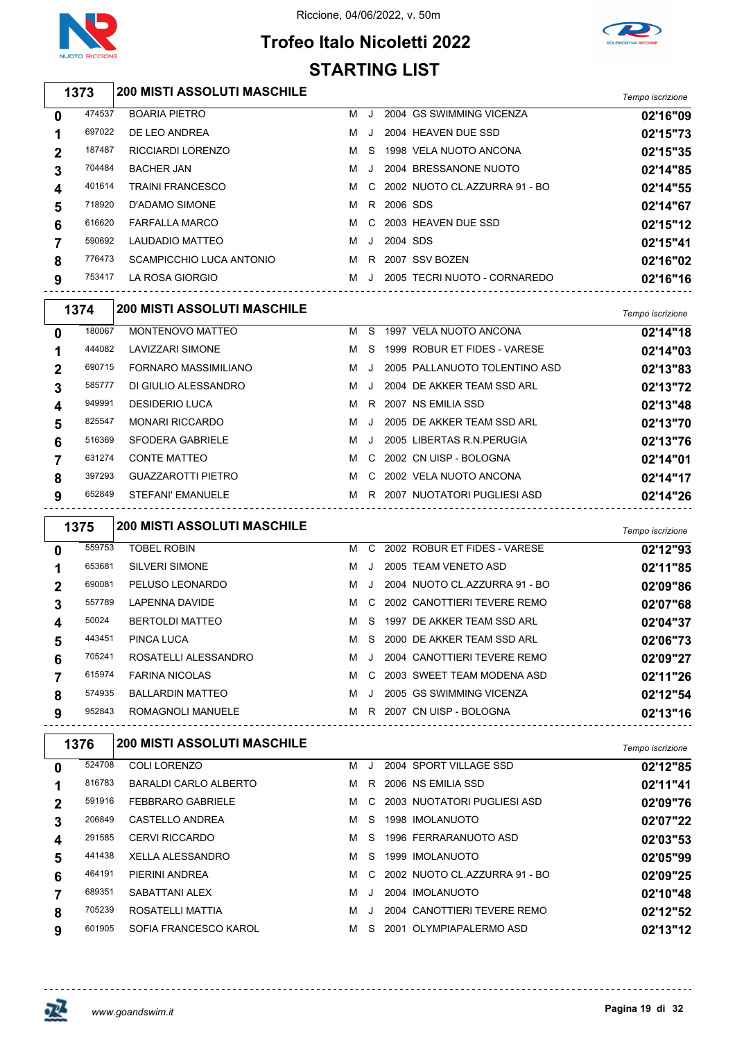Riccione, 04/06/2022, v. 50m

# Trofeo Italo Nicoletti 2022

## STARTING LIST

### 1373 — 200 MISTI ASSOLUTI MASCHILE

| Corsia | Tessera | Nome | Sesso | Cat. | Anno | Società | Tempo iscrizione |
|---|---|---|---|---|---|---|---|
| 0 | 474537 | BOARIA PIETRO | M | J | 2004 | GS SWIMMING VICENZA | 02'16"09 |
| 1 | 697022 | DE LEO ANDREA | M | J | 2004 | HEAVEN DUE SSD | 02'15"73 |
| 2 | 187487 | RICCIARDI LORENZO | M | S | 1998 | VELA NUOTO ANCONA | 02'15"35 |
| 3 | 704484 | BACHER JAN | M | J | 2004 | BRESSANONE NUOTO | 02'14"85 |
| 4 | 401614 | TRAINI FRANCESCO | M | C | 2002 | NUOTO CL.AZZURRA 91 - BO | 02'14"55 |
| 5 | 718920 | D'ADAMO SIMONE | M | R | 2006 | SDS | 02'14"67 |
| 6 | 616620 | FARFALLA MARCO | M | C | 2003 | HEAVEN DUE SSD | 02'15"12 |
| 7 | 590692 | LAUDADIO MATTEO | M | J | 2004 | SDS | 02'15"41 |
| 8 | 776473 | SCAMPICCHIO LUCA ANTONIO | M | R | 2007 | SSV BOZEN | 02'16"02 |
| 9 | 753417 | LA ROSA GIORGIO | M | J | 2005 | TECRI NUOTO - CORNAREDO | 02'16"16 |

### 1374 — 200 MISTI ASSOLUTI MASCHILE

| Corsia | Tessera | Nome | Sesso | Cat. | Anno | Società | Tempo iscrizione |
|---|---|---|---|---|---|---|---|
| 0 | 180067 | MONTENOVO MATTEO | M | S | 1997 | VELA NUOTO ANCONA | 02'14"18 |
| 1 | 444082 | LAVIZZARI SIMONE | M | S | 1999 | ROBUR ET FIDES - VARESE | 02'14"03 |
| 2 | 690715 | FORNARO MASSIMILIANO | M | J | 2005 | PALLANUOTO TOLENTINO ASD | 02'13"83 |
| 3 | 585777 | DI GIULIO ALESSANDRO | M | J | 2004 | DE AKKER TEAM SSD ARL | 02'13"72 |
| 4 | 949991 | DESIDERIO LUCA | M | R | 2007 | NS EMILIA SSD | 02'13"48 |
| 5 | 825547 | MONARI RICCARDO | M | J | 2005 | DE AKKER TEAM SSD ARL | 02'13"70 |
| 6 | 516369 | SFODERA GABRIELE | M | J | 2005 | LIBERTAS R.N.PERUGIA | 02'13"76 |
| 7 | 631274 | CONTE MATTEO | M | C | 2002 | CN UISP - BOLOGNA | 02'14"01 |
| 8 | 397293 | GUAZZAROTTI PIETRO | M | C | 2002 | VELA NUOTO ANCONA | 02'14"17 |
| 9 | 652849 | STEFANI' EMANUELE | M | R | 2007 | NUOTATORI PUGLIESI ASD | 02'14"26 |

### 1375 — 200 MISTI ASSOLUTI MASCHILE

| Corsia | Tessera | Nome | Sesso | Cat. | Anno | Società | Tempo iscrizione |
|---|---|---|---|---|---|---|---|
| 0 | 559753 | TOBEL ROBIN | M | C | 2002 | ROBUR ET FIDES - VARESE | 02'12"93 |
| 1 | 653681 | SILVERI SIMONE | M | J | 2005 | TEAM VENETO ASD | 02'11"85 |
| 2 | 690081 | PELUSO LEONARDO | M | J | 2004 | NUOTO CL.AZZURRA 91 - BO | 02'09"86 |
| 3 | 557789 | LAPENNA DAVIDE | M | C | 2002 | CANOTTIERI TEVERE REMO | 02'07"68 |
| 4 | 50024 | BERTOLDI MATTEO | M | S | 1997 | DE AKKER TEAM SSD ARL | 02'04"37 |
| 5 | 443451 | PINCA LUCA | M | S | 2000 | DE AKKER TEAM SSD ARL | 02'06"73 |
| 6 | 705241 | ROSATELLI ALESSANDRO | M | J | 2004 | CANOTTIERI TEVERE REMO | 02'09"27 |
| 7 | 615974 | FARINA NICOLAS | M | C | 2003 | SWEET TEAM MODENA ASD | 02'11"26 |
| 8 | 574935 | BALLARDIN MATTEO | M | J | 2005 | GS SWIMMING VICENZA | 02'12"54 |
| 9 | 952843 | ROMAGNOLI MANUELE | M | R | 2007 | CN UISP - BOLOGNA | 02'13"16 |

### 1376 — 200 MISTI ASSOLUTI MASCHILE

| Corsia | Tessera | Nome | Sesso | Cat. | Anno | Società | Tempo iscrizione |
|---|---|---|---|---|---|---|---|
| 0 | 524708 | COLI LORENZO | M | J | 2004 | SPORT VILLAGE SSD | 02'12"85 |
| 1 | 816783 | BARALDI CARLO ALBERTO | M | R | 2006 | NS EMILIA SSD | 02'11"41 |
| 2 | 591916 | FEBBRARO GABRIELE | M | C | 2003 | NUOTATORI PUGLIESI ASD | 02'09"76 |
| 3 | 206849 | CASTELLO ANDREA | M | S | 1998 | IMOLANUOTO | 02'07"22 |
| 4 | 291585 | CERVI RICCARDO | M | S | 1996 | FERRARANUOTO ASD | 02'03"53 |
| 5 | 441438 | XELLA ALESSANDRO | M | S | 1999 | IMOLANUOTO | 02'05"99 |
| 6 | 464191 | PIERINI ANDREA | M | C | 2002 | NUOTO CL.AZZURRA 91 - BO | 02'09"25 |
| 7 | 689351 | SABATTANI ALEX | M | J | 2004 | IMOLANUOTO | 02'10"48 |
| 8 | 705239 | ROSATELLI MATTIA | M | J | 2004 | CANOTTIERI TEVERE REMO | 02'12"52 |
| 9 | 601905 | SOFIA FRANCESCO KAROL | M | S | 2001 | OLYMPIAPALERMO ASD | 02'13"12 |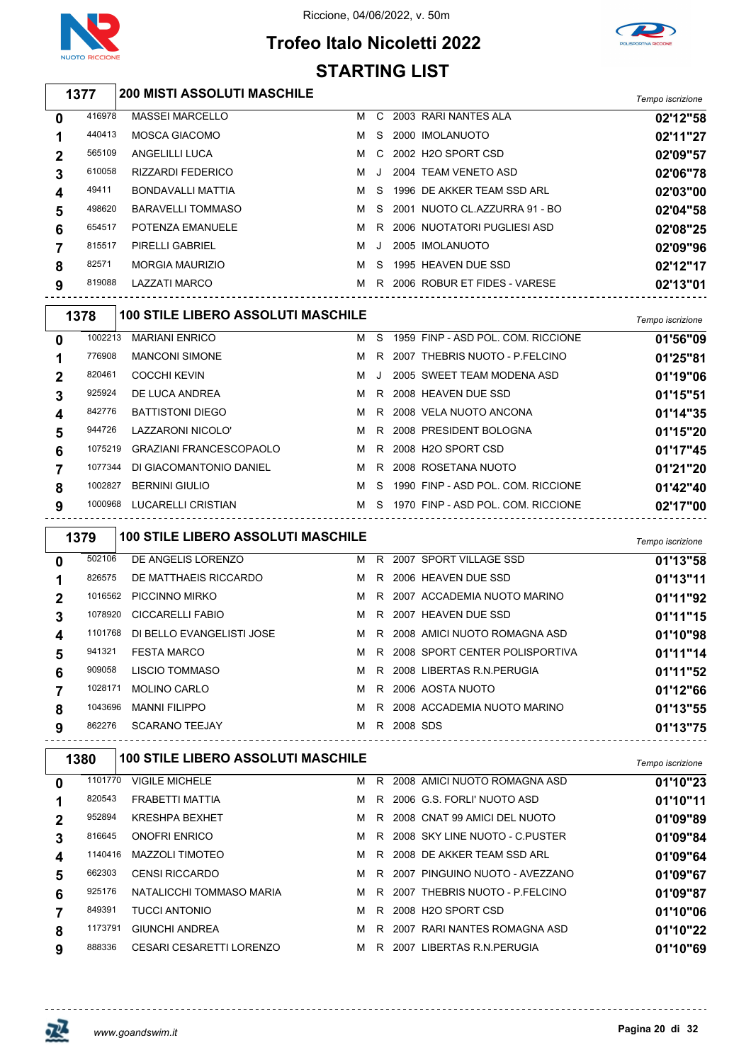Riccione, 04/06/2022, v. 50m

# Trofeo Italo Nicoletti 2022

## STARTING LIST

### 1377 — 200 MISTI ASSOLUTI MASCHILE

| Corsia | Tessera | Nome | Sesso | Cat. | Anno | Società | Tempo iscrizione |
|---|---|---|---|---|---|---|---|
| 0 | 416978 | MASSEI MARCELLO | M | C | 2003 | RARI NANTES ALA | 02'12"58 |
| 1 | 440413 | MOSCA GIACOMO | M | S | 2000 | IMOLANUOTO | 02'11"27 |
| 2 | 565109 | ANGELILLI LUCA | M | C | 2002 | H2O SPORT CSD | 02'09"57 |
| 3 | 610058 | RIZZARDI FEDERICO | M | J | 2004 | TEAM VENETO ASD | 02'06"78 |
| 4 | 49411 | BONDAVALLI MATTIA | M | S | 1996 | DE AKKER TEAM SSD ARL | 02'03"00 |
| 5 | 498620 | BARAVELLI TOMMASO | M | S | 2001 | NUOTO CL.AZZURRA 91 - BO | 02'04"58 |
| 6 | 654517 | POTENZA EMANUELE | M | R | 2006 | NUOTATORI PUGLIESI ASD | 02'08"25 |
| 7 | 815517 | PIRELLI GABRIEL | M | J | 2005 | IMOLANUOTO | 02'09"96 |
| 8 | 82571 | MORGIA MAURIZIO | M | S | 1995 | HEAVEN DUE SSD | 02'12"17 |
| 9 | 819088 | LAZZATI MARCO | M | R | 2006 | ROBUR ET FIDES - VARESE | 02'13"01 |

### 1378 — 100 STILE LIBERO ASSOLUTI MASCHILE

| Corsia | Tessera | Nome | Sesso | Cat. | Anno | Società | Tempo iscrizione |
|---|---|---|---|---|---|---|---|
| 0 | 1002213 | MARIANI ENRICO | M | S | 1959 | FINP - ASD POL. COM. RICCIONE | 01'56"09 |
| 1 | 776908 | MANCONI SIMONE | M | R | 2007 | THEBRIS NUOTO - P.FELCINO | 01'25"81 |
| 2 | 820461 | COCCHI KEVIN | M | J | 2005 | SWEET TEAM MODENA ASD | 01'19"06 |
| 3 | 925924 | DE LUCA ANDREA | M | R | 2008 | HEAVEN DUE SSD | 01'15"51 |
| 4 | 842776 | BATTISTONI DIEGO | M | R | 2008 | VELA NUOTO ANCONA | 01'14"35 |
| 5 | 944726 | LAZZARONI NICOLO' | M | R | 2008 | PRESIDENT BOLOGNA | 01'15"20 |
| 6 | 1075219 | GRAZIANI FRANCESCOPAOLO | M | R | 2008 | H2O SPORT CSD | 01'17"45 |
| 7 | 1077344 | DI GIACOMANTONIO DANIEL | M | R | 2008 | ROSETANA NUOTO | 01'21"20 |
| 8 | 1002827 | BERNINI GIULIO | M | S | 1990 | FINP - ASD POL. COM. RICCIONE | 01'42"40 |
| 9 | 1000968 | LUCARELLI CRISTIAN | M | S | 1970 | FINP - ASD POL. COM. RICCIONE | 02'17"00 |

### 1379 — 100 STILE LIBERO ASSOLUTI MASCHILE

| Corsia | Tessera | Nome | Sesso | Cat. | Anno | Società | Tempo iscrizione |
|---|---|---|---|---|---|---|---|
| 0 | 502106 | DE ANGELIS LORENZO | M | R | 2007 | SPORT VILLAGE SSD | 01'13"58 |
| 1 | 826575 | DE MATTHAEIS RICCARDO | M | R | 2006 | HEAVEN DUE SSD | 01'13"11 |
| 2 | 1016562 | PICCINNO MIRKO | M | R | 2007 | ACCADEMIA NUOTO MARINO | 01'11"92 |
| 3 | 1078920 | CICCARELLI FABIO | M | R | 2007 | HEAVEN DUE SSD | 01'11"15 |
| 4 | 1101768 | DI BELLO EVANGELISTI JOSE | M | R | 2008 | AMICI NUOTO ROMAGNA ASD | 01'10"98 |
| 5 | 941321 | FESTA MARCO | M | R | 2008 | SPORT CENTER POLISPORTIVA | 01'11"14 |
| 6 | 909058 | LISCIO TOMMASO | M | R | 2008 | LIBERTAS R.N.PERUGIA | 01'11"52 |
| 7 | 1028171 | MOLINO CARLO | M | R | 2006 | AOSTA NUOTO | 01'12"66 |
| 8 | 1043696 | MANNI FILIPPO | M | R | 2008 | ACCADEMIA NUOTO MARINO | 01'13"55 |
| 9 | 862276 | SCARANO TEEJAY | M | R | 2008 | SDS | 01'13"75 |

### 1380 — 100 STILE LIBERO ASSOLUTI MASCHILE

| Corsia | Tessera | Nome | Sesso | Cat. | Anno | Società | Tempo iscrizione |
|---|---|---|---|---|---|---|---|
| 0 | 1101770 | VIGILE MICHELE | M | R | 2008 | AMICI NUOTO ROMAGNA ASD | 01'10"23 |
| 1 | 820543 | FRABETTI MATTIA | M | R | 2006 | G.S. FORLI' NUOTO ASD | 01'10"11 |
| 2 | 952894 | KRESHPA BEXHET | M | R | 2008 | CNAT 99 AMICI DEL NUOTO | 01'09"89 |
| 3 | 816645 | ONOFRI ENRICO | M | R | 2008 | SKY LINE NUOTO - C.PUSTER | 01'09"84 |
| 4 | 1140416 | MAZZOLI TIMOTEO | M | R | 2008 | DE AKKER TEAM SSD ARL | 01'09"64 |
| 5 | 662303 | CENSI RICCARDO | M | R | 2007 | PINGUINO NUOTO - AVEZZANO | 01'09"67 |
| 6 | 925176 | NATALICCHI TOMMASO MARIA | M | R | 2007 | THEBRIS NUOTO - P.FELCINO | 01'09"87 |
| 7 | 849391 | TUCCI ANTONIO | M | R | 2008 | H2O SPORT CSD | 01'10"06 |
| 8 | 1173791 | GIUNCHI ANDREA | M | R | 2007 | RARI NANTES ROMAGNA ASD | 01'10"22 |
| 9 | 888336 | CESARI CESARETTI LORENZO | M | R | 2007 | LIBERTAS R.N.PERUGIA | 01'10"69 |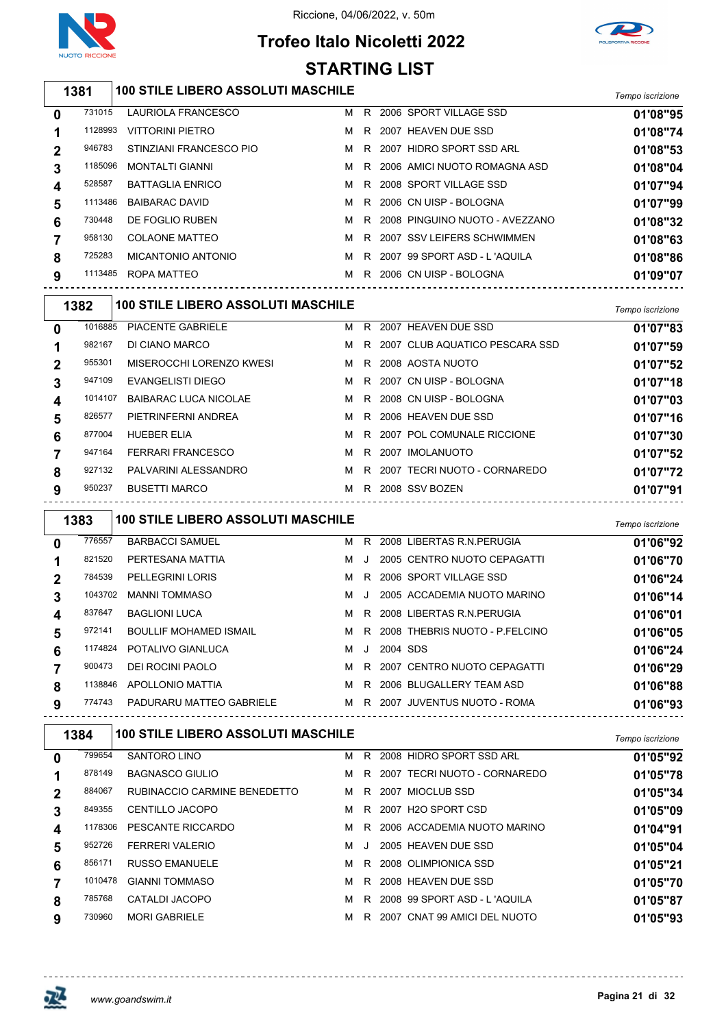Riccione, 04/06/2022, v. 50m

# Trofeo Italo Nicoletti 2022

## STARTING LIST

### 1381 100 STILE LIBERO ASSOLUTI MASCHILE

| Corsia | Tessera | Nome | Sesso | Cat. | Anno | Società | Tempo iscrizione |
|---|---|---|---|---|---|---|---|
| 0 | 731015 | LAURIOLA FRANCESCO | M | R | 2006 | SPORT VILLAGE SSD | 01'08"95 |
| 1 | 1128993 | VITTORINI PIETRO | M | R | 2007 | HEAVEN DUE SSD | 01'08"74 |
| 2 | 946783 | STINZIANI FRANCESCO PIO | M | R | 2007 | HIDRO SPORT SSD ARL | 01'08"53 |
| 3 | 1185096 | MONTALTI GIANNI | M | R | 2006 | AMICI NUOTO ROMAGNA ASD | 01'08"04 |
| 4 | 528587 | BATTAGLIA ENRICO | M | R | 2008 | SPORT VILLAGE SSD | 01'07"94 |
| 5 | 1113486 | BAIBARAC DAVID | M | R | 2006 | CN UISP - BOLOGNA | 01'07"99 |
| 6 | 730448 | DE FOGLIO RUBEN | M | R | 2008 | PINGUINO NUOTO - AVEZZANO | 01'08"32 |
| 7 | 958130 | COLAONE MATTEO | M | R | 2007 | SSV LEIFERS SCHWIMMEN | 01'08"63 |
| 8 | 725283 | MICANTONIO ANTONIO | M | R | 2007 | 99 SPORT ASD - L 'AQUILA | 01'08"86 |
| 9 | 1113485 | ROPA MATTEO | M | R | 2006 | CN UISP - BOLOGNA | 01'09"07 |

### 1382 100 STILE LIBERO ASSOLUTI MASCHILE

| Corsia | Tessera | Nome | Sesso | Cat. | Anno | Società | Tempo iscrizione |
|---|---|---|---|---|---|---|---|
| 0 | 1016885 | PIACENTE GABRIELE | M | R | 2007 | HEAVEN DUE SSD | 01'07"83 |
| 1 | 982167 | DI CIANO MARCO | M | R | 2007 | CLUB AQUATICO PESCARA SSD | 01'07"59 |
| 2 | 955301 | MISEROCCHI LORENZO KWESI | M | R | 2008 | AOSTA NUOTO | 01'07"52 |
| 3 | 947109 | EVANGELISTI DIEGO | M | R | 2007 | CN UISP - BOLOGNA | 01'07"18 |
| 4 | 1014107 | BAIBARAC LUCA NICOLAE | M | R | 2008 | CN UISP - BOLOGNA | 01'07"03 |
| 5 | 826577 | PIETRINFERNI ANDREA | M | R | 2006 | HEAVEN DUE SSD | 01'07"16 |
| 6 | 877004 | HUEBER ELIA | M | R | 2007 | POL COMUNALE RICCIONE | 01'07"30 |
| 7 | 947164 | FERRARI FRANCESCO | M | R | 2007 | IMOLANUOTO | 01'07"52 |
| 8 | 927132 | PALVARINI ALESSANDRO | M | R | 2007 | TECRI NUOTO - CORNAREDO | 01'07"72 |
| 9 | 950237 | BUSETTI MARCO | M | R | 2008 | SSV BOZEN | 01'07"91 |

### 1383 100 STILE LIBERO ASSOLUTI MASCHILE

| Corsia | Tessera | Nome | Sesso | Cat. | Anno | Società | Tempo iscrizione |
|---|---|---|---|---|---|---|---|
| 0 | 776557 | BARBACCI SAMUEL | M | R | 2008 | LIBERTAS R.N.PERUGIA | 01'06"92 |
| 1 | 821520 | PERTESANA MATTIA | M | J | 2005 | CENTRO NUOTO CEPAGATTI | 01'06"70 |
| 2 | 784539 | PELLEGRINI LORIS | M | R | 2006 | SPORT VILLAGE SSD | 01'06"24 |
| 3 | 1043702 | MANNI TOMMASO | M | J | 2005 | ACCADEMIA NUOTO MARINO | 01'06"14 |
| 4 | 837647 | BAGLIONI LUCA | M | R | 2008 | LIBERTAS R.N.PERUGIA | 01'06"01 |
| 5 | 972141 | BOULLIF MOHAMED ISMAIL | M | R | 2008 | THEBRIS NUOTO - P.FELCINO | 01'06"05 |
| 6 | 1174824 | POTALIVO GIANLUCA | M | J | 2004 | SDS | 01'06"24 |
| 7 | 900473 | DEI ROCINI PAOLO | M | R | 2007 | CENTRO NUOTO CEPAGATTI | 01'06"29 |
| 8 | 1138846 | APOLLONIO MATTIA | M | R | 2006 | BLUGALLERY TEAM ASD | 01'06"88 |
| 9 | 774743 | PADURARU MATTEO GABRIELE | M | R | 2007 | JUVENTUS NUOTO - ROMA | 01'06"93 |

### 1384 100 STILE LIBERO ASSOLUTI MASCHILE

| Corsia | Tessera | Nome | Sesso | Cat. | Anno | Società | Tempo iscrizione |
|---|---|---|---|---|---|---|---|
| 0 | 799654 | SANTORO LINO | M | R | 2008 | HIDRO SPORT SSD ARL | 01'05"92 |
| 1 | 878149 | BAGNASCO GIULIO | M | R | 2007 | TECRI NUOTO - CORNAREDO | 01'05"78 |
| 2 | 884067 | RUBINACCIO CARMINE BENEDETTO | M | R | 2007 | MIOCLUB SSD | 01'05"34 |
| 3 | 849355 | CENTILLO JACOPO | M | R | 2007 | H2O SPORT CSD | 01'05"09 |
| 4 | 1178306 | PESCANTE RICCARDO | M | R | 2006 | ACCADEMIA NUOTO MARINO | 01'04"91 |
| 5 | 952726 | FERRERI VALERIO | M | J | 2005 | HEAVEN DUE SSD | 01'05"04 |
| 6 | 856171 | RUSSO EMANUELE | M | R | 2008 | OLIMPIONICA SSD | 01'05"21 |
| 7 | 1010478 | GIANNI TOMMASO | M | R | 2008 | HEAVEN DUE SSD | 01'05"70 |
| 8 | 785768 | CATALDI JACOPO | M | R | 2008 | 99 SPORT ASD - L 'AQUILA | 01'05"87 |
| 9 | 730960 | MORI GABRIELE | M | R | 2007 | CNAT 99 AMICI DEL NUOTO | 01'05"93 |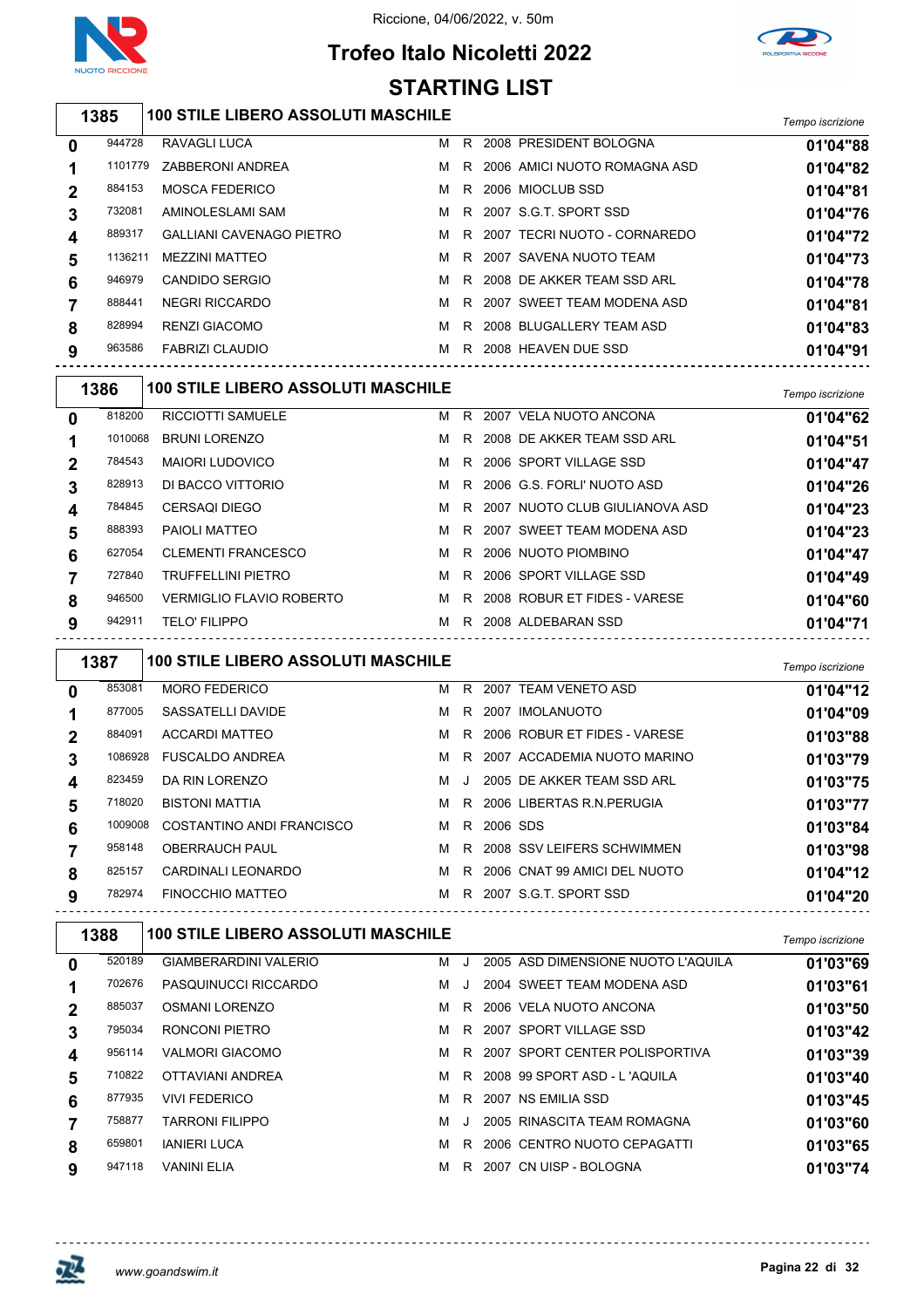# Trofeo Italo Nicoletti 2022

Riccione, 04/06/2022, v. 50m

## STARTING LIST

### 1385 — 100 STILE LIBERO ASSOLUTI MASCHILE

| Corsia | Tessera | Nome | Sesso | Cat. | Anno | Società | Tempo iscrizione |
|---|---|---|---|---|---|---|---|
| 0 | 944728 | RAVAGLI LUCA | M | R | 2008 | PRESIDENT BOLOGNA | 01'04"88 |
| 1 | 1101779 | ZABBERONI ANDREA | M | R | 2006 | AMICI NUOTO ROMAGNA ASD | 01'04"82 |
| 2 | 884153 | MOSCA FEDERICO | M | R | 2006 | MIOCLUB SSD | 01'04"81 |
| 3 | 732081 | AMINOLESLAMI SAM | M | R | 2007 | S.G.T. SPORT SSD | 01'04"76 |
| 4 | 889317 | GALLIANI CAVENAGO PIETRO | M | R | 2007 | TECRI NUOTO - CORNAREDO | 01'04"72 |
| 5 | 1136211 | MEZZINI MATTEO | M | R | 2007 | SAVENA NUOTO TEAM | 01'04"73 |
| 6 | 946979 | CANDIDO SERGIO | M | R | 2008 | DE AKKER TEAM SSD ARL | 01'04"78 |
| 7 | 888441 | NEGRI RICCARDO | M | R | 2007 | SWEET TEAM MODENA ASD | 01'04"81 |
| 8 | 828994 | RENZI GIACOMO | M | R | 2008 | BLUGALLERY TEAM ASD | 01'04"83 |
| 9 | 963586 | FABRIZI CLAUDIO | M | R | 2008 | HEAVEN DUE SSD | 01'04"91 |

### 1386 — 100 STILE LIBERO ASSOLUTI MASCHILE

| Corsia | Tessera | Nome | Sesso | Cat. | Anno | Società | Tempo iscrizione |
|---|---|---|---|---|---|---|---|
| 0 | 818200 | RICCIOTTI SAMUELE | M | R | 2007 | VELA NUOTO ANCONA | 01'04"62 |
| 1 | 1010068 | BRUNI LORENZO | M | R | 2008 | DE AKKER TEAM SSD ARL | 01'04"51 |
| 2 | 784543 | MAIORI LUDOVICO | M | R | 2006 | SPORT VILLAGE SSD | 01'04"47 |
| 3 | 828913 | DI BACCO VITTORIO | M | R | 2006 | G.S. FORLI' NUOTO ASD | 01'04"26 |
| 4 | 784845 | CERSAQI DIEGO | M | R | 2007 | NUOTO CLUB GIULIANOVA ASD | 01'04"23 |
| 5 | 888393 | PAIOLI MATTEO | M | R | 2007 | SWEET TEAM MODENA ASD | 01'04"23 |
| 6 | 627054 | CLEMENTI FRANCESCO | M | R | 2006 | NUOTO PIOMBINO | 01'04"47 |
| 7 | 727840 | TRUFFELLINI PIETRO | M | R | 2006 | SPORT VILLAGE SSD | 01'04"49 |
| 8 | 946500 | VERMIGLIO FLAVIO ROBERTO | M | R | 2008 | ROBUR ET FIDES - VARESE | 01'04"60 |
| 9 | 942911 | TELO' FILIPPO | M | R | 2008 | ALDEBARAN SSD | 01'04"71 |

### 1387 — 100 STILE LIBERO ASSOLUTI MASCHILE

| Corsia | Tessera | Nome | Sesso | Cat. | Anno | Società | Tempo iscrizione |
|---|---|---|---|---|---|---|---|
| 0 | 853081 | MORO FEDERICO | M | R | 2007 | TEAM VENETO ASD | 01'04"12 |
| 1 | 877005 | SASSATELLI DAVIDE | M | R | 2007 | IMOLANUOTO | 01'04"09 |
| 2 | 884091 | ACCARDI MATTEO | M | R | 2006 | ROBUR ET FIDES - VARESE | 01'03"88 |
| 3 | 1086928 | FUSCALDO ANDREA | M | R | 2007 | ACCADEMIA NUOTO MARINO | 01'03"79 |
| 4 | 823459 | DA RIN LORENZO | M | J | 2005 | DE AKKER TEAM SSD ARL | 01'03"75 |
| 5 | 718020 | BISTONI MATTIA | M | R | 2006 | LIBERTAS R.N.PERUGIA | 01'03"77 |
| 6 | 1009008 | COSTANTINO ANDI FRANCISCO | M | R | 2006 | SDS | 01'03"84 |
| 7 | 958148 | OBERRAUCH PAUL | M | R | 2008 | SSV LEIFERS SCHWIMMEN | 01'03"98 |
| 8 | 825157 | CARDINALI LEONARDO | M | R | 2006 | CNAT 99 AMICI DEL NUOTO | 01'04"12 |
| 9 | 782974 | FINOCCHIO MATTEO | M | R | 2007 | S.G.T. SPORT SSD | 01'04"20 |

### 1388 — 100 STILE LIBERO ASSOLUTI MASCHILE

| Corsia | Tessera | Nome | Sesso | Cat. | Anno | Società | Tempo iscrizione |
|---|---|---|---|---|---|---|---|
| 0 | 520189 | GIAMBERARDINI VALERIO | M | J | 2005 | ASD DIMENSIONE NUOTO L'AQUILA | 01'03"69 |
| 1 | 702676 | PASQUINUCCI RICCARDO | M | J | 2004 | SWEET TEAM MODENA ASD | 01'03"61 |
| 2 | 885037 | OSMANI LORENZO | M | R | 2006 | VELA NUOTO ANCONA | 01'03"50 |
| 3 | 795034 | RONCONI PIETRO | M | R | 2007 | SPORT VILLAGE SSD | 01'03"42 |
| 4 | 956114 | VALMORI GIACOMO | M | R | 2007 | SPORT CENTER POLISPORTIVA | 01'03"39 |
| 5 | 710822 | OTTAVIANI ANDREA | M | R | 2008 | 99 SPORT ASD - L 'AQUILA | 01'03"40 |
| 6 | 877935 | VIVI FEDERICO | M | R | 2007 | NS EMILIA SSD | 01'03"45 |
| 7 | 758877 | TARRONI FILIPPO | M | J | 2005 | RINASCITA TEAM ROMAGNA | 01'03"60 |
| 8 | 659801 | IANIERI LUCA | M | R | 2006 | CENTRO NUOTO CEPAGATTI | 01'03"65 |
| 9 | 947118 | VANINI ELIA | M | R | 2007 | CN UISP - BOLOGNA | 01'03"74 |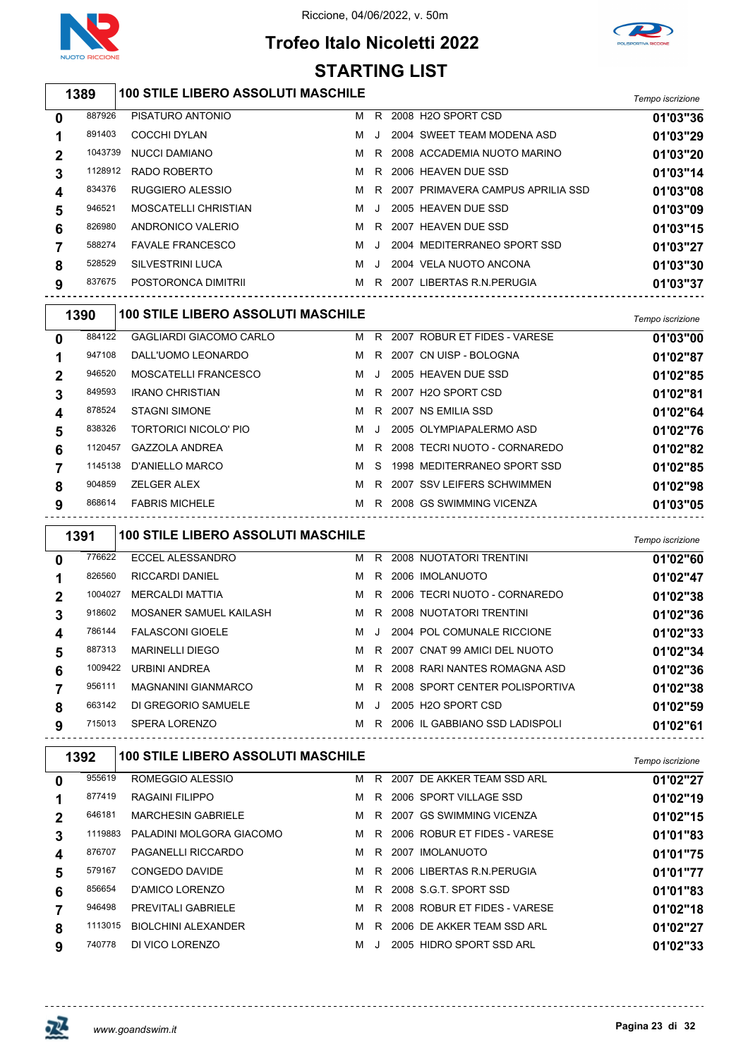Riccione, 04/06/2022, v. 50m

# Trofeo Italo Nicoletti 2022

## STARTING LIST

### 1389 — 100 STILE LIBERO ASSOLUTI MASCHILE

| Corsia | Tessera | Nome | Sesso | Cat. | Anno | Società | Tempo iscrizione |
|---|---|---|---|---|---|---|---|
| 0 | 887926 | PISATURO ANTONIO | M | R | 2008 | H2O SPORT CSD | 01'03"36 |
| 1 | 891403 | COCCHI DYLAN | M | J | 2004 | SWEET TEAM MODENA ASD | 01'03"29 |
| 2 | 1043739 | NUCCI DAMIANO | M | R | 2008 | ACCADEMIA NUOTO MARINO | 01'03"20 |
| 3 | 1128912 | RADO ROBERTO | M | R | 2006 | HEAVEN DUE SSD | 01'03"14 |
| 4 | 834376 | RUGGIERO ALESSIO | M | R | 2007 | PRIMAVERA CAMPUS APRILIA SSD | 01'03"08 |
| 5 | 946521 | MOSCATELLI CHRISTIAN | M | J | 2005 | HEAVEN DUE SSD | 01'03"09 |
| 6 | 826980 | ANDRONICO VALERIO | M | R | 2007 | HEAVEN DUE SSD | 01'03"15 |
| 7 | 588274 | FAVALE FRANCESCO | M | J | 2004 | MEDITERRANEO SPORT SSD | 01'03"27 |
| 8 | 528529 | SILVESTRINI LUCA | M | J | 2004 | VELA NUOTO ANCONA | 01'03"30 |
| 9 | 837675 | POSTORONCA DIMITRII | M | R | 2007 | LIBERTAS R.N.PERUGIA | 01'03"37 |

### 1390 — 100 STILE LIBERO ASSOLUTI MASCHILE

| Corsia | Tessera | Nome | Sesso | Cat. | Anno | Società | Tempo iscrizione |
|---|---|---|---|---|---|---|---|
| 0 | 884122 | GAGLIARDI GIACOMO CARLO | M | R | 2007 | ROBUR ET FIDES - VARESE | 01'03"00 |
| 1 | 947108 | DALL'UOMO LEONARDO | M | R | 2007 | CN UISP - BOLOGNA | 01'02"87 |
| 2 | 946520 | MOSCATELLI FRANCESCO | M | J | 2005 | HEAVEN DUE SSD | 01'02"85 |
| 3 | 849593 | IRANO CHRISTIAN | M | R | 2007 | H2O SPORT CSD | 01'02"81 |
| 4 | 878524 | STAGNI SIMONE | M | R | 2007 | NS EMILIA SSD | 01'02"64 |
| 5 | 838326 | TORTORICI NICOLO' PIO | M | J | 2005 | OLYMPIAPALERMO ASD | 01'02"76 |
| 6 | 1120457 | GAZZOLA ANDREA | M | R | 2008 | TECRI NUOTO - CORNAREDO | 01'02"82 |
| 7 | 1145138 | D'ANIELLO MARCO | M | S | 1998 | MEDITERRANEO SPORT SSD | 01'02"85 |
| 8 | 904859 | ZELGER ALEX | M | R | 2007 | SSV LEIFERS SCHWIMMEN | 01'02"98 |
| 9 | 868614 | FABRIS MICHELE | M | R | 2008 | GS SWIMMING VICENZA | 01'03"05 |

### 1391 — 100 STILE LIBERO ASSOLUTI MASCHILE

| Corsia | Tessera | Nome | Sesso | Cat. | Anno | Società | Tempo iscrizione |
|---|---|---|---|---|---|---|---|
| 0 | 776622 | ECCEL ALESSANDRO | M | R | 2008 | NUOTATORI TRENTINI | 01'02"60 |
| 1 | 826560 | RICCARDI DANIEL | M | R | 2006 | IMOLANUOTO | 01'02"47 |
| 2 | 1004027 | MERCALDI MATTIA | M | R | 2006 | TECRI NUOTO - CORNAREDO | 01'02"38 |
| 3 | 918602 | MOSANER SAMUEL KAILASH | M | R | 2008 | NUOTATORI TRENTINI | 01'02"36 |
| 4 | 786144 | FALASCONI GIOELE | M | J | 2004 | POL COMUNALE RICCIONE | 01'02"33 |
| 5 | 887313 | MARINELLI DIEGO | M | R | 2007 | CNAT 99 AMICI DEL NUOTO | 01'02"34 |
| 6 | 1009422 | URBINI ANDREA | M | R | 2008 | RARI NANTES ROMAGNA ASD | 01'02"36 |
| 7 | 956111 | MAGNANINI GIANMARCO | M | R | 2008 | SPORT CENTER POLISPORTIVA | 01'02"38 |
| 8 | 663142 | DI GREGORIO SAMUELE | M | J | 2005 | H2O SPORT CSD | 01'02"59 |
| 9 | 715013 | SPERA LORENZO | M | R | 2006 | IL GABBIANO SSD LADISPOLI | 01'02"61 |

### 1392 — 100 STILE LIBERO ASSOLUTI MASCHILE

| Corsia | Tessera | Nome | Sesso | Cat. | Anno | Società | Tempo iscrizione |
|---|---|---|---|---|---|---|---|
| 0 | 955619 | ROMEGGIO ALESSIO | M | R | 2007 | DE AKKER TEAM SSD ARL | 01'02"27 |
| 1 | 877419 | RAGAINI FILIPPO | M | R | 2006 | SPORT VILLAGE SSD | 01'02"19 |
| 2 | 646181 | MARCHESIN GABRIELE | M | R | 2007 | GS SWIMMING VICENZA | 01'02"15 |
| 3 | 1119883 | PALADINI MOLGORA GIACOMO | M | R | 2006 | ROBUR ET FIDES - VARESE | 01'01"83 |
| 4 | 876707 | PAGANELLI RICCARDO | M | R | 2007 | IMOLANUOTO | 01'01"75 |
| 5 | 579167 | CONGEDO DAVIDE | M | R | 2006 | LIBERTAS R.N.PERUGIA | 01'01"77 |
| 6 | 856654 | D'AMICO LORENZO | M | R | 2008 | S.G.T. SPORT SSD | 01'01"83 |
| 7 | 946498 | PREVITALI GABRIELE | M | R | 2008 | ROBUR ET FIDES - VARESE | 01'02"18 |
| 8 | 1113015 | BIOLCHINI ALEXANDER | M | R | 2006 | DE AKKER TEAM SSD ARL | 01'02"27 |
| 9 | 740778 | DI VICO LORENZO | M | J | 2005 | HIDRO SPORT SSD ARL | 01'02"33 |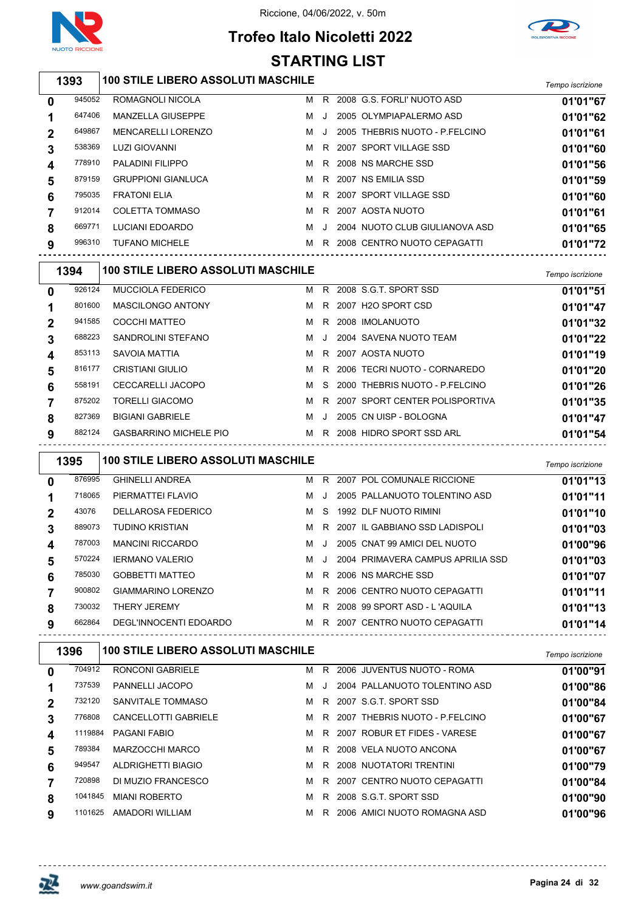Riccione, 04/06/2022, v. 50m

# Trofeo Italo Nicoletti 2022

## STARTING LIST

### 1393 — 100 STILE LIBERO ASSOLUTI MASCHILE

| Corsia | Tessera | Atleta | Sesso | Cat. | Anno | Società | Tempo iscrizione |
|---|---|---|---|---|---|---|---|
| 0 | 945052 | ROMAGNOLI NICOLA | M | R | 2008 | G.S. FORLI' NUOTO ASD | 01'01"67 |
| 1 | 647406 | MANZELLA GIUSEPPE | M | J | 2005 | OLYMPIAPALERMO ASD | 01'01"62 |
| 2 | 649867 | MENCARELLI LORENZO | M | J | 2005 | THEBRIS NUOTO - P.FELCINO | 01'01"61 |
| 3 | 538369 | LUZI GIOVANNI | M | R | 2007 | SPORT VILLAGE SSD | 01'01"60 |
| 4 | 778910 | PALADINI FILIPPO | M | R | 2008 | NS MARCHE SSD | 01'01"56 |
| 5 | 879159 | GRUPPIONI GIANLUCA | M | R | 2007 | NS EMILIA SSD | 01'01"59 |
| 6 | 795035 | FRATONI ELIA | M | R | 2007 | SPORT VILLAGE SSD | 01'01"60 |
| 7 | 912014 | COLETTA TOMMASO | M | R | 2007 | AOSTA NUOTO | 01'01"61 |
| 8 | 669771 | LUCIANI EDOARDO | M | J | 2004 | NUOTO CLUB GIULIANOVA ASD | 01'01"65 |
| 9 | 996310 | TUFANO MICHELE | M | R | 2008 | CENTRO NUOTO CEPAGATTI | 01'01"72 |

### 1394 — 100 STILE LIBERO ASSOLUTI MASCHILE

| Corsia | Tessera | Atleta | Sesso | Cat. | Anno | Società | Tempo iscrizione |
|---|---|---|---|---|---|---|---|
| 0 | 926124 | MUCCIOLA FEDERICO | M | R | 2008 | S.G.T. SPORT SSD | 01'01"51 |
| 1 | 801600 | MASCILONGO ANTONY | M | R | 2007 | H2O SPORT CSD | 01'01"47 |
| 2 | 941585 | COCCHI MATTEO | M | R | 2008 | IMOLANUOTO | 01'01"32 |
| 3 | 688223 | SANDROLINI STEFANO | M | J | 2004 | SAVENA NUOTO TEAM | 01'01"22 |
| 4 | 853113 | SAVOIA MATTIA | M | R | 2007 | AOSTA NUOTO | 01'01"19 |
| 5 | 816177 | CRISTIANI GIULIO | M | R | 2006 | TECRI NUOTO - CORNAREDO | 01'01"20 |
| 6 | 558191 | CECCARELLI JACOPO | M | S | 2000 | THEBRIS NUOTO - P.FELCINO | 01'01"26 |
| 7 | 875202 | TORELLI GIACOMO | M | R | 2007 | SPORT CENTER POLISPORTIVA | 01'01"35 |
| 8 | 827369 | BIGIANI GABRIELE | M | J | 2005 | CN UISP - BOLOGNA | 01'01"47 |
| 9 | 882124 | GASBARRINO MICHELE PIO | M | R | 2008 | HIDRO SPORT SSD ARL | 01'01"54 |

### 1395 — 100 STILE LIBERO ASSOLUTI MASCHILE

| Corsia | Tessera | Atleta | Sesso | Cat. | Anno | Società | Tempo iscrizione |
|---|---|---|---|---|---|---|---|
| 0 | 876995 | GHINELLI ANDREA | M | R | 2007 | POL COMUNALE RICCIONE | 01'01"13 |
| 1 | 718065 | PIERMATTEI FLAVIO | M | J | 2005 | PALLANUOTO TOLENTINO ASD | 01'01"11 |
| 2 | 43076 | DELLAROSA FEDERICO | M | S | 1992 | DLF NUOTO RIMINI | 01'01"10 |
| 3 | 889073 | TUDINO KRISTIAN | M | R | 2007 | IL GABBIANO SSD LADISPOLI | 01'01"03 |
| 4 | 787003 | MANCINI RICCARDO | M | J | 2005 | CNAT 99 AMICI DEL NUOTO | 01'00"96 |
| 5 | 570224 | IERMANO VALERIO | M | J | 2004 | PRIMAVERA CAMPUS APRILIA SSD | 01'01"03 |
| 6 | 785030 | GOBBETTI MATTEO | M | R | 2006 | NS MARCHE SSD | 01'01"07 |
| 7 | 900802 | GIAMMARINO LORENZO | M | R | 2006 | CENTRO NUOTO CEPAGATTI | 01'01"11 |
| 8 | 730032 | THERY JEREMY | M | R | 2008 | 99 SPORT ASD - L 'AQUILA | 01'01"13 |
| 9 | 662864 | DEGL'INNOCENTI EDOARDO | M | R | 2007 | CENTRO NUOTO CEPAGATTI | 01'01"14 |

### 1396 — 100 STILE LIBERO ASSOLUTI MASCHILE

| Corsia | Tessera | Atleta | Sesso | Cat. | Anno | Società | Tempo iscrizione |
|---|---|---|---|---|---|---|---|
| 0 | 704912 | RONCONI GABRIELE | M | R | 2006 | JUVENTUS NUOTO - ROMA | 01'00"91 |
| 1 | 737539 | PANNELLI JACOPO | M | J | 2004 | PALLANUOTO TOLENTINO ASD | 01'00"86 |
| 2 | 732120 | SANVITALE TOMMASO | M | R | 2007 | S.G.T. SPORT SSD | 01'00"84 |
| 3 | 776808 | CANCELLOTTI GABRIELE | M | R | 2007 | THEBRIS NUOTO - P.FELCINO | 01'00"67 |
| 4 | 1119884 | PAGANI FABIO | M | R | 2007 | ROBUR ET FIDES - VARESE | 01'00"67 |
| 5 | 789384 | MARZOCCHI MARCO | M | R | 2008 | VELA NUOTO ANCONA | 01'00"67 |
| 6 | 949547 | ALDRIGHETTI BIAGIO | M | R | 2008 | NUOTATORI TRENTINI | 01'00"79 |
| 7 | 720898 | DI MUZIO FRANCESCO | M | R | 2007 | CENTRO NUOTO CEPAGATTI | 01'00"84 |
| 8 | 1041845 | MIANI ROBERTO | M | R | 2008 | S.G.T. SPORT SSD | 01'00"90 |
| 9 | 1101625 | AMADORI WILLIAM | M | R | 2006 | AMICI NUOTO ROMAGNA ASD | 01'00"96 |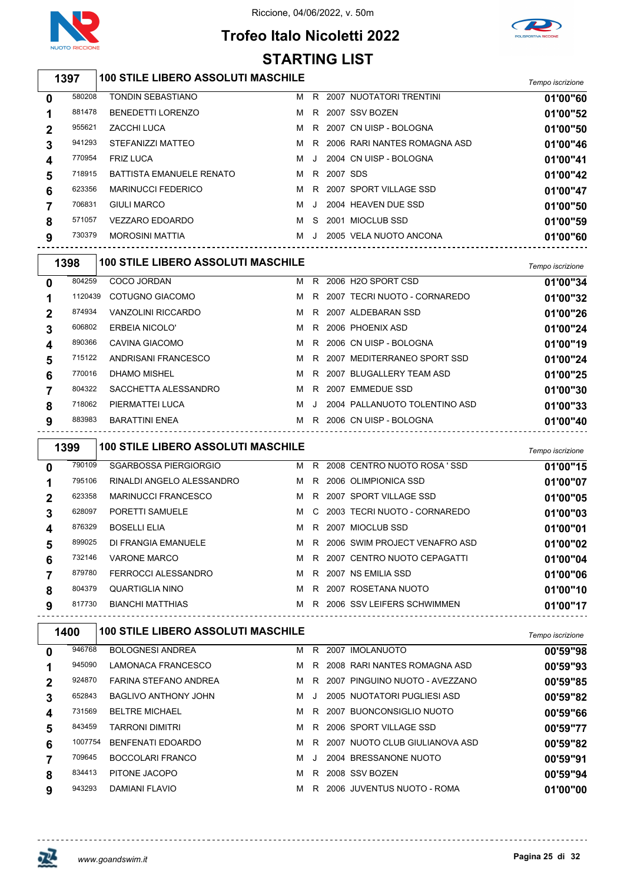Riccione, 04/06/2022, v. 50m

# Trofeo Italo Nicoletti 2022

## STARTING LIST

### 1397 — 100 STILE LIBERO ASSOLUTI MASCHILE

| Corsia | Tessera | Nome | Sesso | Cat. | Anno | Società | Tempo iscrizione |
|---|---|---|---|---|---|---|---|
| 0 | 580208 | TONDIN SEBASTIANO | M | R | 2007 | NUOTATORI TRENTINI | 01'00"60 |
| 1 | 881478 | BENEDETTI LORENZO | M | R | 2007 | SSV BOZEN | 01'00"52 |
| 2 | 955621 | ZACCHI LUCA | M | R | 2007 | CN UISP - BOLOGNA | 01'00"50 |
| 3 | 941293 | STEFANIZZI MATTEO | M | R | 2006 | RARI NANTES ROMAGNA ASD | 01'00"46 |
| 4 | 770954 | FRIZ LUCA | M | J | 2004 | CN UISP - BOLOGNA | 01'00"41 |
| 5 | 718915 | BATTISTA EMANUELE RENATO | M | R | 2007 | SDS | 01'00"42 |
| 6 | 623356 | MARINUCCI FEDERICO | M | R | 2007 | SPORT VILLAGE SSD | 01'00"47 |
| 7 | 706831 | GIULI MARCO | M | J | 2004 | HEAVEN DUE SSD | 01'00"50 |
| 8 | 571057 | VEZZARO EDOARDO | M | S | 2001 | MIOCLUB SSD | 01'00"59 |
| 9 | 730379 | MOROSINI MATTIA | M | J | 2005 | VELA NUOTO ANCONA | 01'00"60 |

### 1398 — 100 STILE LIBERO ASSOLUTI MASCHILE

| Corsia | Tessera | Nome | Sesso | Cat. | Anno | Società | Tempo iscrizione |
|---|---|---|---|---|---|---|---|
| 0 | 804259 | COCO JORDAN | M | R | 2006 | H2O SPORT CSD | 01'00"34 |
| 1 | 1120439 | COTUGNO GIACOMO | M | R | 2007 | TECRI NUOTO - CORNAREDO | 01'00"32 |
| 2 | 874934 | VANZOLINI RICCARDO | M | R | 2007 | ALDEBARAN SSD | 01'00"26 |
| 3 | 606802 | ERBEIA NICOLO' | M | R | 2006 | PHOENIX ASD | 01'00"24 |
| 4 | 890366 | CAVINA GIACOMO | M | R | 2006 | CN UISP - BOLOGNA | 01'00"19 |
| 5 | 715122 | ANDRISANI FRANCESCO | M | R | 2007 | MEDITERRANEO SPORT SSD | 01'00"24 |
| 6 | 770016 | DHAMO MISHEL | M | R | 2007 | BLUGALLERY TEAM ASD | 01'00"25 |
| 7 | 804322 | SACCHETTA ALESSANDRO | M | R | 2007 | EMMEDUE SSD | 01'00"30 |
| 8 | 718062 | PIERMATTEI LUCA | M | J | 2004 | PALLANUOTO TOLENTINO ASD | 01'00"33 |
| 9 | 883983 | BARATTINI ENEA | M | R | 2006 | CN UISP - BOLOGNA | 01'00"40 |

### 1399 — 100 STILE LIBERO ASSOLUTI MASCHILE

| Corsia | Tessera | Nome | Sesso | Cat. | Anno | Società | Tempo iscrizione |
|---|---|---|---|---|---|---|---|
| 0 | 790109 | SGARBOSSA PIERGIORGIO | M | R | 2008 | CENTRO NUOTO ROSA ' SSD | 01'00"15 |
| 1 | 795106 | RINALDI ANGELO ALESSANDRO | M | R | 2006 | OLIMPIONICA SSD | 01'00"07 |
| 2 | 623358 | MARINUCCI FRANCESCO | M | R | 2007 | SPORT VILLAGE SSD | 01'00"05 |
| 3 | 628097 | PORETTI SAMUELE | M | C | 2003 | TECRI NUOTO - CORNAREDO | 01'00"03 |
| 4 | 876329 | BOSELLI ELIA | M | R | 2007 | MIOCLUB SSD | 01'00"01 |
| 5 | 899025 | DI FRANGIA EMANUELE | M | R | 2006 | SWIM PROJECT VENAFRO ASD | 01'00"02 |
| 6 | 732146 | VARONE MARCO | M | R | 2007 | CENTRO NUOTO CEPAGATTI | 01'00"04 |
| 7 | 879780 | FERROCCI ALESSANDRO | M | R | 2007 | NS EMILIA SSD | 01'00"06 |
| 8 | 804379 | QUARTIGLIA NINO | M | R | 2007 | ROSETANA NUOTO | 01'00"10 |
| 9 | 817730 | BIANCHI MATTHIAS | M | R | 2006 | SSV LEIFERS SCHWIMMEN | 01'00"17 |

### 1400 — 100 STILE LIBERO ASSOLUTI MASCHILE

| Corsia | Tessera | Nome | Sesso | Cat. | Anno | Società | Tempo iscrizione |
|---|---|---|---|---|---|---|---|
| 0 | 946768 | BOLOGNESI ANDREA | M | R | 2007 | IMOLANUOTO | 00'59"98 |
| 1 | 945090 | LAMONACA FRANCESCO | M | R | 2008 | RARI NANTES ROMAGNA ASD | 00'59"93 |
| 2 | 924870 | FARINA STEFANO ANDREA | M | R | 2007 | PINGUINO NUOTO - AVEZZANO | 00'59"85 |
| 3 | 652843 | BAGLIVO ANTHONY JOHN | M | J | 2005 | NUOTATORI PUGLIESI ASD | 00'59"82 |
| 4 | 731569 | BELTRE MICHAEL | M | R | 2007 | BUONCONSIGLIO NUOTO | 00'59"66 |
| 5 | 843459 | TARRONI DIMITRI | M | R | 2006 | SPORT VILLAGE SSD | 00'59"77 |
| 6 | 1007754 | BENFENATI EDOARDO | M | R | 2007 | NUOTO CLUB GIULIANOVA ASD | 00'59"82 |
| 7 | 709645 | BOCCOLARI FRANCO | M | J | 2004 | BRESSANONE NUOTO | 00'59"91 |
| 8 | 834413 | PITONE JACOPO | M | R | 2008 | SSV BOZEN | 00'59"94 |
| 9 | 943293 | DAMIANI FLAVIO | M | R | 2006 | JUVENTUS NUOTO - ROMA | 01'00"00 |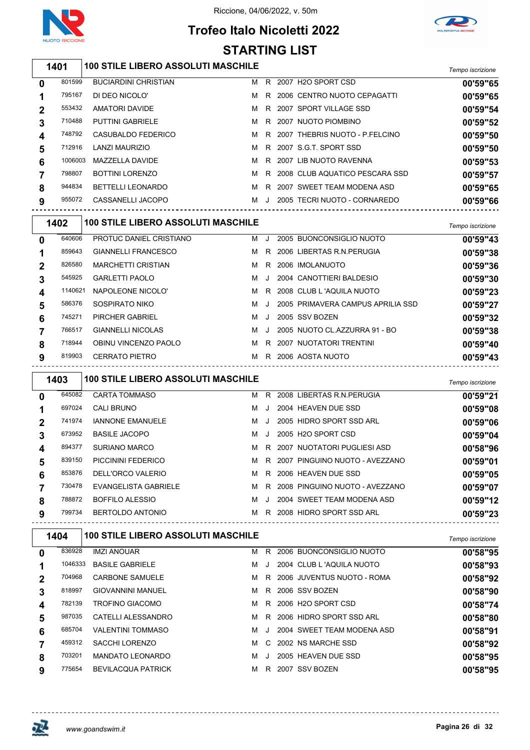Riccione, 04/06/2022, v. 50m

# Trofeo Italo Nicoletti 2022

## STARTING LIST

### 1401 — 100 STILE LIBERO ASSOLUTI MASCHILE

| Corsia | Tessera | Atleta | Sesso | Cat. | Anno | Società | Tempo iscrizione |
|---|---|---|---|---|---|---|---|
| 0 | 801599 | BUCIARDINI CHRISTIAN | M | R | 2007 | H2O SPORT CSD | 00'59"65 |
| 1 | 795167 | DI DEO NICOLO' | M | R | 2006 | CENTRO NUOTO CEPAGATTI | 00'59"65 |
| 2 | 553432 | AMATORI DAVIDE | M | R | 2007 | SPORT VILLAGE SSD | 00'59"54 |
| 3 | 710488 | PUTTINI GABRIELE | M | R | 2007 | NUOTO PIOMBINO | 00'59"52 |
| 4 | 748792 | CASUBALDO FEDERICO | M | R | 2007 | THEBRIS NUOTO - P.FELCINO | 00'59"50 |
| 5 | 712916 | LANZI MAURIZIO | M | R | 2007 | S.G.T. SPORT SSD | 00'59"50 |
| 6 | 1006003 | MAZZELLA DAVIDE | M | R | 2007 | LIB NUOTO RAVENNA | 00'59"53 |
| 7 | 798807 | BOTTINI LORENZO | M | R | 2008 | CLUB AQUATICO PESCARA SSD | 00'59"57 |
| 8 | 944834 | BETTELLI LEONARDO | M | R | 2007 | SWEET TEAM MODENA ASD | 00'59"65 |
| 9 | 955072 | CASSANELLI JACOPO | M | J | 2005 | TECRI NUOTO - CORNAREDO | 00'59"66 |

### 1402 — 100 STILE LIBERO ASSOLUTI MASCHILE

| Corsia | Tessera | Atleta | Sesso | Cat. | Anno | Società | Tempo iscrizione |
|---|---|---|---|---|---|---|---|
| 0 | 640606 | PROTUC DANIEL CRISTIANO | M | J | 2005 | BUONCONSIGLIO NUOTO | 00'59"43 |
| 1 | 859643 | GIANNELLI FRANCESCO | M | R | 2006 | LIBERTAS R.N.PERUGIA | 00'59"38 |
| 2 | 826580 | MARCHETTI CRISTIAN | M | R | 2006 | IMOLANUOTO | 00'59"36 |
| 3 | 545925 | GARLETTI PAOLO | M | J | 2004 | CANOTTIERI BALDESIO | 00'59"30 |
| 4 | 1140621 | NAPOLEONE NICOLO' | M | R | 2008 | CLUB L 'AQUILA NUOTO | 00'59"23 |
| 5 | 586376 | SOSPIRATO NIKO | M | J | 2005 | PRIMAVERA CAMPUS APRILIA SSD | 00'59"27 |
| 6 | 745271 | PIRCHER GABRIEL | M | J | 2005 | SSV BOZEN | 00'59"32 |
| 7 | 766517 | GIANNELLI NICOLAS | M | J | 2005 | NUOTO CL.AZZURRA 91 - BO | 00'59"38 |
| 8 | 718944 | OBINU VINCENZO PAOLO | M | R | 2007 | NUOTATORI TRENTINI | 00'59"40 |
| 9 | 819903 | CERRATO PIETRO | M | R | 2006 | AOSTA NUOTO | 00'59"43 |

### 1403 — 100 STILE LIBERO ASSOLUTI MASCHILE

| Corsia | Tessera | Atleta | Sesso | Cat. | Anno | Società | Tempo iscrizione |
|---|---|---|---|---|---|---|---|
| 0 | 645082 | CARTA TOMMASO | M | R | 2008 | LIBERTAS R.N.PERUGIA | 00'59"21 |
| 1 | 697024 | CALI BRUNO | M | J | 2004 | HEAVEN DUE SSD | 00'59"08 |
| 2 | 741974 | IANNONE EMANUELE | M | J | 2005 | HIDRO SPORT SSD ARL | 00'59"06 |
| 3 | 673952 | BASILE JACOPO | M | J | 2005 | H2O SPORT CSD | 00'59"04 |
| 4 | 894377 | SURIANO MARCO | M | R | 2007 | NUOTATORI PUGLIESI ASD | 00'58"96 |
| 5 | 839150 | PICCININI FEDERICO | M | R | 2007 | PINGUINO NUOTO - AVEZZANO | 00'59"01 |
| 6 | 853876 | DELL'ORCO VALERIO | M | R | 2006 | HEAVEN DUE SSD | 00'59"05 |
| 7 | 730478 | EVANGELISTA GABRIELE | M | R | 2008 | PINGUINO NUOTO - AVEZZANO | 00'59"07 |
| 8 | 788872 | BOFFILO ALESSIO | M | J | 2004 | SWEET TEAM MODENA ASD | 00'59"12 |
| 9 | 799734 | BERTOLDO ANTONIO | M | R | 2008 | HIDRO SPORT SSD ARL | 00'59"23 |

### 1404 — 100 STILE LIBERO ASSOLUTI MASCHILE

| Corsia | Tessera | Atleta | Sesso | Cat. | Anno | Società | Tempo iscrizione |
|---|---|---|---|---|---|---|---|
| 0 | 836928 | IMZI ANOUAR | M | R | 2006 | BUONCONSIGLIO NUOTO | 00'58"95 |
| 1 | 1046333 | BASILE GABRIELE | M | J | 2004 | CLUB L 'AQUILA NUOTO | 00'58"93 |
| 2 | 704968 | CARBONE SAMUELE | M | R | 2006 | JUVENTUS NUOTO - ROMA | 00'58"92 |
| 3 | 818997 | GIOVANNINI MANUEL | M | R | 2006 | SSV BOZEN | 00'58"90 |
| 4 | 782139 | TROFINO GIACOMO | M | R | 2006 | H2O SPORT CSD | 00'58"74 |
| 5 | 987035 | CATELLI ALESSANDRO | M | R | 2006 | HIDRO SPORT SSD ARL | 00'58"80 |
| 6 | 685704 | VALENTINI TOMMASO | M | J | 2004 | SWEET TEAM MODENA ASD | 00'58"91 |
| 7 | 459312 | SACCHI LORENZO | M | C | 2002 | NS MARCHE SSD | 00'58"92 |
| 8 | 703201 | MANDATO LEONARDO | M | J | 2005 | HEAVEN DUE SSD | 00'58"95 |
| 9 | 775654 | BEVILACQUA PATRICK | M | R | 2007 | SSV BOZEN | 00'58"95 |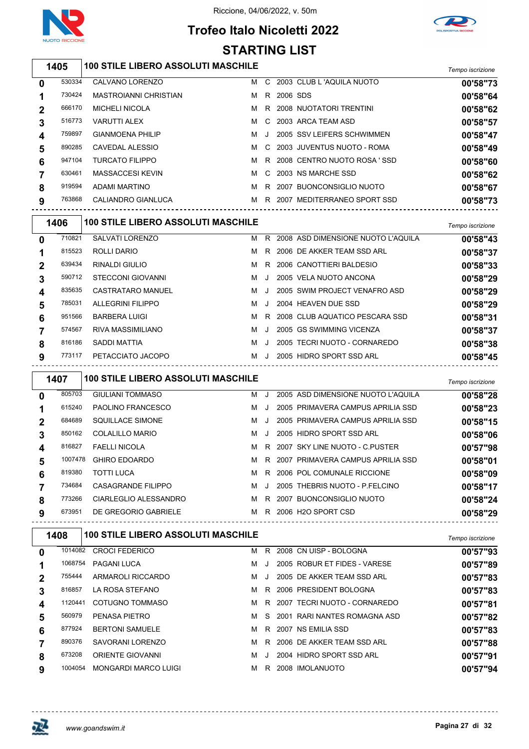Riccione, 04/06/2022, v. 50m

# Trofeo Italo Nicoletti 2022

## STARTING LIST

### 1405 — 100 STILE LIBERO ASSOLUTI MASCHILE

| Corsia | Tessera | Atleta | Sesso | Cat. | Anno | Società | Tempo iscrizione |
|---|---|---|---|---|---|---|---|
| 0 | 530334 | CALVANO LORENZO | M | C | 2003 | CLUB L 'AQUILA NUOTO | 00'58"73 |
| 1 | 730424 | MASTROIANNI CHRISTIAN | M | R | 2006 | SDS | 00'58"64 |
| 2 | 666170 | MICHELI NICOLA | M | R | 2008 | NUOTATORI TRENTINI | 00'58"62 |
| 3 | 516773 | VARUTTI ALEX | M | C | 2003 | ARCA TEAM ASD | 00'58"57 |
| 4 | 759897 | GIANMOENA PHILIP | M | J | 2005 | SSV LEIFERS SCHWIMMEN | 00'58"47 |
| 5 | 890285 | CAVEDAL ALESSIO | M | C | 2003 | JUVENTUS NUOTO - ROMA | 00'58"49 |
| 6 | 947104 | TURCATO FILIPPO | M | R | 2008 | CENTRO NUOTO ROSA ' SSD | 00'58"60 |
| 7 | 630461 | MASSACCESI KEVIN | M | C | 2003 | NS MARCHE SSD | 00'58"62 |
| 8 | 919594 | ADAMI MARTINO | M | R | 2007 | BUONCONSIGLIO NUOTO | 00'58"67 |
| 9 | 763868 | CALIANDRO GIANLUCA | M | R | 2007 | MEDITERRANEO SPORT SSD | 00'58"73 |

### 1406 — 100 STILE LIBERO ASSOLUTI MASCHILE

| Corsia | Tessera | Atleta | Sesso | Cat. | Anno | Società | Tempo iscrizione |
|---|---|---|---|---|---|---|---|
| 0 | 710821 | SALVATI LORENZO | M | R | 2008 | ASD DIMENSIONE NUOTO L'AQUILA | 00'58"43 |
| 1 | 815523 | ROLLI DARIO | M | R | 2006 | DE AKKER TEAM SSD ARL | 00'58"37 |
| 2 | 639434 | RINALDI GIULIO | M | R | 2006 | CANOTTIERI BALDESIO | 00'58"33 |
| 3 | 590712 | STECCONI GIOVANNI | M | J | 2005 | VELA NUOTO ANCONA | 00'58"29 |
| 4 | 835635 | CASTRATARO MANUEL | M | J | 2005 | SWIM PROJECT VENAFRO ASD | 00'58"29 |
| 5 | 785031 | ALLEGRINI FILIPPO | M | J | 2004 | HEAVEN DUE SSD | 00'58"29 |
| 6 | 951566 | BARBERA LUIGI | M | R | 2008 | CLUB AQUATICO PESCARA SSD | 00'58"31 |
| 7 | 574567 | RIVA MASSIMILIANO | M | J | 2005 | GS SWIMMING VICENZA | 00'58"37 |
| 8 | 816186 | SADDI MATTIA | M | J | 2005 | TECRI NUOTO - CORNAREDO | 00'58"38 |
| 9 | 773117 | PETACCIATO JACOPO | M | J | 2005 | HIDRO SPORT SSD ARL | 00'58"45 |

### 1407 — 100 STILE LIBERO ASSOLUTI MASCHILE

| Corsia | Tessera | Atleta | Sesso | Cat. | Anno | Società | Tempo iscrizione |
|---|---|---|---|---|---|---|---|
| 0 | 805703 | GIULIANI TOMMASO | M | J | 2005 | ASD DIMENSIONE NUOTO L'AQUILA | 00'58"28 |
| 1 | 615240 | PAOLINO FRANCESCO | M | J | 2005 | PRIMAVERA CAMPUS APRILIA SSD | 00'58"23 |
| 2 | 684689 | SQUILLACE SIMONE | M | J | 2005 | PRIMAVERA CAMPUS APRILIA SSD | 00'58"15 |
| 3 | 850162 | COLALILLO MARIO | M | J | 2005 | HIDRO SPORT SSD ARL | 00'58"06 |
| 4 | 816827 | FAELLI NICOLA | M | R | 2007 | SKY LINE NUOTO - C.PUSTER | 00'57"98 |
| 5 | 1007478 | GHIRO EDOARDO | M | R | 2007 | PRIMAVERA CAMPUS APRILIA SSD | 00'58"01 |
| 6 | 819380 | TOTTI LUCA | M | R | 2006 | POL COMUNALE RICCIONE | 00'58"09 |
| 7 | 734684 | CASAGRANDE FILIPPO | M | J | 2005 | THEBRIS NUOTO - P.FELCINO | 00'58"17 |
| 8 | 773266 | CIARLEGLIO ALESSANDRO | M | R | 2007 | BUONCONSIGLIO NUOTO | 00'58"24 |
| 9 | 673951 | DE GREGORIO GABRIELE | M | R | 2006 | H2O SPORT CSD | 00'58"29 |

### 1408 — 100 STILE LIBERO ASSOLUTI MASCHILE

| Corsia | Tessera | Atleta | Sesso | Cat. | Anno | Società | Tempo iscrizione |
|---|---|---|---|---|---|---|---|
| 0 | 1014082 | CROCI FEDERICO | M | R | 2008 | CN UISP - BOLOGNA | 00'57"93 |
| 1 | 1068754 | PAGANI LUCA | M | J | 2005 | ROBUR ET FIDES - VARESE | 00'57"89 |
| 2 | 755444 | ARMAROLI RICCARDO | M | J | 2005 | DE AKKER TEAM SSD ARL | 00'57"83 |
| 3 | 816857 | LA ROSA STEFANO | M | R | 2006 | PRESIDENT BOLOGNA | 00'57"83 |
| 4 | 1120441 | COTUGNO TOMMASO | M | R | 2007 | TECRI NUOTO - CORNAREDO | 00'57"81 |
| 5 | 560979 | PENASA PIETRO | M | S | 2001 | RARI NANTES ROMAGNA ASD | 00'57"82 |
| 6 | 877924 | BERTONI SAMUELE | M | R | 2007 | NS EMILIA SSD | 00'57"83 |
| 7 | 890376 | SAVORANI LORENZO | M | R | 2006 | DE AKKER TEAM SSD ARL | 00'57"88 |
| 8 | 673208 | ORIENTE GIOVANNI | M | J | 2004 | HIDRO SPORT SSD ARL | 00'57"91 |
| 9 | 1004054 | MONGARDI MARCO LUIGI | M | R | 2008 | IMOLANUOTO | 00'57"94 |

www.goandswim.it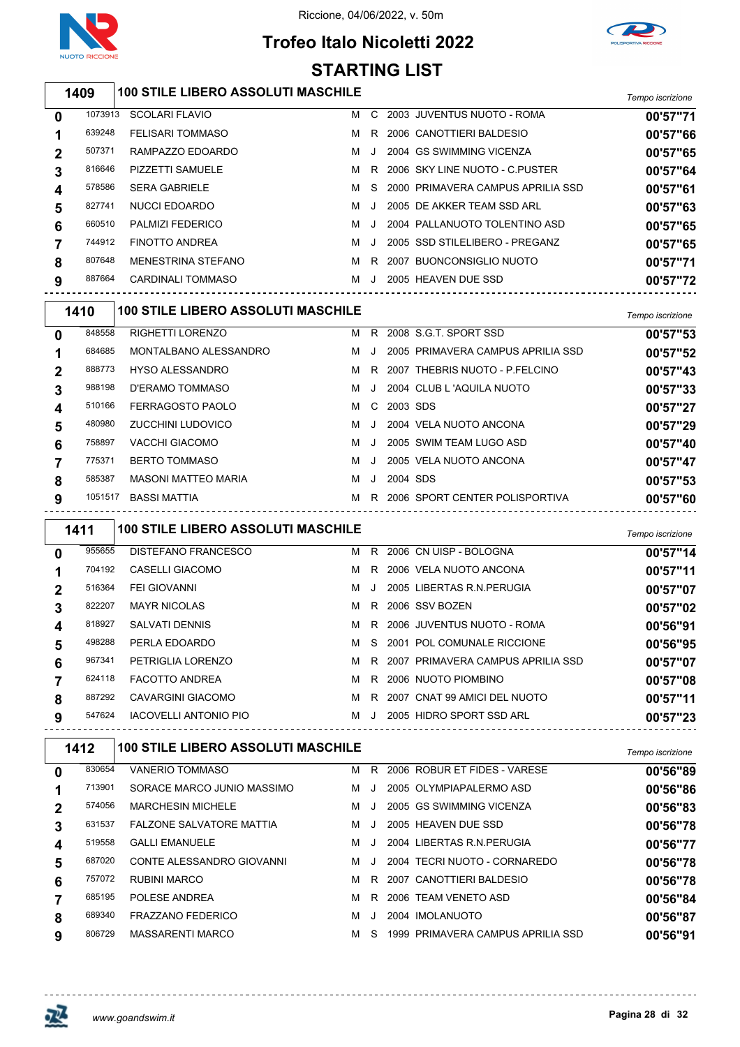Riccione, 04/06/2022, v. 50m

# Trofeo Italo Nicoletti 2022

## STARTING LIST

### 1409 — 100 STILE LIBERO ASSOLUTI MASCHILE

| Corsia | Tessera | Atleta | Sesso | Cat. | Anno | Società | Tempo iscrizione |
|---|---|---|---|---|---|---|---|
| 0 | 1073913 | SCOLARI FLAVIO | M | C | 2003 | JUVENTUS NUOTO - ROMA | 00'57"71 |
| 1 | 639248 | FELISARI TOMMASO | M | R | 2006 | CANOTTIERI BALDESIO | 00'57"66 |
| 2 | 507371 | RAMPAZZO EDOARDO | M | J | 2004 | GS SWIMMING VICENZA | 00'57"65 |
| 3 | 816646 | PIZZETTI SAMUELE | M | R | 2006 | SKY LINE NUOTO - C.PUSTER | 00'57"64 |
| 4 | 578586 | SERA GABRIELE | M | S | 2000 | PRIMAVERA CAMPUS APRILIA SSD | 00'57"61 |
| 5 | 827741 | NUCCI EDOARDO | M | J | 2005 | DE AKKER TEAM SSD ARL | 00'57"63 |
| 6 | 660510 | PALMIZI FEDERICO | M | J | 2004 | PALLANUOTO TOLENTINO ASD | 00'57"65 |
| 7 | 744912 | FINOTTO ANDREA | M | J | 2005 | SSD STILELIBERO - PREGANZ | 00'57"65 |
| 8 | 807648 | MENESTRINA STEFANO | M | R | 2007 | BUONCONSIGLIO NUOTO | 00'57"71 |
| 9 | 887664 | CARDINALI TOMMASO | M | J | 2005 | HEAVEN DUE SSD | 00'57"72 |

### 1410 — 100 STILE LIBERO ASSOLUTI MASCHILE

| Corsia | Tessera | Atleta | Sesso | Cat. | Anno | Società | Tempo iscrizione |
|---|---|---|---|---|---|---|---|
| 0 | 848558 | RIGHETTI LORENZO | M | R | 2008 | S.G.T. SPORT SSD | 00'57"53 |
| 1 | 684685 | MONTALBANO ALESSANDRO | M | J | 2005 | PRIMAVERA CAMPUS APRILIA SSD | 00'57"52 |
| 2 | 888773 | HYSO ALESSANDRO | M | R | 2007 | THEBRIS NUOTO - P.FELCINO | 00'57"43 |
| 3 | 988198 | D'ERAMO TOMMASO | M | J | 2004 | CLUB L 'AQUILA NUOTO | 00'57"33 |
| 4 | 510166 | FERRAGOSTO PAOLO | M | C | 2003 | SDS | 00'57"27 |
| 5 | 480980 | ZUCCHINI LUDOVICO | M | J | 2004 | VELA NUOTO ANCONA | 00'57"29 |
| 6 | 758897 | VACCHI GIACOMO | M | J | 2005 | SWIM TEAM LUGO ASD | 00'57"40 |
| 7 | 775371 | BERTO TOMMASO | M | J | 2005 | VELA NUOTO ANCONA | 00'57"47 |
| 8 | 585387 | MASONI MATTEO MARIA | M | J | 2004 | SDS | 00'57"53 |
| 9 | 1051517 | BASSI MATTIA | M | R | 2006 | SPORT CENTER POLISPORTIVA | 00'57"60 |

### 1411 — 100 STILE LIBERO ASSOLUTI MASCHILE

| Corsia | Tessera | Atleta | Sesso | Cat. | Anno | Società | Tempo iscrizione |
|---|---|---|---|---|---|---|---|
| 0 | 955655 | DISTEFANO FRANCESCO | M | R | 2006 | CN UISP - BOLOGNA | 00'57"14 |
| 1 | 704192 | CASELLI GIACOMO | M | R | 2006 | VELA NUOTO ANCONA | 00'57"11 |
| 2 | 516364 | FEI GIOVANNI | M | J | 2005 | LIBERTAS R.N.PERUGIA | 00'57"07 |
| 3 | 822207 | MAYR NICOLAS | M | R | 2006 | SSV BOZEN | 00'57"02 |
| 4 | 818927 | SALVATI DENNIS | M | R | 2006 | JUVENTUS NUOTO - ROMA | 00'56"91 |
| 5 | 498288 | PERLA EDOARDO | M | S | 2001 | POL COMUNALE RICCIONE | 00'56"95 |
| 6 | 967341 | PETRIGLIA LORENZO | M | R | 2007 | PRIMAVERA CAMPUS APRILIA SSD | 00'57"07 |
| 7 | 624118 | FACOTTO ANDREA | M | R | 2006 | NUOTO PIOMBINO | 00'57"08 |
| 8 | 887292 | CAVARGINI GIACOMO | M | R | 2007 | CNAT 99 AMICI DEL NUOTO | 00'57"11 |
| 9 | 547624 | IACOVELLI ANTONIO PIO | M | J | 2005 | HIDRO SPORT SSD ARL | 00'57"23 |

### 1412 — 100 STILE LIBERO ASSOLUTI MASCHILE

| Corsia | Tessera | Atleta | Sesso | Cat. | Anno | Società | Tempo iscrizione |
|---|---|---|---|---|---|---|---|
| 0 | 830654 | VANERIO TOMMASO | M | R | 2006 | ROBUR ET FIDES - VARESE | 00'56"89 |
| 1 | 713901 | SORACE MARCO JUNIO MASSIMO | M | J | 2005 | OLYMPIAPALERMO ASD | 00'56"86 |
| 2 | 574056 | MARCHESIN MICHELE | M | J | 2005 | GS SWIMMING VICENZA | 00'56"83 |
| 3 | 631537 | FALZONE SALVATORE MATTIA | M | J | 2005 | HEAVEN DUE SSD | 00'56"78 |
| 4 | 519558 | GALLI EMANUELE | M | J | 2004 | LIBERTAS R.N.PERUGIA | 00'56"77 |
| 5 | 687020 | CONTE ALESSANDRO GIOVANNI | M | J | 2004 | TECRI NUOTO - CORNAREDO | 00'56"78 |
| 6 | 757072 | RUBINI MARCO | M | R | 2007 | CANOTTIERI BALDESIO | 00'56"78 |
| 7 | 685195 | POLESE ANDREA | M | R | 2006 | TEAM VENETO ASD | 00'56"84 |
| 8 | 689340 | FRAZZANO FEDERICO | M | J | 2004 | IMOLANUOTO | 00'56"87 |
| 9 | 806729 | MASSARENTI MARCO | M | S | 1999 | PRIMAVERA CAMPUS APRILIA SSD | 00'56"91 |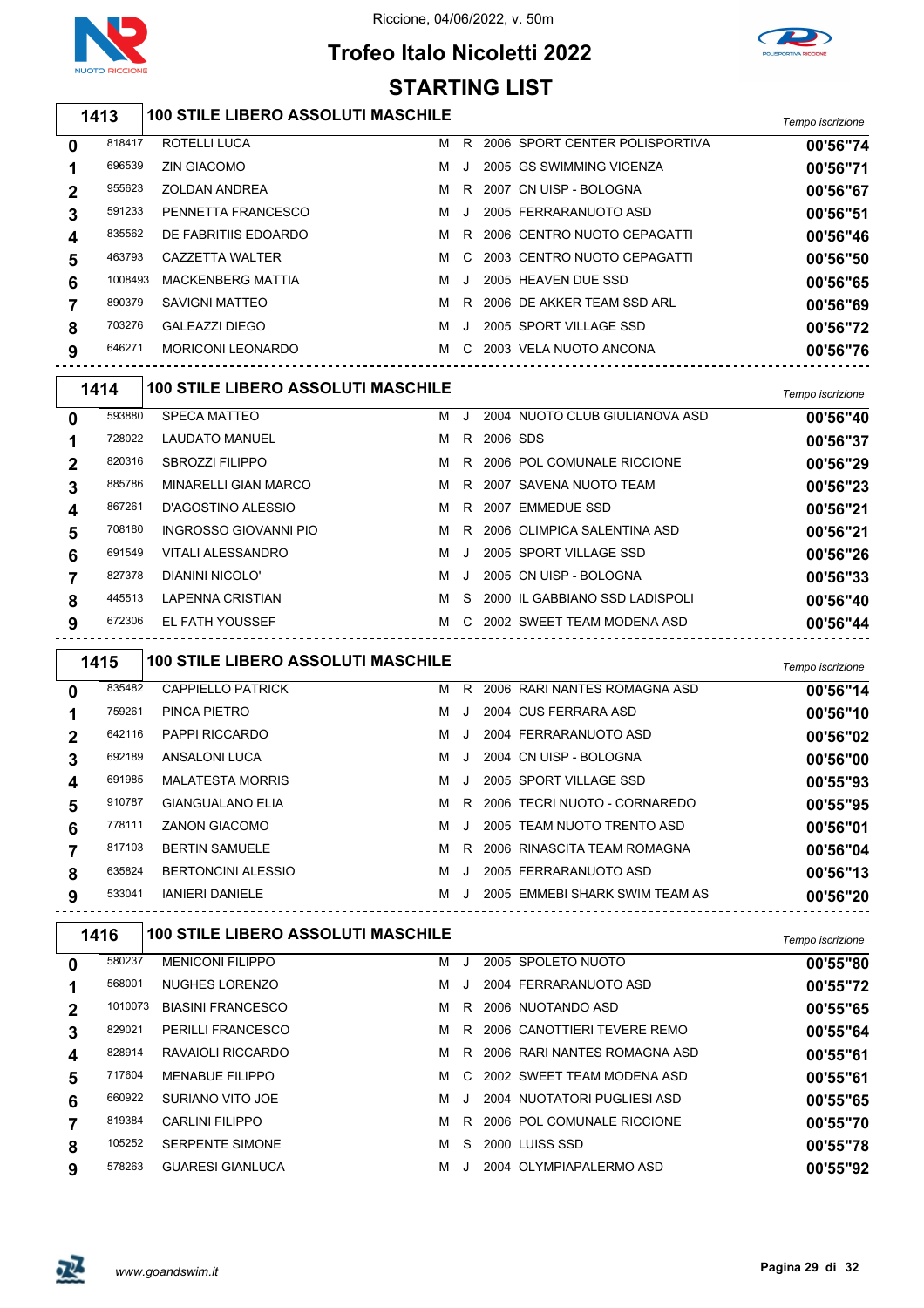Riccione, 04/06/2022, v. 50m

# Trofeo Italo Nicoletti 2022

## STARTING LIST

### 1413 — 100 STILE LIBERO ASSOLUTI MASCHILE

| | | | | | | | Tempo iscrizione |
|---|---|---|---|---|---|---|---|
| 0 | 818417 | ROTELLI LUCA | M | R | 2006 | SPORT CENTER POLISPORTIVA | 00'56"74 |
| 1 | 696539 | ZIN GIACOMO | M | J | 2005 | GS SWIMMING VICENZA | 00'56"71 |
| 2 | 955623 | ZOLDAN ANDREA | M | R | 2007 | CN UISP - BOLOGNA | 00'56"67 |
| 3 | 591233 | PENNETTA FRANCESCO | M | J | 2005 | FERRARANUOTO ASD | 00'56"51 |
| 4 | 835562 | DE FABRITIIS EDOARDO | M | R | 2006 | CENTRO NUOTO CEPAGATTI | 00'56"46 |
| 5 | 463793 | CAZZETTA WALTER | M | C | 2003 | CENTRO NUOTO CEPAGATTI | 00'56"50 |
| 6 | 1008493 | MACKENBERG MATTIA | M | J | 2005 | HEAVEN DUE SSD | 00'56"65 |
| 7 | 890379 | SAVIGNI MATTEO | M | R | 2006 | DE AKKER TEAM SSD ARL | 00'56"69 |
| 8 | 703276 | GALEAZZI DIEGO | M | J | 2005 | SPORT VILLAGE SSD | 00'56"72 |
| 9 | 646271 | MORICONI LEONARDO | M | C | 2003 | VELA NUOTO ANCONA | 00'56"76 |

### 1414 — 100 STILE LIBERO ASSOLUTI MASCHILE

| | | | | | | | Tempo iscrizione |
|---|---|---|---|---|---|---|---|
| 0 | 593880 | SPECA MATTEO | M | J | 2004 | NUOTO CLUB GIULIANOVA ASD | 00'56"40 |
| 1 | 728022 | LAUDATO MANUEL | M | R | 2006 | SDS | 00'56"37 |
| 2 | 820316 | SBROZZI FILIPPO | M | R | 2006 | POL COMUNALE RICCIONE | 00'56"29 |
| 3 | 885786 | MINARELLI GIAN MARCO | M | R | 2007 | SAVENA NUOTO TEAM | 00'56"23 |
| 4 | 867261 | D'AGOSTINO ALESSIO | M | R | 2007 | EMMEDUE SSD | 00'56"21 |
| 5 | 708180 | INGROSSO GIOVANNI PIO | M | R | 2006 | OLIMPICA SALENTINA ASD | 00'56"21 |
| 6 | 691549 | VITALI ALESSANDRO | M | J | 2005 | SPORT VILLAGE SSD | 00'56"26 |
| 7 | 827378 | DIANINI NICOLO' | M | J | 2005 | CN UISP - BOLOGNA | 00'56"33 |
| 8 | 445513 | LAPENNA CRISTIAN | M | S | 2000 | IL GABBIANO SSD LADISPOLI | 00'56"40 |
| 9 | 672306 | EL FATH YOUSSEF | M | C | 2002 | SWEET TEAM MODENA ASD | 00'56"44 |

### 1415 — 100 STILE LIBERO ASSOLUTI MASCHILE

| | | | | | | | Tempo iscrizione |
|---|---|---|---|---|---|---|---|
| 0 | 835482 | CAPPIELLO PATRICK | M | R | 2006 | RARI NANTES ROMAGNA ASD | 00'56"14 |
| 1 | 759261 | PINCA PIETRO | M | J | 2004 | CUS FERRARA ASD | 00'56"10 |
| 2 | 642116 | PAPPI RICCARDO | M | J | 2004 | FERRARANUOTO ASD | 00'56"02 |
| 3 | 692189 | ANSALONI LUCA | M | J | 2004 | CN UISP - BOLOGNA | 00'56"00 |
| 4 | 691985 | MALATESTA MORRIS | M | J | 2005 | SPORT VILLAGE SSD | 00'55"93 |
| 5 | 910787 | GIANGUALANO ELIA | M | R | 2006 | TECRI NUOTO - CORNAREDO | 00'55"95 |
| 6 | 778111 | ZANON GIACOMO | M | J | 2005 | TEAM NUOTO TRENTO ASD | 00'56"01 |
| 7 | 817103 | BERTIN SAMUELE | M | R | 2006 | RINASCITA TEAM ROMAGNA | 00'56"04 |
| 8 | 635824 | BERTONCINI ALESSIO | M | J | 2005 | FERRARANUOTO ASD | 00'56"13 |
| 9 | 533041 | IANIERI DANIELE | M | J | 2005 | EMMEBI SHARK SWIM TEAM AS | 00'56"20 |

### 1416 — 100 STILE LIBERO ASSOLUTI MASCHILE

| | | | | | | | Tempo iscrizione |
|---|---|---|---|---|---|---|---|
| 0 | 580237 | MENICONI FILIPPO | M | J | 2005 | SPOLETO NUOTO | 00'55"80 |
| 1 | 568001 | NUGHES LORENZO | M | J | 2004 | FERRARANUOTO ASD | 00'55"72 |
| 2 | 1010073 | BIASINI FRANCESCO | M | R | 2006 | NUOTANDO ASD | 00'55"65 |
| 3 | 829021 | PERILLI FRANCESCO | M | R | 2006 | CANOTTIERI TEVERE REMO | 00'55"64 |
| 4 | 828914 | RAVAIOLI RICCARDO | M | R | 2006 | RARI NANTES ROMAGNA ASD | 00'55"61 |
| 5 | 717604 | MENABUE FILIPPO | M | C | 2002 | SWEET TEAM MODENA ASD | 00'55"61 |
| 6 | 660922 | SURIANO VITO JOE | M | J | 2004 | NUOTATORI PUGLIESI ASD | 00'55"65 |
| 7 | 819384 | CARLINI FILIPPO | M | R | 2006 | POL COMUNALE RICCIONE | 00'55"70 |
| 8 | 105252 | SERPENTE SIMONE | M | S | 2000 | LUISS SSD | 00'55"78 |
| 9 | 578263 | GUARESI GIANLUCA | M | J | 2004 | OLYMPIAPALERMO ASD | 00'55"92 |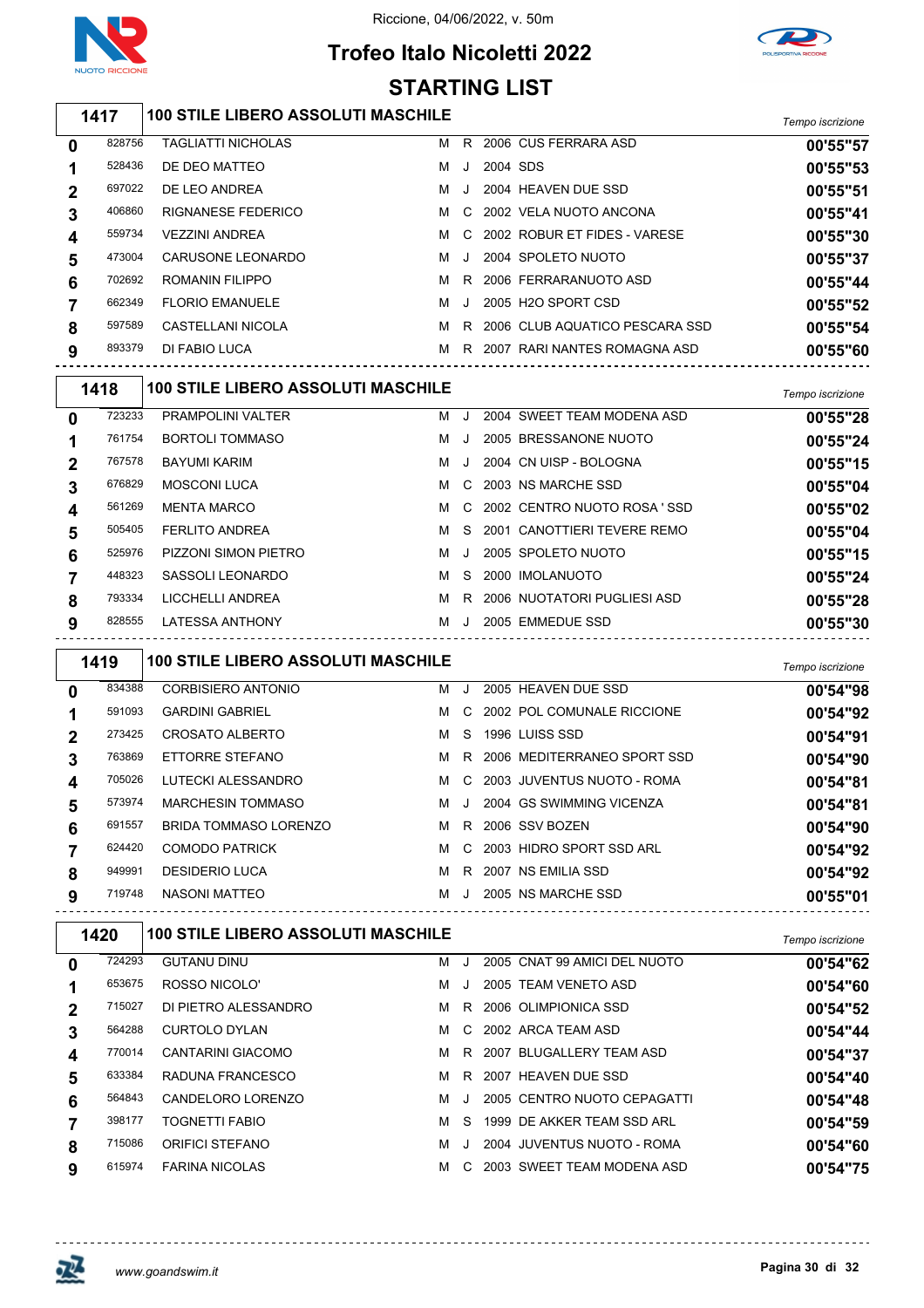Riccione, 04/06/2022, v. 50m

# Trofeo Italo Nicoletti 2022

## STARTING LIST

### 1417 — 100 STILE LIBERO ASSOLUTI MASCHILE

| Corsia | Tessera | Nome | Sesso | Cat. | Anno | Società | Tempo iscrizione |
|---|---|---|---|---|---|---|---|
| 0 | 828756 | TAGLIATTI NICHOLAS | M | R | 2006 | CUS FERRARA ASD | 00'55"57 |
| 1 | 528436 | DE DEO MATTEO | M | J | 2004 | SDS | 00'55"53 |
| 2 | 697022 | DE LEO ANDREA | M | J | 2004 | HEAVEN DUE SSD | 00'55"51 |
| 3 | 406860 | RIGNANESE FEDERICO | M | C | 2002 | VELA NUOTO ANCONA | 00'55"41 |
| 4 | 559734 | VEZZINI ANDREA | M | C | 2002 | ROBUR ET FIDES - VARESE | 00'55"30 |
| 5 | 473004 | CARUSONE LEONARDO | M | J | 2004 | SPOLETO NUOTO | 00'55"37 |
| 6 | 702692 | ROMANIN FILIPPO | M | R | 2006 | FERRARANUOTO ASD | 00'55"44 |
| 7 | 662349 | FLORIO EMANUELE | M | J | 2005 | H2O SPORT CSD | 00'55"52 |
| 8 | 597589 | CASTELLANI NICOLA | M | R | 2006 | CLUB AQUATICO PESCARA SSD | 00'55"54 |
| 9 | 893379 | DI FABIO LUCA | M | R | 2007 | RARI NANTES ROMAGNA ASD | 00'55"60 |

### 1418 — 100 STILE LIBERO ASSOLUTI MASCHILE

| Corsia | Tessera | Nome | Sesso | Cat. | Anno | Società | Tempo iscrizione |
|---|---|---|---|---|---|---|---|
| 0 | 723233 | PRAMPOLINI VALTER | M | J | 2004 | SWEET TEAM MODENA ASD | 00'55"28 |
| 1 | 761754 | BORTOLI TOMMASO | M | J | 2005 | BRESSANONE NUOTO | 00'55"24 |
| 2 | 767578 | BAYUMI KARIM | M | J | 2004 | CN UISP - BOLOGNA | 00'55"15 |
| 3 | 676829 | MOSCONI LUCA | M | C | 2003 | NS MARCHE SSD | 00'55"04 |
| 4 | 561269 | MENTA MARCO | M | C | 2002 | CENTRO NUOTO ROSA ' SSD | 00'55"02 |
| 5 | 505405 | FERLITO ANDREA | M | S | 2001 | CANOTTIERI TEVERE REMO | 00'55"04 |
| 6 | 525976 | PIZZONI SIMON PIETRO | M | J | 2005 | SPOLETO NUOTO | 00'55"15 |
| 7 | 448323 | SASSOLI LEONARDO | M | S | 2000 | IMOLANUOTO | 00'55"24 |
| 8 | 793334 | LICCHELLI ANDREA | M | R | 2006 | NUOTATORI PUGLIESI ASD | 00'55"28 |
| 9 | 828555 | LATESSA ANTHONY | M | J | 2005 | EMMEDUE SSD | 00'55"30 |

### 1419 — 100 STILE LIBERO ASSOLUTI MASCHILE

| Corsia | Tessera | Nome | Sesso | Cat. | Anno | Società | Tempo iscrizione |
|---|---|---|---|---|---|---|---|
| 0 | 834388 | CORBISIERO ANTONIO | M | J | 2005 | HEAVEN DUE SSD | 00'54"98 |
| 1 | 591093 | GARDINI GABRIEL | M | C | 2002 | POL COMUNALE RICCIONE | 00'54"92 |
| 2 | 273425 | CROSATO ALBERTO | M | S | 1996 | LUISS SSD | 00'54"91 |
| 3 | 763869 | ETTORRE STEFANO | M | R | 2006 | MEDITERRANEO SPORT SSD | 00'54"90 |
| 4 | 705026 | LUTECKI ALESSANDRO | M | C | 2003 | JUVENTUS NUOTO - ROMA | 00'54"81 |
| 5 | 573974 | MARCHESIN TOMMASO | M | J | 2004 | GS SWIMMING VICENZA | 00'54"81 |
| 6 | 691557 | BRIDA TOMMASO LORENZO | M | R | 2006 | SSV BOZEN | 00'54"90 |
| 7 | 624420 | COMODO PATRICK | M | C | 2003 | HIDRO SPORT SSD ARL | 00'54"92 |
| 8 | 949991 | DESIDERIO LUCA | M | R | 2007 | NS EMILIA SSD | 00'54"92 |
| 9 | 719748 | NASONI MATTEO | M | J | 2005 | NS MARCHE SSD | 00'55"01 |

### 1420 — 100 STILE LIBERO ASSOLUTI MASCHILE

| Corsia | Tessera | Nome | Sesso | Cat. | Anno | Società | Tempo iscrizione |
|---|---|---|---|---|---|---|---|
| 0 | 724293 | GUTANU DINU | M | J | 2005 | CNAT 99 AMICI DEL NUOTO | 00'54"62 |
| 1 | 653675 | ROSSO NICOLO' | M | J | 2005 | TEAM VENETO ASD | 00'54"60 |
| 2 | 715027 | DI PIETRO ALESSANDRO | M | R | 2006 | OLIMPIONICA SSD | 00'54"52 |
| 3 | 564288 | CURTOLO DYLAN | M | C | 2002 | ARCA TEAM ASD | 00'54"44 |
| 4 | 770014 | CANTARINI GIACOMO | M | R | 2007 | BLUGALLERY TEAM ASD | 00'54"37 |
| 5 | 633384 | RADUNA FRANCESCO | M | R | 2007 | HEAVEN DUE SSD | 00'54"40 |
| 6 | 564843 | CANDELORO LORENZO | M | J | 2005 | CENTRO NUOTO CEPAGATTI | 00'54"48 |
| 7 | 398177 | TOGNETTI FABIO | M | S | 1999 | DE AKKER TEAM SSD ARL | 00'54"59 |
| 8 | 715086 | ORIFICI STEFANO | M | J | 2004 | JUVENTUS NUOTO - ROMA | 00'54"60 |
| 9 | 615974 | FARINA NICOLAS | M | C | 2003 | SWEET TEAM MODENA ASD | 00'54"75 |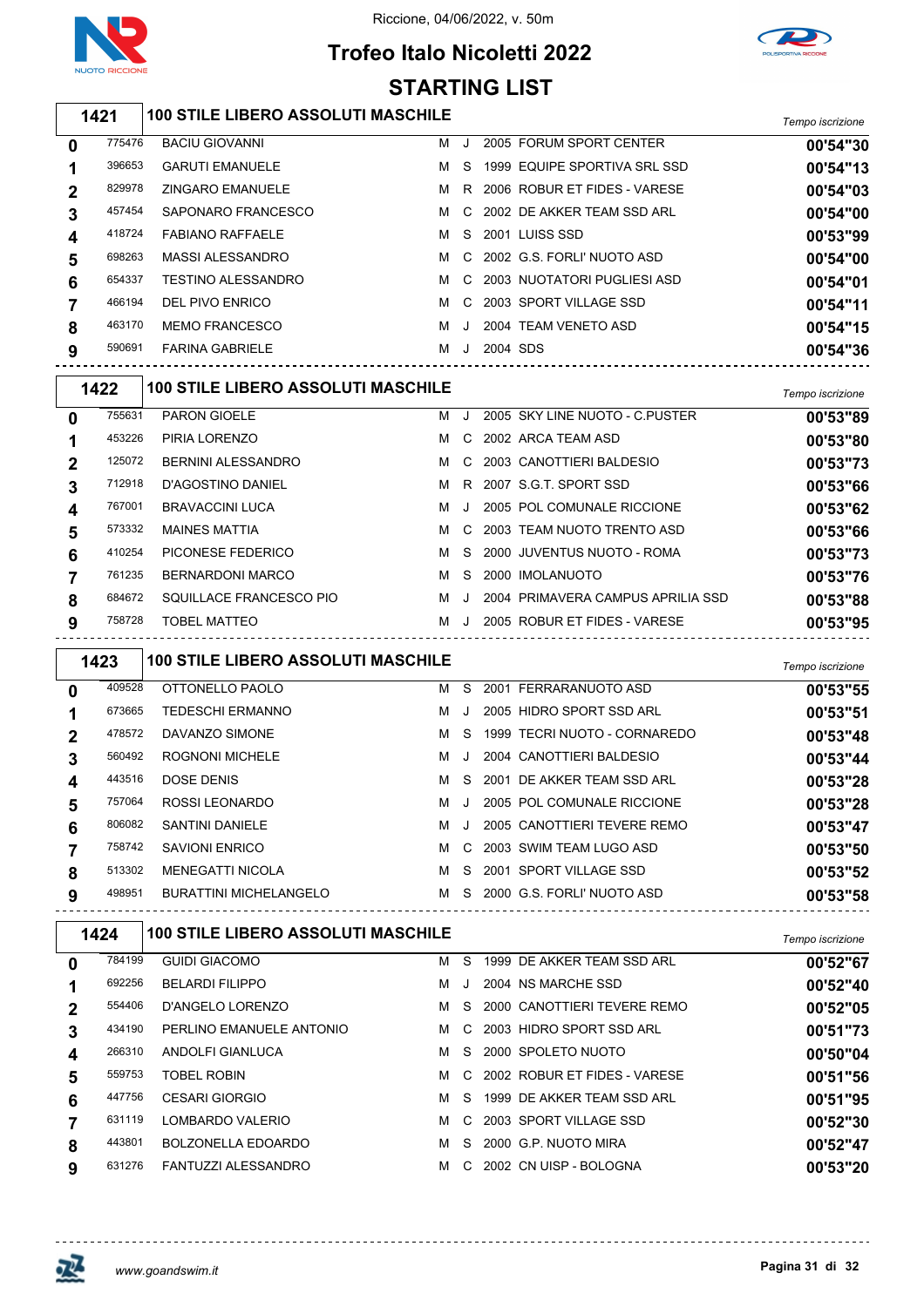Riccione, 04/06/2022, v. 50m

# Trofeo Italo Nicoletti 2022

## STARTING LIST

### 1421 100 STILE LIBERO ASSOLUTI MASCHILE

| Corsia | Tessera | Nome | Sesso | Cat. | Anno | Società | Tempo iscrizione |
|---|---|---|---|---|---|---|---|
| 0 | 775476 | BACIU GIOVANNI | M | J | 2005 | FORUM SPORT CENTER | 00'54"30 |
| 1 | 396653 | GARUTI EMANUELE | M | S | 1999 | EQUIPE SPORTIVA SRL SSD | 00'54"13 |
| 2 | 829978 | ZINGARO EMANUELE | M | R | 2006 | ROBUR ET FIDES - VARESE | 00'54"03 |
| 3 | 457454 | SAPONARO FRANCESCO | M | C | 2002 | DE AKKER TEAM SSD ARL | 00'54"00 |
| 4 | 418724 | FABIANO RAFFAELE | M | S | 2001 | LUISS SSD | 00'53"99 |
| 5 | 698263 | MASSI ALESSANDRO | M | C | 2002 | G.S. FORLI' NUOTO ASD | 00'54"00 |
| 6 | 654337 | TESTINO ALESSANDRO | M | C | 2003 | NUOTATORI PUGLIESI ASD | 00'54"01 |
| 7 | 466194 | DEL PIVO ENRICO | M | C | 2003 | SPORT VILLAGE SSD | 00'54"11 |
| 8 | 463170 | MEMO FRANCESCO | M | J | 2004 | TEAM VENETO ASD | 00'54"15 |
| 9 | 590691 | FARINA GABRIELE | M | J | 2004 | SDS | 00'54"36 |

### 1422 100 STILE LIBERO ASSOLUTI MASCHILE

| Corsia | Tessera | Nome | Sesso | Cat. | Anno | Società | Tempo iscrizione |
|---|---|---|---|---|---|---|---|
| 0 | 755631 | PARON GIOELE | M | J | 2005 | SKY LINE NUOTO - C.PUSTER | 00'53"89 |
| 1 | 453226 | PIRIA LORENZO | M | C | 2002 | ARCA TEAM ASD | 00'53"80 |
| 2 | 125072 | BERNINI ALESSANDRO | M | C | 2003 | CANOTTIERI BALDESIO | 00'53"73 |
| 3 | 712918 | D'AGOSTINO DANIEL | M | R | 2007 | S.G.T. SPORT SSD | 00'53"66 |
| 4 | 767001 | BRAVACCINI LUCA | M | J | 2005 | POL COMUNALE RICCIONE | 00'53"62 |
| 5 | 573332 | MAINES MATTIA | M | C | 2003 | TEAM NUOTO TRENTO ASD | 00'53"66 |
| 6 | 410254 | PICONESE FEDERICO | M | S | 2000 | JUVENTUS NUOTO - ROMA | 00'53"73 |
| 7 | 761235 | BERNARDONI MARCO | M | S | 2000 | IMOLANUOTO | 00'53"76 |
| 8 | 684672 | SQUILLACE FRANCESCO PIO | M | J | 2004 | PRIMAVERA CAMPUS APRILIA SSD | 00'53"88 |
| 9 | 758728 | TOBEL MATTEO | M | J | 2005 | ROBUR ET FIDES - VARESE | 00'53"95 |

### 1423 100 STILE LIBERO ASSOLUTI MASCHILE

| Corsia | Tessera | Nome | Sesso | Cat. | Anno | Società | Tempo iscrizione |
|---|---|---|---|---|---|---|---|
| 0 | 409528 | OTTONELLO PAOLO | M | S | 2001 | FERRARANUOTO ASD | 00'53"55 |
| 1 | 673665 | TEDESCHI ERMANNO | M | J | 2005 | HIDRO SPORT SSD ARL | 00'53"51 |
| 2 | 478572 | DAVANZO SIMONE | M | S | 1999 | TECRI NUOTO - CORNAREDO | 00'53"48 |
| 3 | 560492 | ROGNONI MICHELE | M | J | 2004 | CANOTTIERI BALDESIO | 00'53"44 |
| 4 | 443516 | DOSE DENIS | M | S | 2001 | DE AKKER TEAM SSD ARL | 00'53"28 |
| 5 | 757064 | ROSSI LEONARDO | M | J | 2005 | POL COMUNALE RICCIONE | 00'53"28 |
| 6 | 806082 | SANTINI DANIELE | M | J | 2005 | CANOTTIERI TEVERE REMO | 00'53"47 |
| 7 | 758742 | SAVIONI ENRICO | M | C | 2003 | SWIM TEAM LUGO ASD | 00'53"50 |
| 8 | 513302 | MENEGATTI NICOLA | M | S | 2001 | SPORT VILLAGE SSD | 00'53"52 |
| 9 | 498951 | BURATTINI MICHELANGELO | M | S | 2000 | G.S. FORLI' NUOTO ASD | 00'53"58 |

### 1424 100 STILE LIBERO ASSOLUTI MASCHILE

| Corsia | Tessera | Nome | Sesso | Cat. | Anno | Società | Tempo iscrizione |
|---|---|---|---|---|---|---|---|
| 0 | 784199 | GUIDI GIACOMO | M | S | 1999 | DE AKKER TEAM SSD ARL | 00'52"67 |
| 1 | 692256 | BELARDI FILIPPO | M | J | 2004 | NS MARCHE SSD | 00'52"40 |
| 2 | 554406 | D'ANGELO LORENZO | M | S | 2000 | CANOTTIERI TEVERE REMO | 00'52"05 |
| 3 | 434190 | PERLINO EMANUELE ANTONIO | M | C | 2003 | HIDRO SPORT SSD ARL | 00'51"73 |
| 4 | 266310 | ANDOLFI GIANLUCA | M | S | 2000 | SPOLETO NUOTO | 00'50"04 |
| 5 | 559753 | TOBEL ROBIN | M | C | 2002 | ROBUR ET FIDES - VARESE | 00'51"56 |
| 6 | 447756 | CESARI GIORGIO | M | S | 1999 | DE AKKER TEAM SSD ARL | 00'51"95 |
| 7 | 631119 | LOMBARDO VALERIO | M | C | 2003 | SPORT VILLAGE SSD | 00'52"30 |
| 8 | 443801 | BOLZONELLA EDOARDO | M | S | 2000 | G.P. NUOTO MIRA | 00'52"47 |
| 9 | 631276 | FANTUZZI ALESSANDRO | M | C | 2002 | CN UISP - BOLOGNA | 00'53"20 |

www.goandswim.it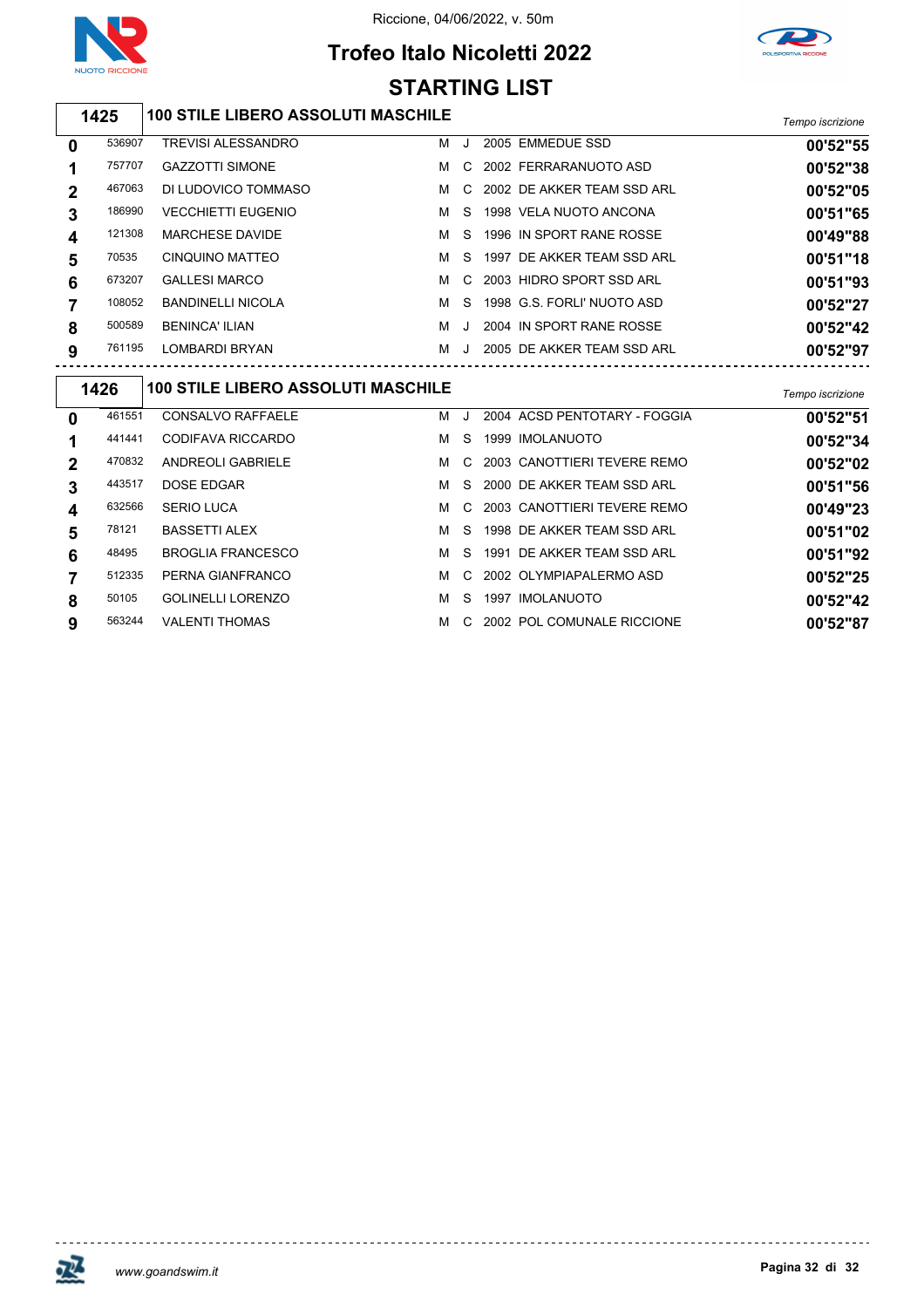Riccione, 04/06/2022, v. 50m

# Trofeo Italo Nicoletti 2022

## STARTING LIST

### 1425 100 STILE LIBERO ASSOLUTI MASCHILE

| Corsia | Tessera | Nome | Sesso | Cat. | Anno | Società | Tempo iscrizione |
|---|---|---|---|---|---|---|---|
| 0 | 536907 | TREVISI ALESSANDRO | M | J | 2005 | EMMEDUE SSD | 00'52"55 |
| 1 | 757707 | GAZZOTTI SIMONE | M | C | 2002 | FERRARANUOTO ASD | 00'52"38 |
| 2 | 467063 | DI LUDOVICO TOMMASO | M | C | 2002 | DE AKKER TEAM SSD ARL | 00'52"05 |
| 3 | 186990 | VECCHIETTI EUGENIO | M | S | 1998 | VELA NUOTO ANCONA | 00'51"65 |
| 4 | 121308 | MARCHESE DAVIDE | M | S | 1996 | IN SPORT RANE ROSSE | 00'49"88 |
| 5 | 70535 | CINQUINO MATTEO | M | S | 1997 | DE AKKER TEAM SSD ARL | 00'51"18 |
| 6 | 673207 | GALLESI MARCO | M | C | 2003 | HIDRO SPORT SSD ARL | 00'51"93 |
| 7 | 108052 | BANDINELLI NICOLA | M | S | 1998 | G.S. FORLI' NUOTO ASD | 00'52"27 |
| 8 | 500589 | BENINCA' ILIAN | M | J | 2004 | IN SPORT RANE ROSSE | 00'52"42 |
| 9 | 761195 | LOMBARDI BRYAN | M | J | 2005 | DE AKKER TEAM SSD ARL | 00'52"97 |

### 1426 100 STILE LIBERO ASSOLUTI MASCHILE

| Corsia | Tessera | Nome | Sesso | Cat. | Anno | Società | Tempo iscrizione |
|---|---|---|---|---|---|---|---|
| 0 | 461551 | CONSALVO RAFFAELE | M | J | 2004 | ACSD PENTOTARY - FOGGIA | 00'52"51 |
| 1 | 441441 | CODIFAVA RICCARDO | M | S | 1999 | IMOLANUOTO | 00'52"34 |
| 2 | 470832 | ANDREOLI GABRIELE | M | C | 2003 | CANOTTIERI TEVERE REMO | 00'52"02 |
| 3 | 443517 | DOSE EDGAR | M | S | 2000 | DE AKKER TEAM SSD ARL | 00'51"56 |
| 4 | 632566 | SERIO LUCA | M | C | 2003 | CANOTTIERI TEVERE REMO | 00'49"23 |
| 5 | 78121 | BASSETTI ALEX | M | S | 1998 | DE AKKER TEAM SSD ARL | 00'51"02 |
| 6 | 48495 | BROGLIA FRANCESCO | M | S | 1991 | DE AKKER TEAM SSD ARL | 00'51"92 |
| 7 | 512335 | PERNA GIANFRANCO | M | C | 2002 | OLYMPIAPALERMO ASD | 00'52"25 |
| 8 | 50105 | GOLINELLI LORENZO | M | S | 1997 | IMOLANUOTO | 00'52"42 |
| 9 | 563244 | VALENTI THOMAS | M | C | 2002 | POL COMUNALE RICCIONE | 00'52"87 |

www.goandswim.it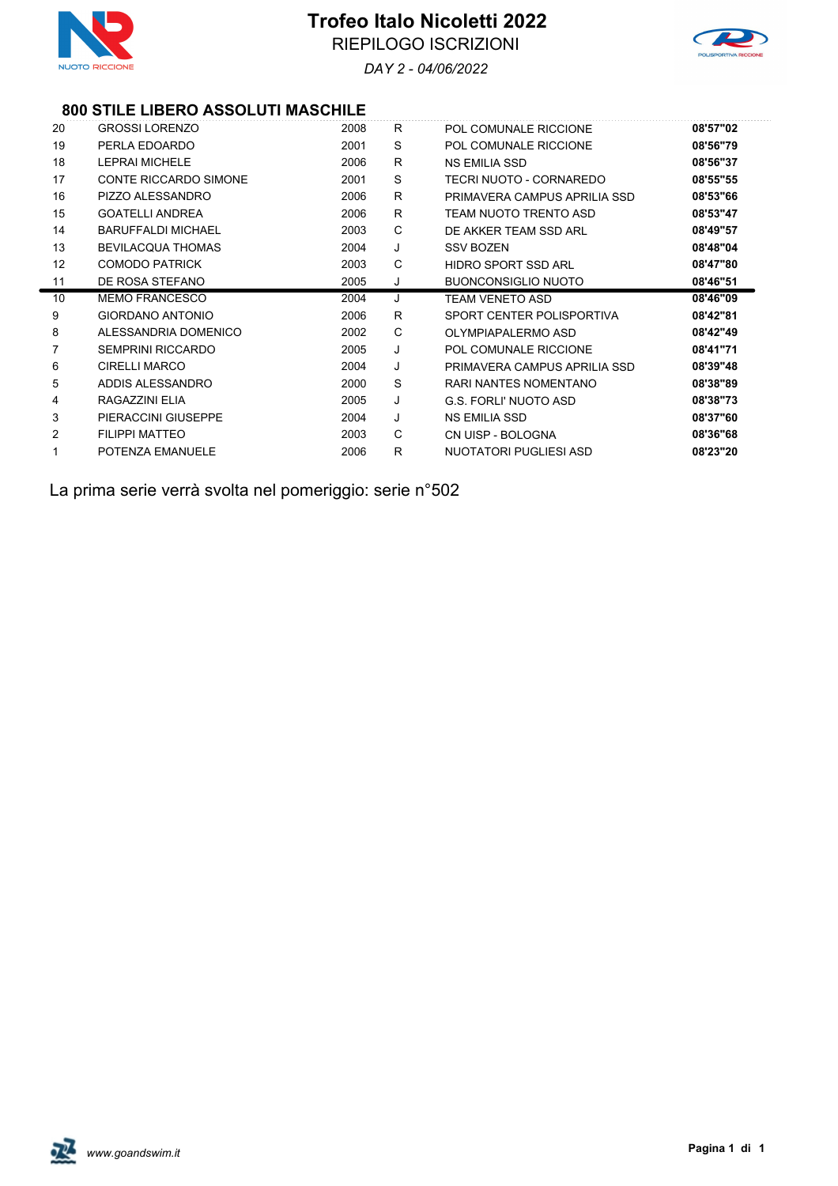# Trofeo Italo Nicoletti 2022

RIEPILOGO ISCRIZIONI

*DAY 2 - 04/06/2022*

### 800 STILE LIBERO ASSOLUTI MASCHILE

| | | | | | |
|---|---|---|---|---|---|
| 20 | GROSSI LORENZO | 2008 | R | POL COMUNALE RICCIONE | **08'57"02** |
| 19 | PERLA EDOARDO | 2001 | S | POL COMUNALE RICCIONE | **08'56"79** |
| 18 | LEPRAI MICHELE | 2006 | R | NS EMILIA SSD | **08'56"37** |
| 17 | CONTE RICCARDO SIMONE | 2001 | S | TECRI NUOTO - CORNAREDO | **08'55"55** |
| 16 | PIZZO ALESSANDRO | 2006 | R | PRIMAVERA CAMPUS APRILIA SSD | **08'53"66** |
| 15 | GOATELLI ANDREA | 2006 | R | TEAM NUOTO TRENTO ASD | **08'53"47** |
| 14 | BARUFFALDI MICHAEL | 2003 | C | DE AKKER TEAM SSD ARL | **08'49"57** |
| 13 | BEVILACQUA THOMAS | 2004 | J | SSV BOZEN | **08'48"04** |
| 12 | COMODO PATRICK | 2003 | C | HIDRO SPORT SSD ARL | **08'47"80** |
| 11 | DE ROSA STEFANO | 2005 | J | BUONCONSIGLIO NUOTO | **08'46"51** |
| 10 | MEMO FRANCESCO | 2004 | J | TEAM VENETO ASD | **08'46"09** |
| 9 | GIORDANO ANTONIO | 2006 | R | SPORT CENTER POLISPORTIVA | **08'42"81** |
| 8 | ALESSANDRIA DOMENICO | 2002 | C | OLYMPIAPALERMO ASD | **08'42"49** |
| 7 | SEMPRINI RICCARDO | 2005 | J | POL COMUNALE RICCIONE | **08'41"71** |
| 6 | CIRELLI MARCO | 2004 | J | PRIMAVERA CAMPUS APRILIA SSD | **08'39"48** |
| 5 | ADDIS ALESSANDRO | 2000 | S | RARI NANTES NOMENTANO | **08'38"89** |
| 4 | RAGAZZINI ELIA | 2005 | J | G.S. FORLI' NUOTO ASD | **08'38"73** |
| 3 | PIERACCINI GIUSEPPE | 2004 | J | NS EMILIA SSD | **08'37"60** |
| 2 | FILIPPI MATTEO | 2003 | C | CN UISP - BOLOGNA | **08'36"68** |
| 1 | POTENZA EMANUELE | 2006 | R | NUOTATORI PUGLIESI ASD | **08'23"20** |

La prima serie verrà svolta nel pomeriggio: serie n°502

*www.goandswim.it*